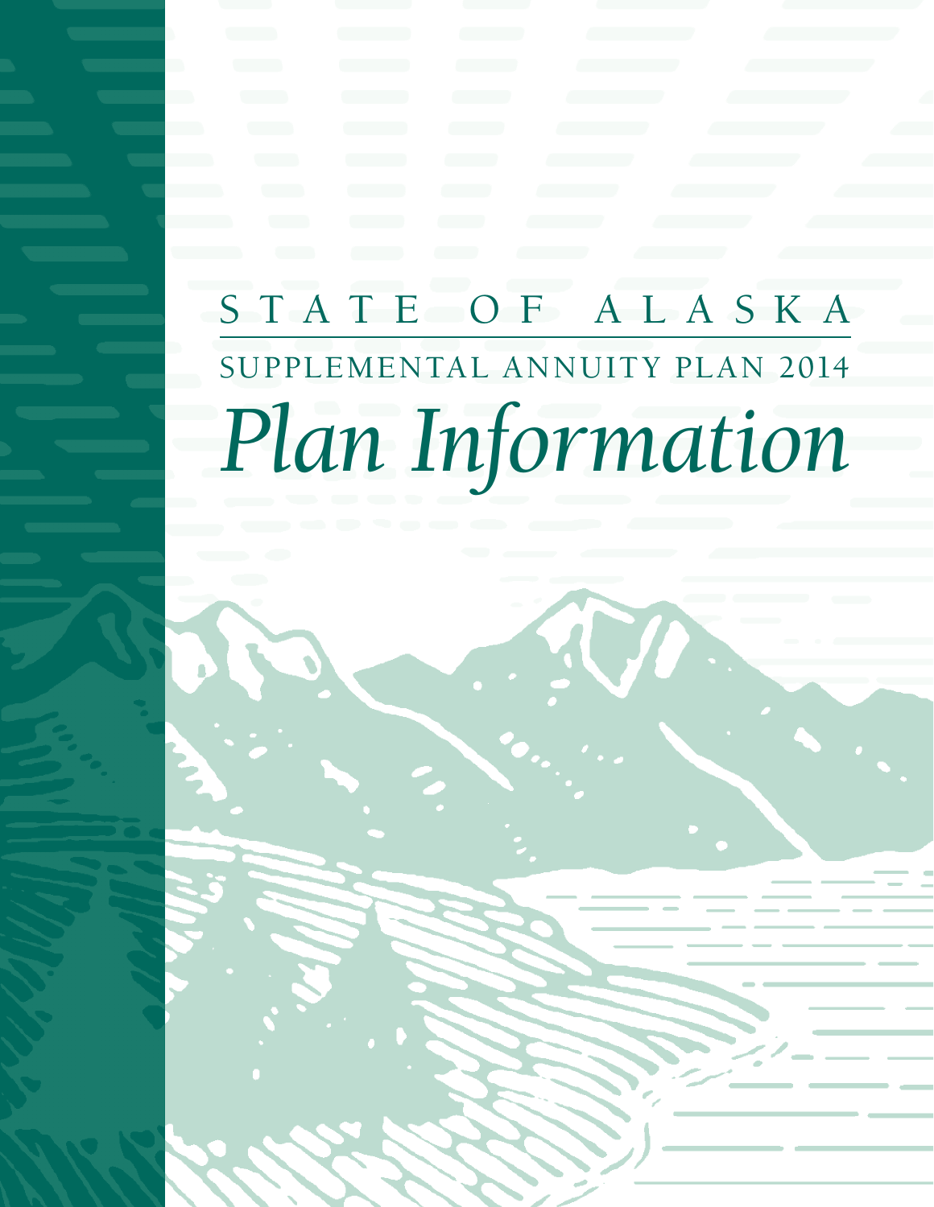STATE OF ALASKA

SUPPLEMENTAL ANNUITY PLAN 2014

# *Plan Information*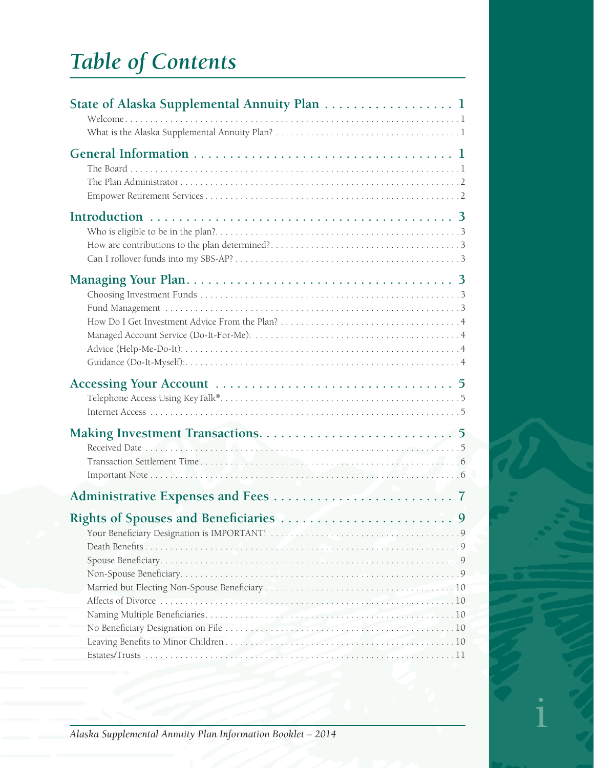# Table of Contents

| | |
|---|---|
| **State of Alaska Supplemental Annuity Plan** | **1** |
| Welcome | 1 |
| What is the Alaska Supplemental Annuity Plan? | 1 |
| **General Information** | **1** |
| The Board | 1 |
| The Plan Administrator | 2 |
| Empower Retirement Services | 2 |
| **Introduction** | **3** |
| Who is eligible to be in the plan? | 3 |
| How are contributions to the plan determined? | 3 |
| Can I rollover funds into my SBS-AP? | 3 |
| **Managing Your Plan** | **3** |
| Choosing Investment Funds | 3 |
| Fund Management | 3 |
| How Do I Get Investment Advice From the Plan? | 4 |
| Managed Account Service (Do-It-For-Me): | 4 |
| Advice (Help-Me-Do-It): | 4 |
| Guidance (Do-It-Myself): | 4 |
| **Accessing Your Account** | **5** |
| Telephone Access Using KeyTalk® | 5 |
| Internet Access | 5 |
| **Making Investment Transactions** | **5** |
| Received Date | 5 |
| Transaction Settlement Time | 6 |
| Important Note | 6 |
| **Administrative Expenses and Fees** | **7** |
| **Rights of Spouses and Beneficiaries** | **9** |
| Your Beneficiary Designation is IMPORTANT! | 9 |
| Death Benefits | 9 |
| Spouse Beneficiary | 9 |
| Non-Spouse Beneficiary | 9 |
| Married but Electing Non-Spouse Beneficiary | 10 |
| Affects of Divorce | 10 |
| Naming Multiple Beneficiaries | 10 |
| No Beneficiary Designation on File | 10 |
| Leaving Benefits to Minor Children | 10 |
| Estates/Trusts | 11 |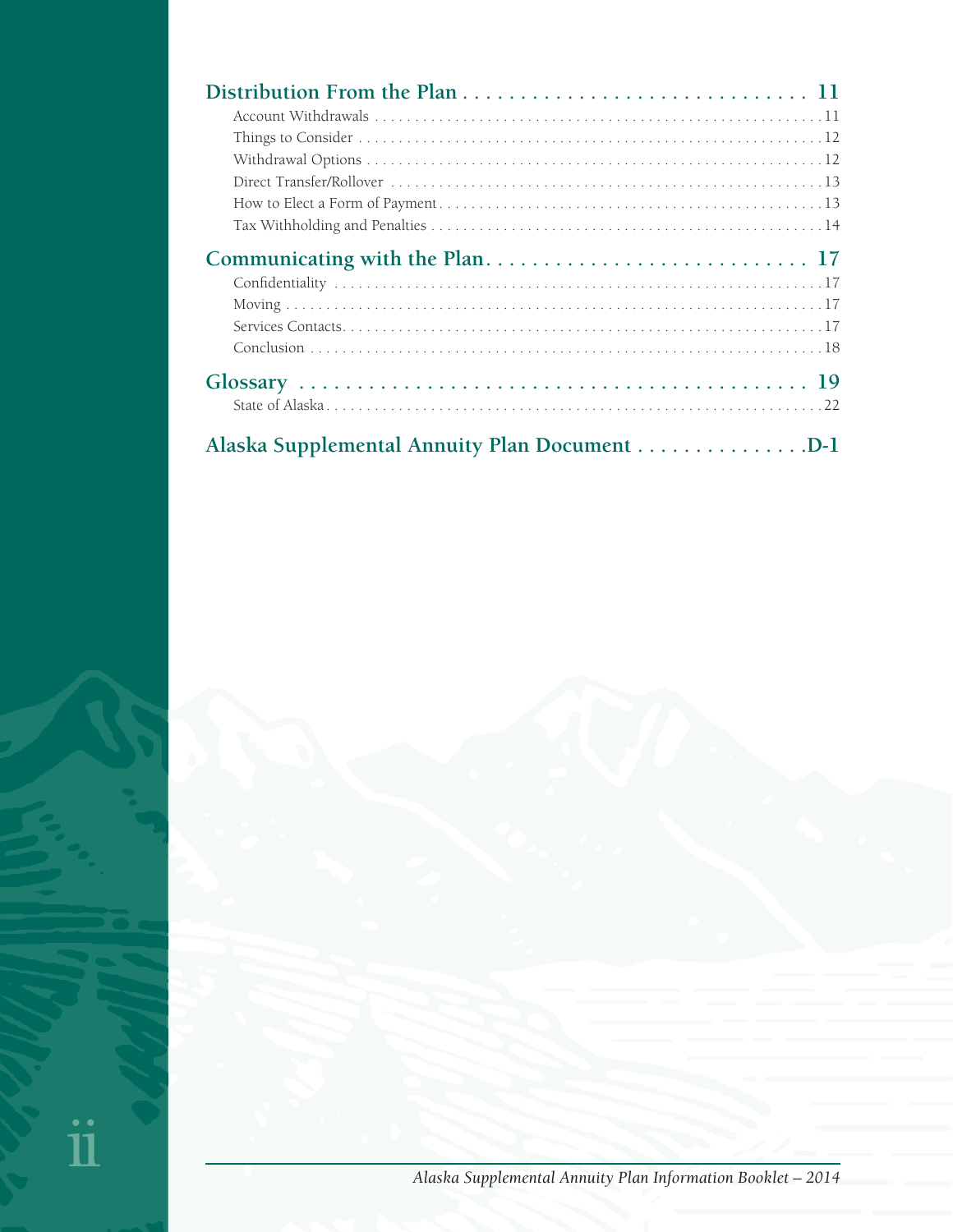**Distribution From the Plan** . . . . . . . . . . . . . . . . . . . . . . . . . . . . . 11

Account Withdrawals . . . . . . . . . . . . . . . . . . . . . . . . . . . . . . . . . . . . . . . . . . . . . . . . . . . . . . . . 11

Things to Consider . . . . . . . . . . . . . . . . . . . . . . . . . . . . . . . . . . . . . . . . . . . . . . . . . . . . . . . . . . 12

Withdrawal Options . . . . . . . . . . . . . . . . . . . . . . . . . . . . . . . . . . . . . . . . . . . . . . . . . . . . . . . . . 12

Direct Transfer/Rollover . . . . . . . . . . . . . . . . . . . . . . . . . . . . . . . . . . . . . . . . . . . . . . . . . . . . . 13

How to Elect a Form of Payment . . . . . . . . . . . . . . . . . . . . . . . . . . . . . . . . . . . . . . . . . . . . . . 13

Tax Withholding and Penalties . . . . . . . . . . . . . . . . . . . . . . . . . . . . . . . . . . . . . . . . . . . . . . . . 14

**Communicating with the Plan** . . . . . . . . . . . . . . . . . . . . . . . . . . . 17

Confidentiality . . . . . . . . . . . . . . . . . . . . . . . . . . . . . . . . . . . . . . . . . . . . . . . . . . . . . . . . . . . . . 17

Moving . . . . . . . . . . . . . . . . . . . . . . . . . . . . . . . . . . . . . . . . . . . . . . . . . . . . . . . . . . . . . . . . . . . 17

Services Contacts . . . . . . . . . . . . . . . . . . . . . . . . . . . . . . . . . . . . . . . . . . . . . . . . . . . . . . . . . . . 17

Conclusion . . . . . . . . . . . . . . . . . . . . . . . . . . . . . . . . . . . . . . . . . . . . . . . . . . . . . . . . . . . . . . . . 18

**Glossary** . . . . . . . . . . . . . . . . . . . . . . . . . . . . . . . . . . . . . . . . . . . . 19

State of Alaska . . . . . . . . . . . . . . . . . . . . . . . . . . . . . . . . . . . . . . . . . . . . . . . . . . . . . . . . . . . . . 22

**Alaska Supplemental Annuity Plan Document** . . . . . . . . . . . . . . D-1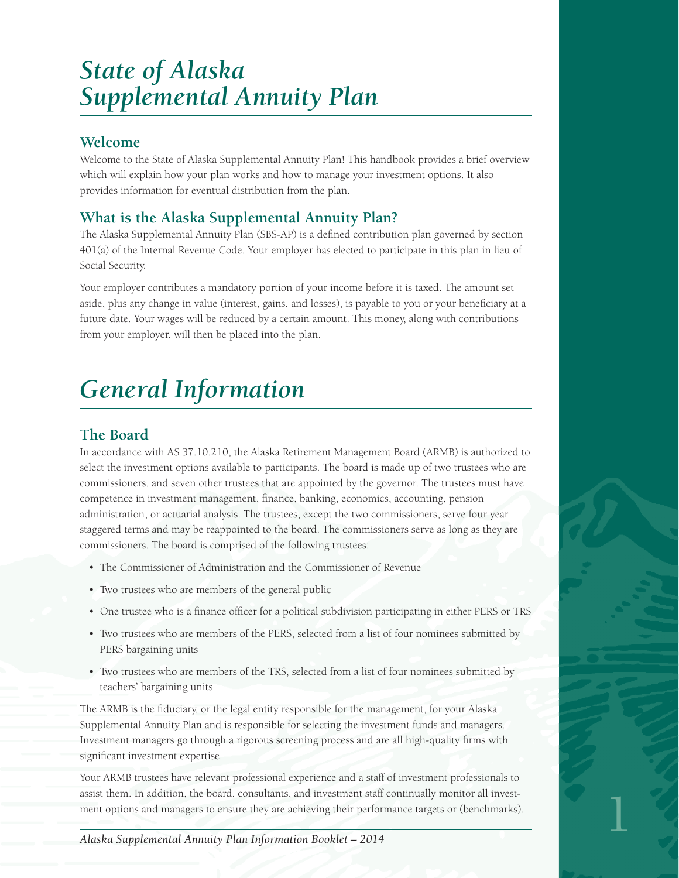# State of Alaska Supplemental Annuity Plan

## Welcome

Welcome to the State of Alaska Supplemental Annuity Plan! This handbook provides a brief overview which will explain how your plan works and how to manage your investment options. It also provides information for eventual distribution from the plan.

## What is the Alaska Supplemental Annuity Plan?

The Alaska Supplemental Annuity Plan (SBS-AP) is a defined contribution plan governed by section 401(a) of the Internal Revenue Code. Your employer has elected to participate in this plan in lieu of Social Security.

Your employer contributes a mandatory portion of your income before it is taxed. The amount set aside, plus any change in value (interest, gains, and losses), is payable to you or your beneficiary at a future date. Your wages will be reduced by a certain amount. This money, along with contributions from your employer, will then be placed into the plan.

# General Information

## The Board

In accordance with AS 37.10.210, the Alaska Retirement Management Board (ARMB) is authorized to select the investment options available to participants. The board is made up of two trustees who are commissioners, and seven other trustees that are appointed by the governor. The trustees must have competence in investment management, finance, banking, economics, accounting, pension administration, or actuarial analysis. The trustees, except the two commissioners, serve four year staggered terms and may be reappointed to the board. The commissioners serve as long as they are commissioners. The board is comprised of the following trustees:

- The Commissioner of Administration and the Commissioner of Revenue
- Two trustees who are members of the general public
- One trustee who is a finance officer for a political subdivision participating in either PERS or TRS
- Two trustees who are members of the PERS, selected from a list of four nominees submitted by PERS bargaining units
- Two trustees who are members of the TRS, selected from a list of four nominees submitted by teachers' bargaining units

The ARMB is the fiduciary, or the legal entity responsible for the management, for your Alaska Supplemental Annuity Plan and is responsible for selecting the investment funds and managers. Investment managers go through a rigorous screening process and are all high-quality firms with significant investment expertise.

Your ARMB trustees have relevant professional experience and a staff of investment professionals to assist them. In addition, the board, consultants, and investment staff continually monitor all investment options and managers to ensure they are achieving their performance targets or (benchmarks).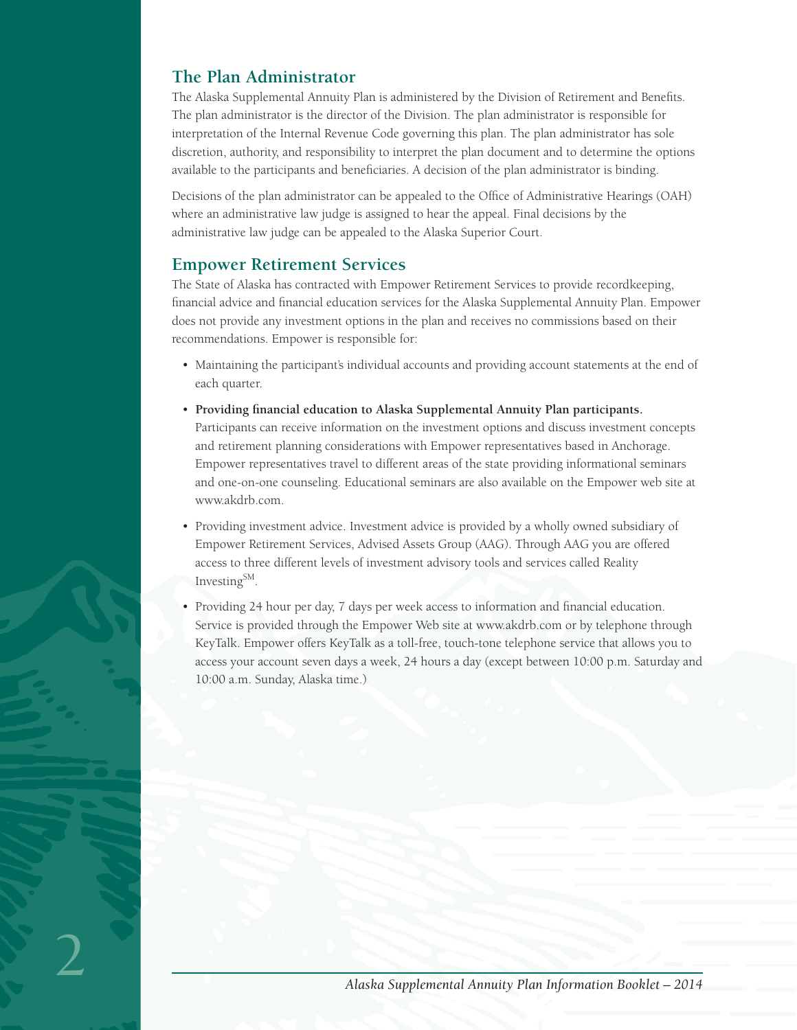## The Plan Administrator

The Alaska Supplemental Annuity Plan is administered by the Division of Retirement and Benefits. The plan administrator is the director of the Division. The plan administrator is responsible for interpretation of the Internal Revenue Code governing this plan. The plan administrator has sole discretion, authority, and responsibility to interpret the plan document and to determine the options available to the participants and beneficiaries. A decision of the plan administrator is binding.

Decisions of the plan administrator can be appealed to the Office of Administrative Hearings (OAH) where an administrative law judge is assigned to hear the appeal. Final decisions by the administrative law judge can be appealed to the Alaska Superior Court.

## Empower Retirement Services

The State of Alaska has contracted with Empower Retirement Services to provide recordkeeping, financial advice and financial education services for the Alaska Supplemental Annuity Plan. Empower does not provide any investment options in the plan and receives no commissions based on their recommendations. Empower is responsible for:

- Maintaining the participant's individual accounts and providing account statements at the end of each quarter.
- **Providing financial education to Alaska Supplemental Annuity Plan participants.** Participants can receive information on the investment options and discuss investment concepts and retirement planning considerations with Empower representatives based in Anchorage. Empower representatives travel to different areas of the state providing informational seminars and one-on-one counseling. Educational seminars are also available on the Empower web site at www.akdrb.com.
- Providing investment advice. Investment advice is provided by a wholly owned subsidiary of Empower Retirement Services, Advised Assets Group (AAG). Through AAG you are offered access to three different levels of investment advisory tools and services called Reality Investing℠.
- Providing 24 hour per day, 7 days per week access to information and financial education. Service is provided through the Empower Web site at www.akdrb.com or by telephone through KeyTalk. Empower offers KeyTalk as a toll-free, touch-tone telephone service that allows you to access your account seven days a week, 24 hours a day (except between 10:00 p.m. Saturday and 10:00 a.m. Sunday, Alaska time.)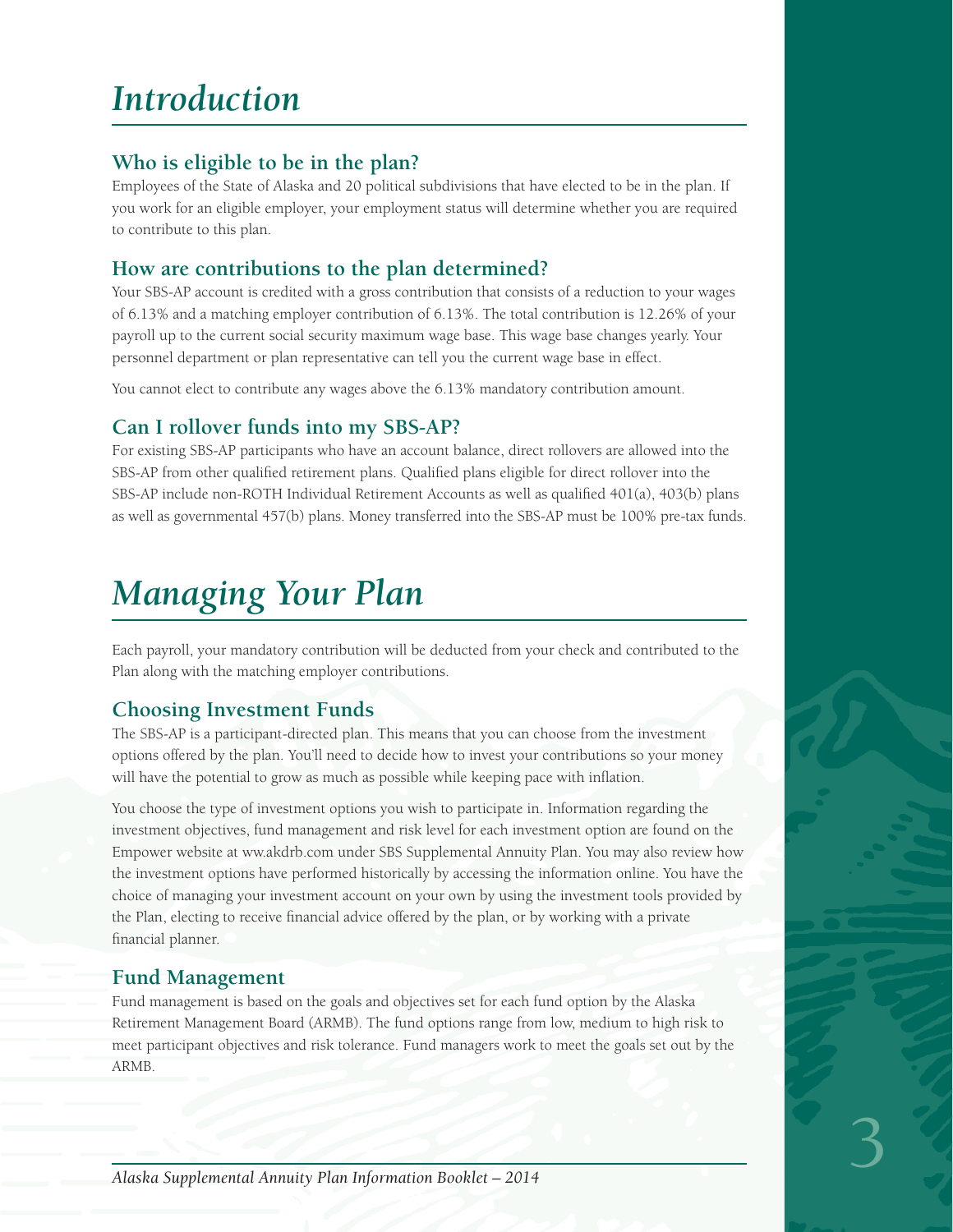# Introduction

## Who is eligible to be in the plan?

Employees of the State of Alaska and 20 political subdivisions that have elected to be in the plan. If you work for an eligible employer, your employment status will determine whether you are required to contribute to this plan.

## How are contributions to the plan determined?

Your SBS-AP account is credited with a gross contribution that consists of a reduction to your wages of 6.13% and a matching employer contribution of 6.13%. The total contribution is 12.26% of your payroll up to the current social security maximum wage base. This wage base changes yearly. Your personnel department or plan representative can tell you the current wage base in effect.

You cannot elect to contribute any wages above the 6.13% mandatory contribution amount.

## Can I rollover funds into my SBS-AP?

For existing SBS-AP participants who have an account balance, direct rollovers are allowed into the SBS-AP from other qualified retirement plans. Qualified plans eligible for direct rollover into the SBS-AP include non-ROTH Individual Retirement Accounts as well as qualified 401(a), 403(b) plans as well as governmental 457(b) plans. Money transferred into the SBS-AP must be 100% pre-tax funds.

# Managing Your Plan

Each payroll, your mandatory contribution will be deducted from your check and contributed to the Plan along with the matching employer contributions.

## Choosing Investment Funds

The SBS-AP is a participant-directed plan. This means that you can choose from the investment options offered by the plan. You'll need to decide how to invest your contributions so your money will have the potential to grow as much as possible while keeping pace with inflation.

You choose the type of investment options you wish to participate in. Information regarding the investment objectives, fund management and risk level for each investment option are found on the Empower website at ww.akdrb.com under SBS Supplemental Annuity Plan. You may also review how the investment options have performed historically by accessing the information online. You have the choice of managing your investment account on your own by using the investment tools provided by the Plan, electing to receive financial advice offered by the plan, or by working with a private financial planner.

## Fund Management

Fund management is based on the goals and objectives set for each fund option by the Alaska Retirement Management Board (ARMB). The fund options range from low, medium to high risk to meet participant objectives and risk tolerance. Fund managers work to meet the goals set out by the ARMB.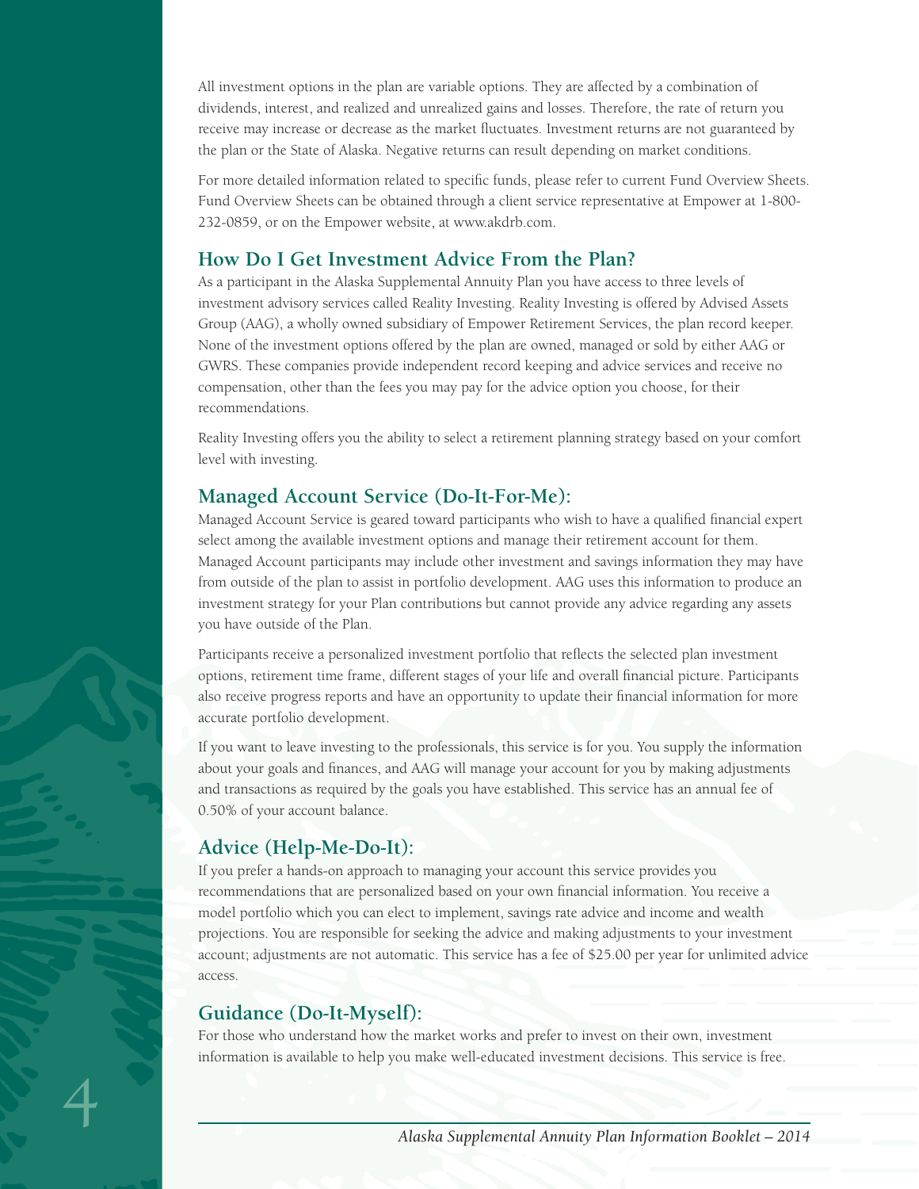All investment options in the plan are variable options. They are affected by a combination of dividends, interest, and realized and unrealized gains and losses. Therefore, the rate of return you receive may increase or decrease as the market fluctuates. Investment returns are not guaranteed by the plan or the State of Alaska. Negative returns can result depending on market conditions.

For more detailed information related to specific funds, please refer to current Fund Overview Sheets. Fund Overview Sheets can be obtained through a client service representative at Empower at 1-800-232-0859, or on the Empower website, at www.akdrb.com.

## How Do I Get Investment Advice From the Plan?

As a participant in the Alaska Supplemental Annuity Plan you have access to three levels of investment advisory services called Reality Investing. Reality Investing is offered by Advised Assets Group (AAG), a wholly owned subsidiary of Empower Retirement Services, the plan record keeper. None of the investment options offered by the plan are owned, managed or sold by either AAG or GWRS. These companies provide independent record keeping and advice services and receive no compensation, other than the fees you may pay for the advice option you choose, for their recommendations.

Reality Investing offers you the ability to select a retirement planning strategy based on your comfort level with investing.

## Managed Account Service (Do-It-For-Me):

Managed Account Service is geared toward participants who wish to have a qualified financial expert select among the available investment options and manage their retirement account for them. Managed Account participants may include other investment and savings information they may have from outside of the plan to assist in portfolio development. AAG uses this information to produce an investment strategy for your Plan contributions but cannot provide any advice regarding any assets you have outside of the Plan.

Participants receive a personalized investment portfolio that reflects the selected plan investment options, retirement time frame, different stages of your life and overall financial picture. Participants also receive progress reports and have an opportunity to update their financial information for more accurate portfolio development.

If you want to leave investing to the professionals, this service is for you. You supply the information about your goals and finances, and AAG will manage your account for you by making adjustments and transactions as required by the goals you have established. This service has an annual fee of 0.50% of your account balance.

## Advice (Help-Me-Do-It):

If you prefer a hands-on approach to managing your account this service provides you recommendations that are personalized based on your own financial information. You receive a model portfolio which you can elect to implement, savings rate advice and income and wealth projections. You are responsible for seeking the advice and making adjustments to your investment account; adjustments are not automatic. This service has a fee of $25.00 per year for unlimited advice access.

## Guidance (Do-It-Myself):

For those who understand how the market works and prefer to invest on their own, investment information is available to help you make well-educated investment decisions. This service is free.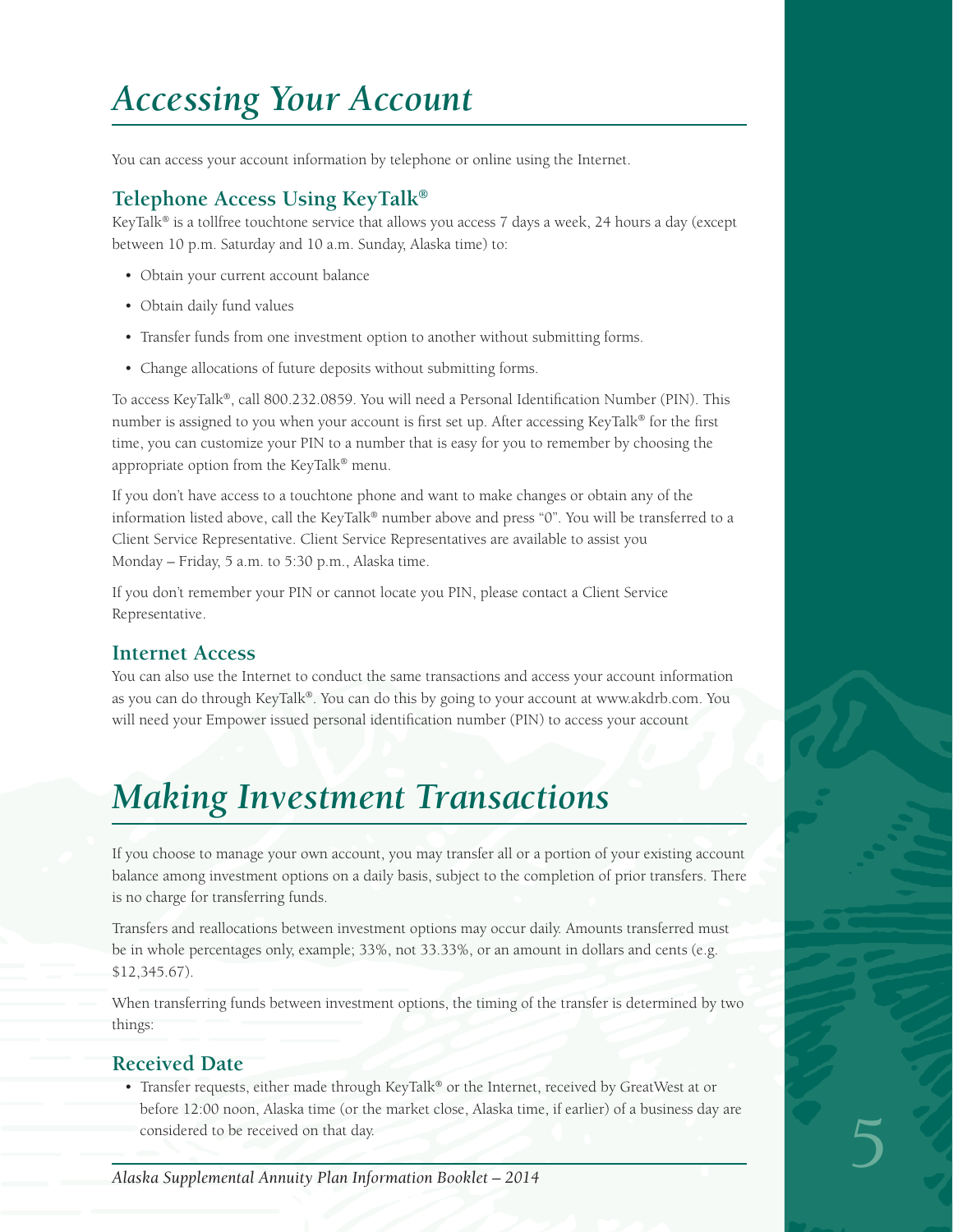# Accessing Your Account

You can access your account information by telephone or online using the Internet.

## Telephone Access Using KeyTalk®

KeyTalk® is a tollfree touchtone service that allows you access 7 days a week, 24 hours a day (except between 10 p.m. Saturday and 10 a.m. Sunday, Alaska time) to:

- Obtain your current account balance
- Obtain daily fund values
- Transfer funds from one investment option to another without submitting forms.
- Change allocations of future deposits without submitting forms.

To access KeyTalk®, call 800.232.0859. You will need a Personal Identification Number (PIN). This number is assigned to you when your account is first set up. After accessing KeyTalk® for the first time, you can customize your PIN to a number that is easy for you to remember by choosing the appropriate option from the KeyTalk® menu.

If you don't have access to a touchtone phone and want to make changes or obtain any of the information listed above, call the KeyTalk® number above and press "0". You will be transferred to a Client Service Representative. Client Service Representatives are available to assist you Monday – Friday, 5 a.m. to 5:30 p.m., Alaska time.

If you don't remember your PIN or cannot locate you PIN, please contact a Client Service Representative.

## Internet Access

You can also use the Internet to conduct the same transactions and access your account information as you can do through KeyTalk®. You can do this by going to your account at www.akdrb.com. You will need your Empower issued personal identification number (PIN) to access your account

# Making Investment Transactions

If you choose to manage your own account, you may transfer all or a portion of your existing account balance among investment options on a daily basis, subject to the completion of prior transfers. There is no charge for transferring funds.

Transfers and reallocations between investment options may occur daily. Amounts transferred must be in whole percentages only, example; 33%, not 33.33%, or an amount in dollars and cents (e.g. $12,345.67).

When transferring funds between investment options, the timing of the transfer is determined by two things:

## Received Date

- Transfer requests, either made through KeyTalk® or the Internet, received by GreatWest at or before 12:00 noon, Alaska time (or the market close, Alaska time, if earlier) of a business day are considered to be received on that day.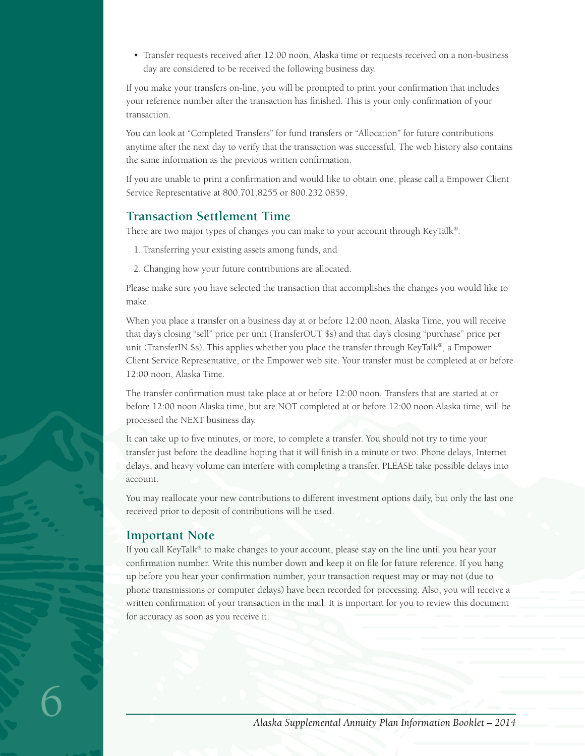- Transfer requests received after 12:00 noon, Alaska time or requests received on a non-business day are considered to be received the following business day.

If you make your transfers on-line, you will be prompted to print your confirmation that includes your reference number after the transaction has finished. This is your only confirmation of your transaction.

You can look at "Completed Transfers" for fund transfers or "Allocation" for future contributions anytime after the next day to verify that the transaction was successful. The web history also contains the same information as the previous written confirmation.

If you are unable to print a confirmation and would like to obtain one, please call a Empower Client Service Representative at 800.701.8255 or 800.232.0859.

## Transaction Settlement Time

There are two major types of changes you can make to your account through KeyTalk®:

1. Transferring your existing assets among funds, and
2. Changing how your future contributions are allocated.

Please make sure you have selected the transaction that accomplishes the changes you would like to make.

When you place a transfer on a business day at or before 12:00 noon, Alaska Time, you will receive that day's closing "sell" price per unit (TransferOUT $s) and that day's closing "purchase" price per unit (TransferIN $s). This applies whether you place the transfer through KeyTalk®, a Empower Client Service Representative, or the Empower web site. Your transfer must be completed at or before 12:00 noon, Alaska Time.

The transfer confirmation must take place at or before 12:00 noon. Transfers that are started at or before 12:00 noon Alaska time, but are NOT completed at or before 12:00 noon Alaska time, will be processed the NEXT business day.

It can take up to five minutes, or more, to complete a transfer. You should not try to time your transfer just before the deadline hoping that it will finish in a minute or two. Phone delays, Internet delays, and heavy volume can interfere with completing a transfer. PLEASE take possible delays into account.

You may reallocate your new contributions to different investment options daily, but only the last one received prior to deposit of contributions will be used.

## Important Note

If you call KeyTalk® to make changes to your account, please stay on the line until you hear your confirmation number. Write this number down and keep it on file for future reference. If you hang up before you hear your confirmation number, your transaction request may or may not (due to phone transmissions or computer delays) have been recorded for processing. Also, you will receive a written confirmation of your transaction in the mail. It is important for you to review this document for accuracy as soon as you receive it.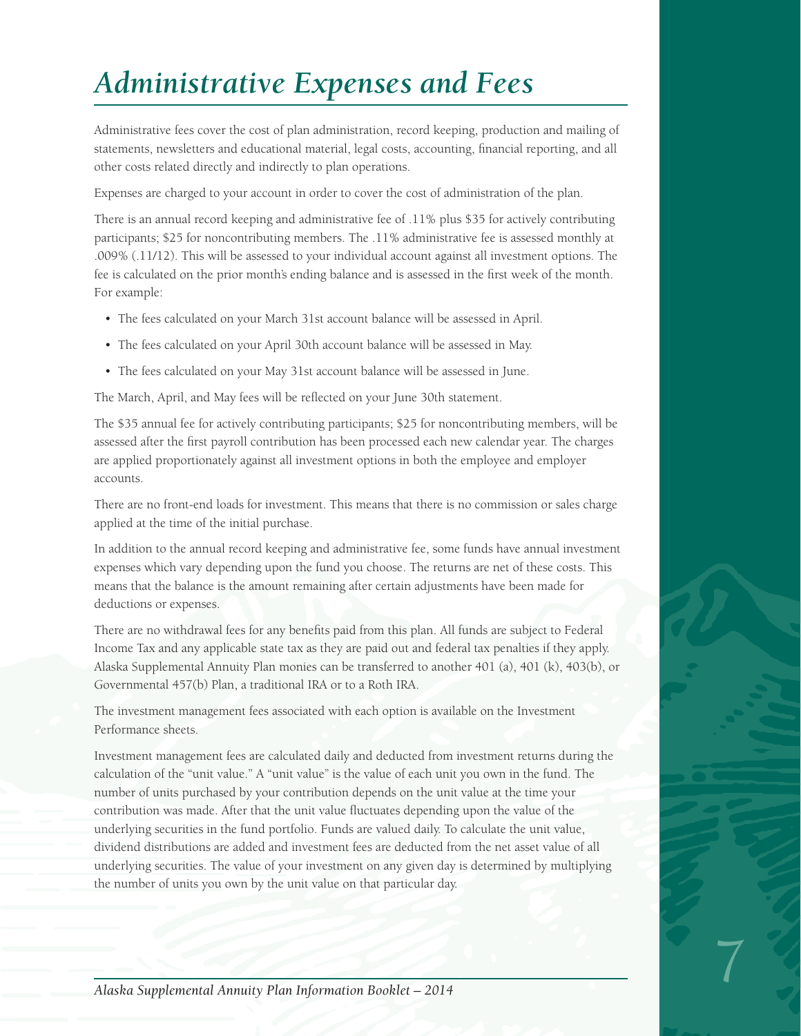# *Administrative Expenses and Fees*

Administrative fees cover the cost of plan administration, record keeping, production and mailing of statements, newsletters and educational material, legal costs, accounting, financial reporting, and all other costs related directly and indirectly to plan operations.

Expenses are charged to your account in order to cover the cost of administration of the plan.

There is an annual record keeping and administrative fee of .11% plus $35 for actively contributing participants; $25 for noncontributing members. The .11% administrative fee is assessed monthly at .009% (.11/12). This will be assessed to your individual account against all investment options. The fee is calculated on the prior month's ending balance and is assessed in the first week of the month. For example:

- The fees calculated on your March 31st account balance will be assessed in April.
- The fees calculated on your April 30th account balance will be assessed in May.
- The fees calculated on your May 31st account balance will be assessed in June.

The March, April, and May fees will be reflected on your June 30th statement.

The $35 annual fee for actively contributing participants; $25 for noncontributing members, will be assessed after the first payroll contribution has been processed each new calendar year. The charges are applied proportionately against all investment options in both the employee and employer accounts.

There are no front-end loads for investment. This means that there is no commission or sales charge applied at the time of the initial purchase.

In addition to the annual record keeping and administrative fee, some funds have annual investment expenses which vary depending upon the fund you choose. The returns are net of these costs. This means that the balance is the amount remaining after certain adjustments have been made for deductions or expenses.

There are no withdrawal fees for any benefits paid from this plan. All funds are subject to Federal Income Tax and any applicable state tax as they are paid out and federal tax penalties if they apply. Alaska Supplemental Annuity Plan monies can be transferred to another 401 (a), 401 (k), 403(b), or Governmental 457(b) Plan, a traditional IRA or to a Roth IRA.

The investment management fees associated with each option is available on the Investment Performance sheets.

Investment management fees are calculated daily and deducted from investment returns during the calculation of the "unit value." A "unit value" is the value of each unit you own in the fund. The number of units purchased by your contribution depends on the unit value at the time your contribution was made. After that the unit value fluctuates depending upon the value of the underlying securities in the fund portfolio. Funds are valued daily. To calculate the unit value, dividend distributions are added and investment fees are deducted from the net asset value of all underlying securities. The value of your investment on any given day is determined by multiplying the number of units you own by the unit value on that particular day.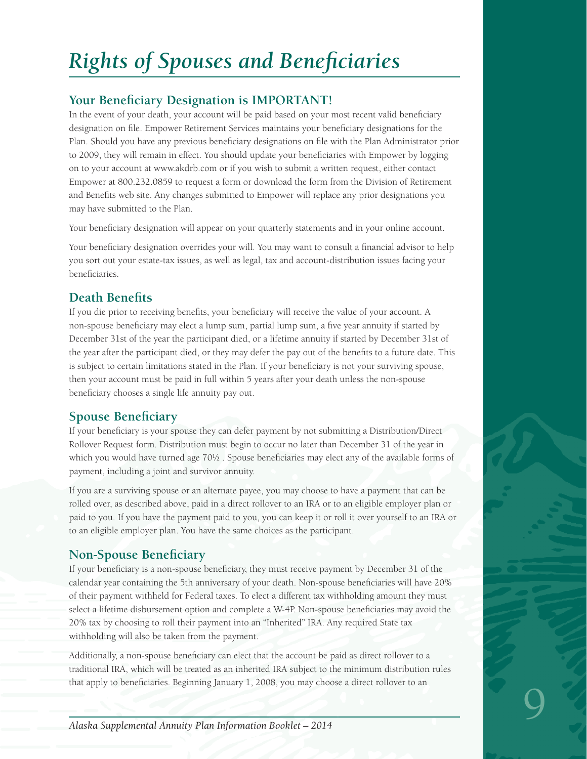# Rights of Spouses and Beneficiaries

## Your Beneficiary Designation is IMPORTANT!

In the event of your death, your account will be paid based on your most recent valid beneficiary designation on file. Empower Retirement Services maintains your beneficiary designations for the Plan. Should you have any previous beneficiary designations on file with the Plan Administrator prior to 2009, they will remain in effect. You should update your beneficiaries with Empower by logging on to your account at www.akdrb.com or if you wish to submit a written request, either contact Empower at 800.232.0859 to request a form or download the form from the Division of Retirement and Benefits web site. Any changes submitted to Empower will replace any prior designations you may have submitted to the Plan.

Your beneficiary designation will appear on your quarterly statements and in your online account.

Your beneficiary designation overrides your will. You may want to consult a financial advisor to help you sort out your estate-tax issues, as well as legal, tax and account-distribution issues facing your beneficiaries.

## Death Benefits

If you die prior to receiving benefits, your beneficiary will receive the value of your account. A non-spouse beneficiary may elect a lump sum, partial lump sum, a five year annuity if started by December 31st of the year the participant died, or a lifetime annuity if started by December 31st of the year after the participant died, or they may defer the pay out of the benefits to a future date. This is subject to certain limitations stated in the Plan. If your beneficiary is not your surviving spouse, then your account must be paid in full within 5 years after your death unless the non-spouse beneficiary chooses a single life annuity pay out.

## Spouse Beneficiary

If your beneficiary is your spouse they can defer payment by not submitting a Distribution/Direct Rollover Request form. Distribution must begin to occur no later than December 31 of the year in which you would have turned age 70½ . Spouse beneficiaries may elect any of the available forms of payment, including a joint and survivor annuity.

If you are a surviving spouse or an alternate payee, you may choose to have a payment that can be rolled over, as described above, paid in a direct rollover to an IRA or to an eligible employer plan or paid to you. If you have the payment paid to you, you can keep it or roll it over yourself to an IRA or to an eligible employer plan. You have the same choices as the participant.

## Non-Spouse Beneficiary

If your beneficiary is a non-spouse beneficiary, they must receive payment by December 31 of the calendar year containing the 5th anniversary of your death. Non-spouse beneficiaries will have 20% of their payment withheld for Federal taxes. To elect a different tax withholding amount they must select a lifetime disbursement option and complete a W-4P. Non-spouse beneficiaries may avoid the 20% tax by choosing to roll their payment into an "Inherited" IRA. Any required State tax withholding will also be taken from the payment.

Additionally, a non-spouse beneficiary can elect that the account be paid as direct rollover to a traditional IRA, which will be treated as an inherited IRA subject to the minimum distribution rules that apply to beneficiaries. Beginning January 1, 2008, you may choose a direct rollover to an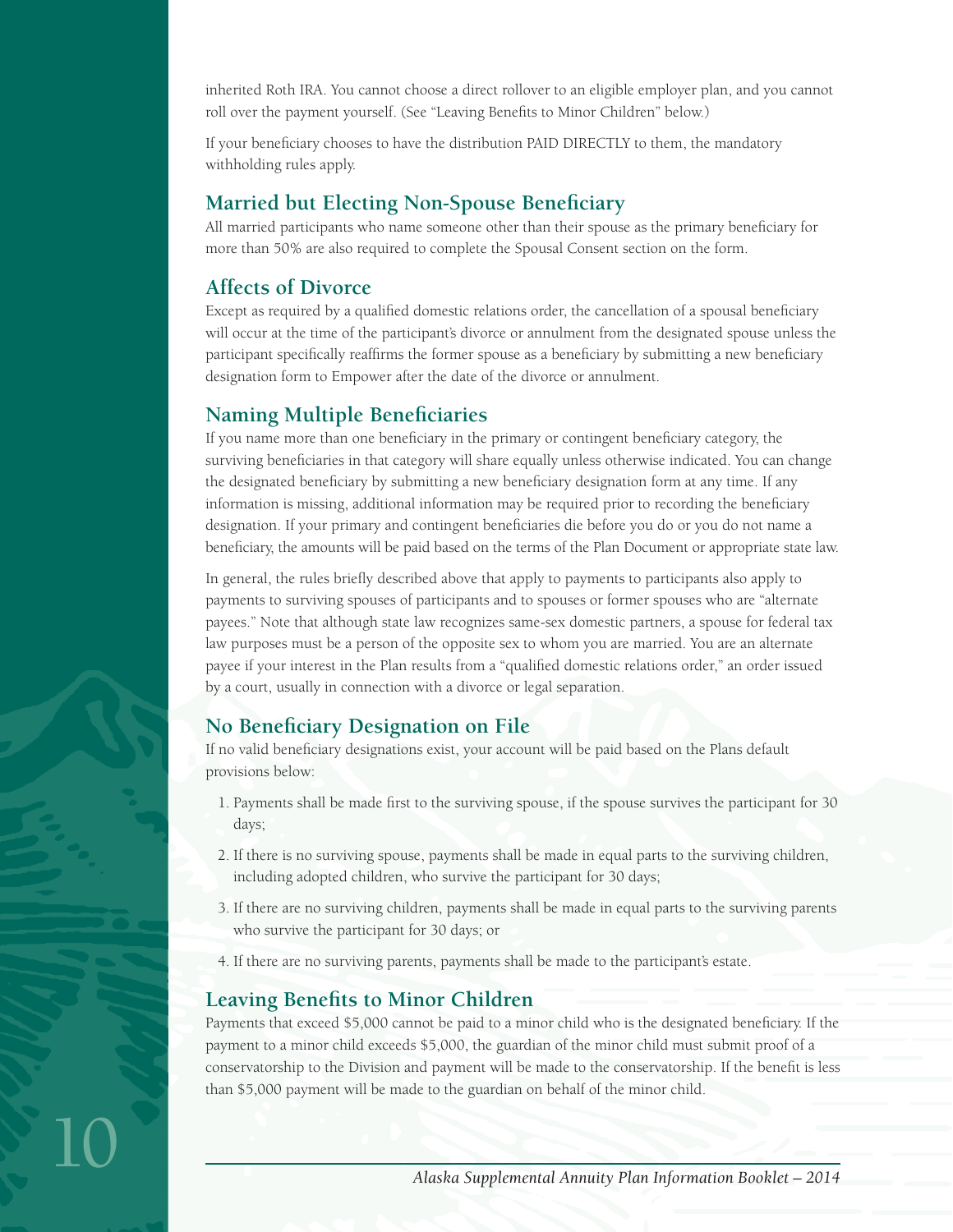inherited Roth IRA. You cannot choose a direct rollover to an eligible employer plan, and you cannot roll over the payment yourself. (See "Leaving Benefits to Minor Children" below.)

If your beneficiary chooses to have the distribution PAID DIRECTLY to them, the mandatory withholding rules apply.

## Married but Electing Non-Spouse Beneficiary

All married participants who name someone other than their spouse as the primary beneficiary for more than 50% are also required to complete the Spousal Consent section on the form.

## Affects of Divorce

Except as required by a qualified domestic relations order, the cancellation of a spousal beneficiary will occur at the time of the participant's divorce or annulment from the designated spouse unless the participant specifically reaffirms the former spouse as a beneficiary by submitting a new beneficiary designation form to Empower after the date of the divorce or annulment.

## Naming Multiple Beneficiaries

If you name more than one beneficiary in the primary or contingent beneficiary category, the surviving beneficiaries in that category will share equally unless otherwise indicated. You can change the designated beneficiary by submitting a new beneficiary designation form at any time. If any information is missing, additional information may be required prior to recording the beneficiary designation. If your primary and contingent beneficiaries die before you do or you do not name a beneficiary, the amounts will be paid based on the terms of the Plan Document or appropriate state law.

In general, the rules briefly described above that apply to payments to participants also apply to payments to surviving spouses of participants and to spouses or former spouses who are "alternate payees." Note that although state law recognizes same-sex domestic partners, a spouse for federal tax law purposes must be a person of the opposite sex to whom you are married. You are an alternate payee if your interest in the Plan results from a "qualified domestic relations order," an order issued by a court, usually in connection with a divorce or legal separation.

## No Beneficiary Designation on File

If no valid beneficiary designations exist, your account will be paid based on the Plans default provisions below:

1. Payments shall be made first to the surviving spouse, if the spouse survives the participant for 30 days;
2. If there is no surviving spouse, payments shall be made in equal parts to the surviving children, including adopted children, who survive the participant for 30 days;
3. If there are no surviving children, payments shall be made in equal parts to the surviving parents who survive the participant for 30 days; or
4. If there are no surviving parents, payments shall be made to the participant's estate.

## Leaving Benefits to Minor Children

Payments that exceed $5,000 cannot be paid to a minor child who is the designated beneficiary. If the payment to a minor child exceeds $5,000, the guardian of the minor child must submit proof of a conservatorship to the Division and payment will be made to the conservatorship. If the benefit is less than $5,000 payment will be made to the guardian on behalf of the minor child.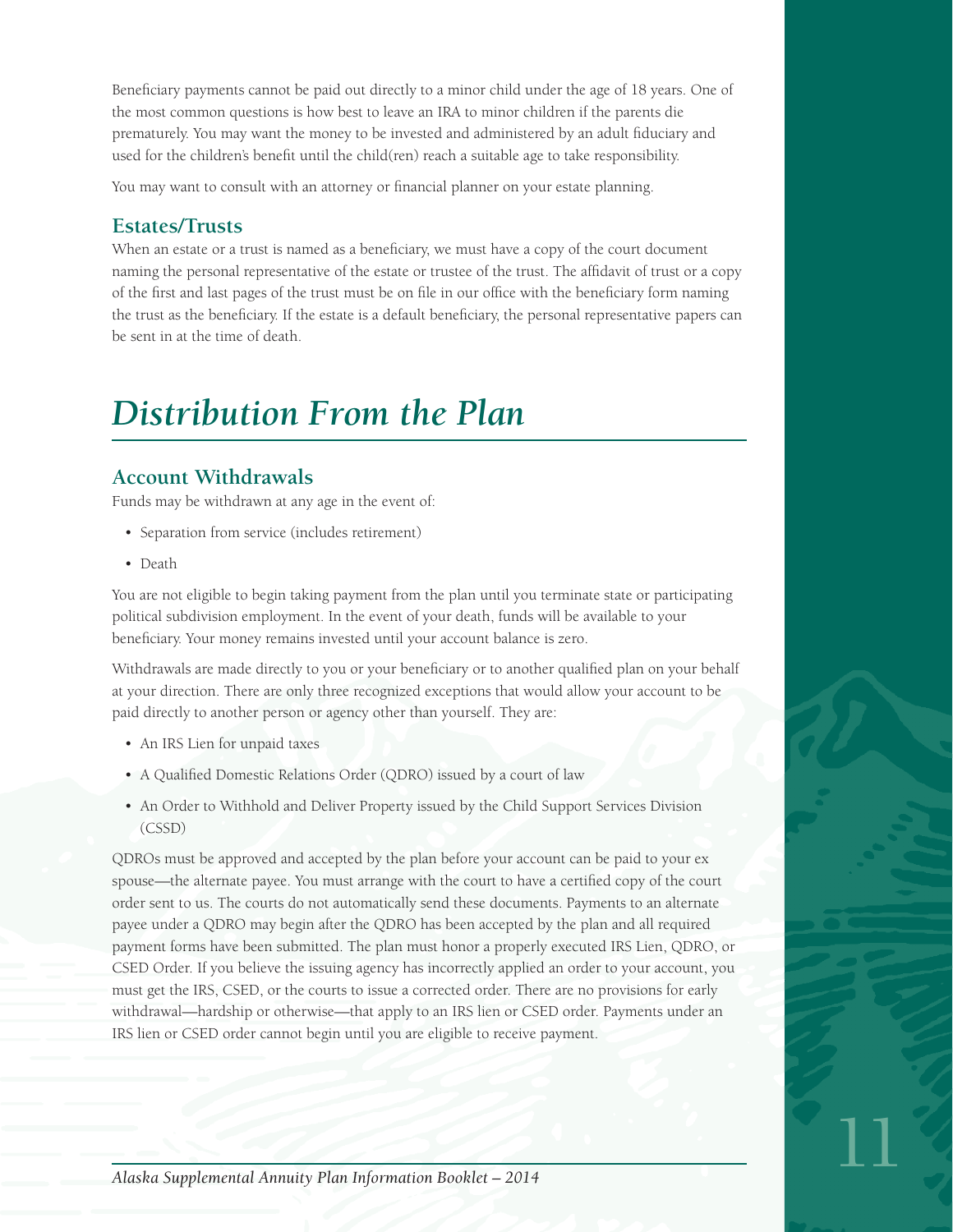Beneficiary payments cannot be paid out directly to a minor child under the age of 18 years. One of the most common questions is how best to leave an IRA to minor children if the parents die prematurely. You may want the money to be invested and administered by an adult fiduciary and used for the children's benefit until the child(ren) reach a suitable age to take responsibility.

You may want to consult with an attorney or financial planner on your estate planning.

### Estates/Trusts

When an estate or a trust is named as a beneficiary, we must have a copy of the court document naming the personal representative of the estate or trustee of the trust. The affidavit of trust or a copy of the first and last pages of the trust must be on file in our office with the beneficiary form naming the trust as the beneficiary. If the estate is a default beneficiary, the personal representative papers can be sent in at the time of death.

## *Distribution From the Plan*

### Account Withdrawals

Funds may be withdrawn at any age in the event of:

- Separation from service (includes retirement)
- Death

You are not eligible to begin taking payment from the plan until you terminate state or participating political subdivision employment. In the event of your death, funds will be available to your beneficiary. Your money remains invested until your account balance is zero.

Withdrawals are made directly to you or your beneficiary or to another qualified plan on your behalf at your direction. There are only three recognized exceptions that would allow your account to be paid directly to another person or agency other than yourself. They are:

- An IRS Lien for unpaid taxes
- A Qualified Domestic Relations Order (QDRO) issued by a court of law
- An Order to Withhold and Deliver Property issued by the Child Support Services Division (CSSD)

QDROs must be approved and accepted by the plan before your account can be paid to your ex spouse—the alternate payee. You must arrange with the court to have a certified copy of the court order sent to us. The courts do not automatically send these documents. Payments to an alternate payee under a QDRO may begin after the QDRO has been accepted by the plan and all required payment forms have been submitted. The plan must honor a properly executed IRS Lien, QDRO, or CSED Order. If you believe the issuing agency has incorrectly applied an order to your account, you must get the IRS, CSED, or the courts to issue a corrected order. There are no provisions for early withdrawal—hardship or otherwise—that apply to an IRS lien or CSED order. Payments under an IRS lien or CSED order cannot begin until you are eligible to receive payment.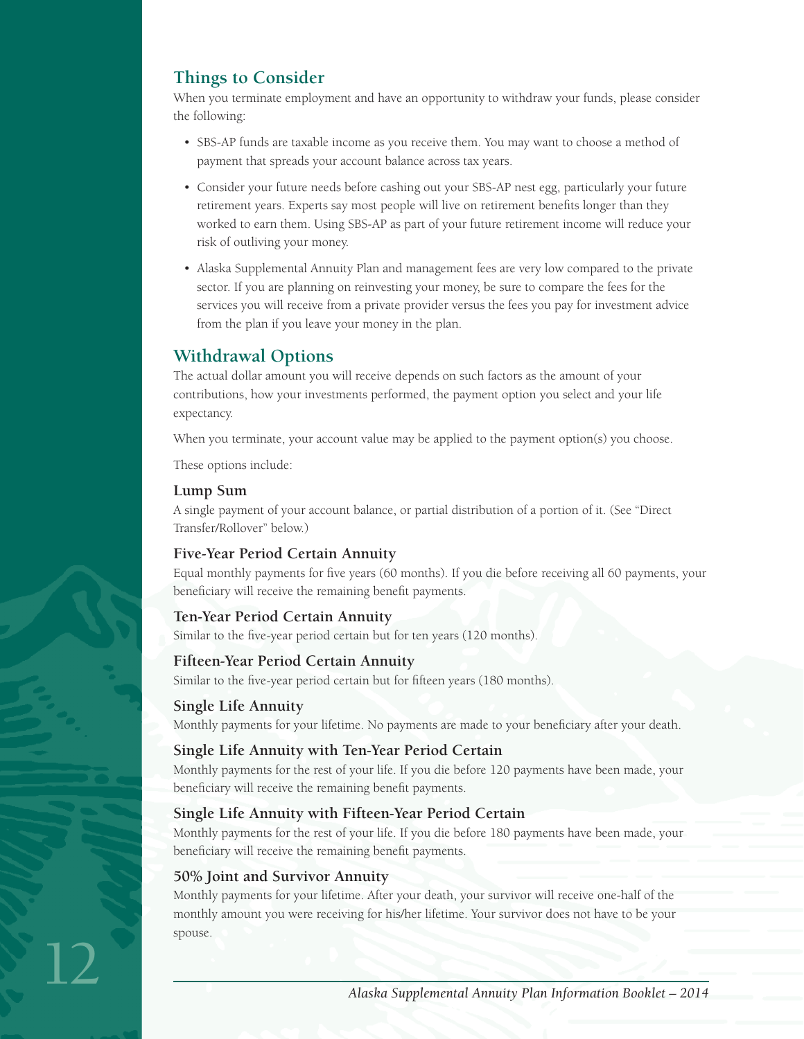## Things to Consider

When you terminate employment and have an opportunity to withdraw your funds, please consider the following:

- SBS-AP funds are taxable income as you receive them. You may want to choose a method of payment that spreads your account balance across tax years.
- Consider your future needs before cashing out your SBS-AP nest egg, particularly your future retirement years. Experts say most people will live on retirement benefits longer than they worked to earn them. Using SBS-AP as part of your future retirement income will reduce your risk of outliving your money.
- Alaska Supplemental Annuity Plan and management fees are very low compared to the private sector. If you are planning on reinvesting your money, be sure to compare the fees for the services you will receive from a private provider versus the fees you pay for investment advice from the plan if you leave your money in the plan.

## Withdrawal Options

The actual dollar amount you will receive depends on such factors as the amount of your contributions, how your investments performed, the payment option you select and your life expectancy.

When you terminate, your account value may be applied to the payment option(s) you choose.

These options include:

### Lump Sum

A single payment of your account balance, or partial distribution of a portion of it. (See "Direct Transfer/Rollover" below.)

### Five-Year Period Certain Annuity

Equal monthly payments for five years (60 months). If you die before receiving all 60 payments, your beneficiary will receive the remaining benefit payments.

### Ten-Year Period Certain Annuity

Similar to the five-year period certain but for ten years (120 months).

### Fifteen-Year Period Certain Annuity

Similar to the five-year period certain but for fifteen years (180 months).

### Single Life Annuity

Monthly payments for your lifetime. No payments are made to your beneficiary after your death.

### Single Life Annuity with Ten-Year Period Certain

Monthly payments for the rest of your life. If you die before 120 payments have been made, your beneficiary will receive the remaining benefit payments.

### Single Life Annuity with Fifteen-Year Period Certain

Monthly payments for the rest of your life. If you die before 180 payments have been made, your beneficiary will receive the remaining benefit payments.

### 50% Joint and Survivor Annuity

Monthly payments for your lifetime. After your death, your survivor will receive one-half of the monthly amount you were receiving for his/her lifetime. Your survivor does not have to be your spouse.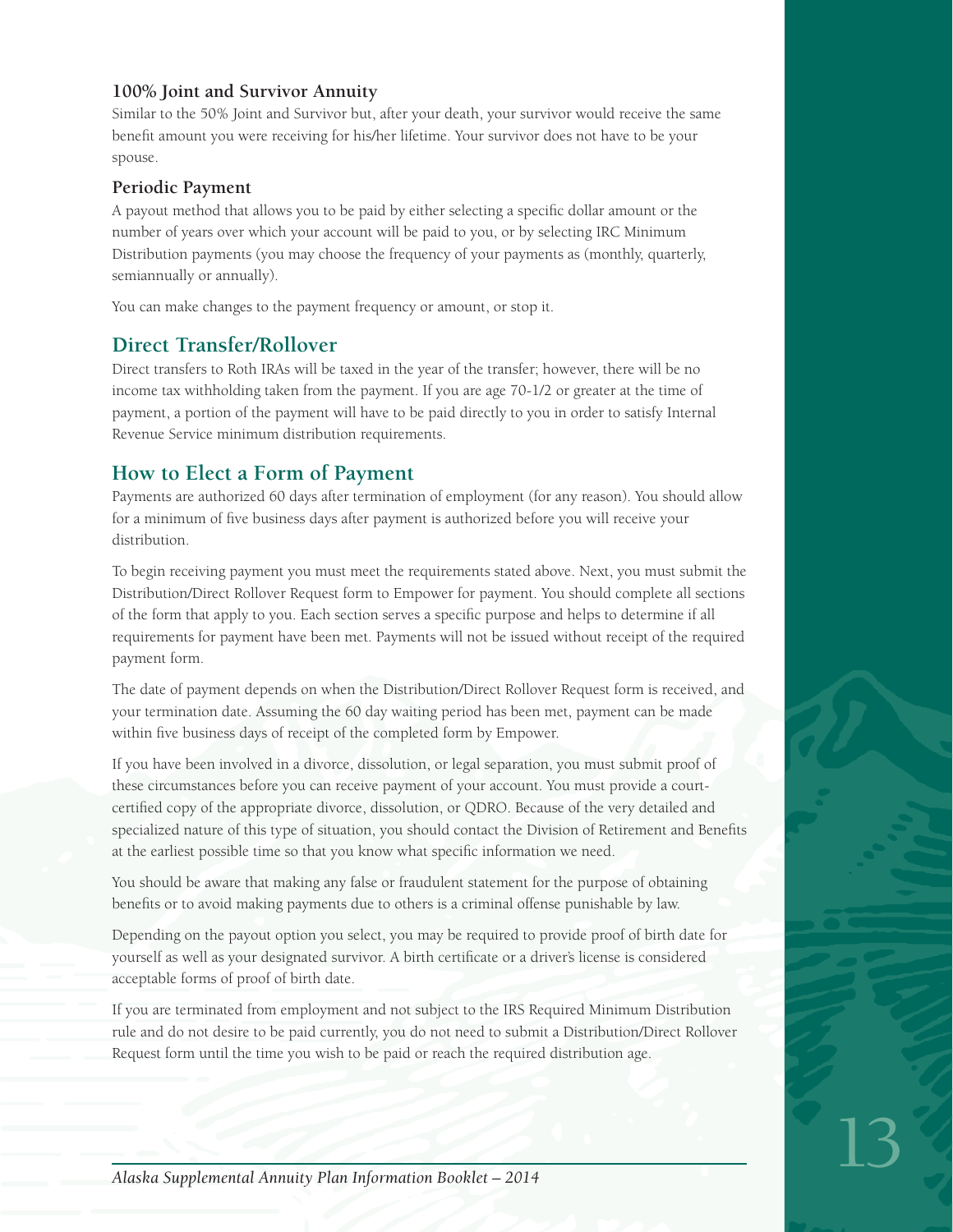### 100% Joint and Survivor Annuity

Similar to the 50% Joint and Survivor but, after your death, your survivor would receive the same benefit amount you were receiving for his/her lifetime. Your survivor does not have to be your spouse.

### Periodic Payment

A payout method that allows you to be paid by either selecting a specific dollar amount or the number of years over which your account will be paid to you, or by selecting IRC Minimum Distribution payments (you may choose the frequency of your payments as (monthly, quarterly, semiannually or annually).

You can make changes to the payment frequency or amount, or stop it.

## Direct Transfer/Rollover

Direct transfers to Roth IRAs will be taxed in the year of the transfer; however, there will be no income tax withholding taken from the payment. If you are age 70-1/2 or greater at the time of payment, a portion of the payment will have to be paid directly to you in order to satisfy Internal Revenue Service minimum distribution requirements.

## How to Elect a Form of Payment

Payments are authorized 60 days after termination of employment (for any reason). You should allow for a minimum of five business days after payment is authorized before you will receive your distribution.

To begin receiving payment you must meet the requirements stated above. Next, you must submit the Distribution/Direct Rollover Request form to Empower for payment. You should complete all sections of the form that apply to you. Each section serves a specific purpose and helps to determine if all requirements for payment have been met. Payments will not be issued without receipt of the required payment form.

The date of payment depends on when the Distribution/Direct Rollover Request form is received, and your termination date. Assuming the 60 day waiting period has been met, payment can be made within five business days of receipt of the completed form by Empower.

If you have been involved in a divorce, dissolution, or legal separation, you must submit proof of these circumstances before you can receive payment of your account. You must provide a court-certified copy of the appropriate divorce, dissolution, or QDRO. Because of the very detailed and specialized nature of this type of situation, you should contact the Division of Retirement and Benefits at the earliest possible time so that you know what specific information we need.

You should be aware that making any false or fraudulent statement for the purpose of obtaining benefits or to avoid making payments due to others is a criminal offense punishable by law.

Depending on the payout option you select, you may be required to provide proof of birth date for yourself as well as your designated survivor. A birth certificate or a driver's license is considered acceptable forms of proof of birth date.

If you are terminated from employment and not subject to the IRS Required Minimum Distribution rule and do not desire to be paid currently, you do not need to submit a Distribution/Direct Rollover Request form until the time you wish to be paid or reach the required distribution age.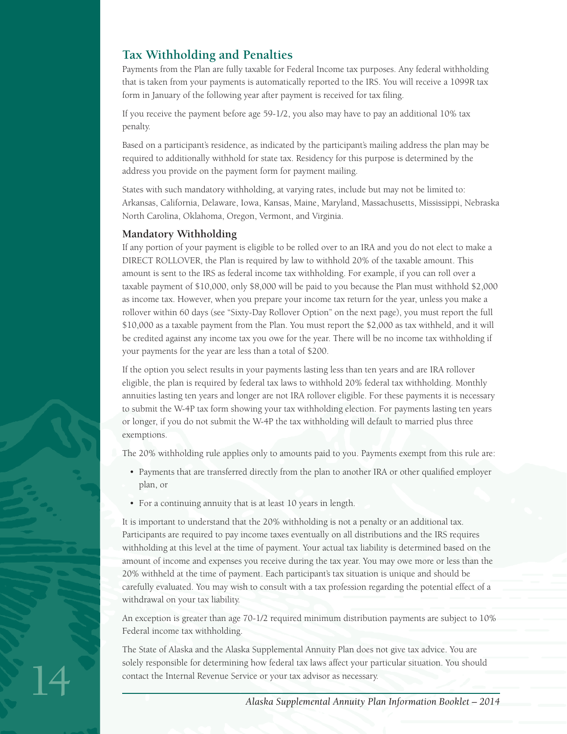## Tax Withholding and Penalties

Payments from the Plan are fully taxable for Federal Income tax purposes. Any federal withholding that is taken from your payments is automatically reported to the IRS. You will receive a 1099R tax form in January of the following year after payment is received for tax filing.

If you receive the payment before age 59-1/2, you also may have to pay an additional 10% tax penalty.

Based on a participant's residence, as indicated by the participant's mailing address the plan may be required to additionally withhold for state tax. Residency for this purpose is determined by the address you provide on the payment form for payment mailing.

States with such mandatory withholding, at varying rates, include but may not be limited to: Arkansas, California, Delaware, Iowa, Kansas, Maine, Maryland, Massachusetts, Mississippi, Nebraska North Carolina, Oklahoma, Oregon, Vermont, and Virginia.

### Mandatory Withholding

If any portion of your payment is eligible to be rolled over to an IRA and you do not elect to make a DIRECT ROLLOVER, the Plan is required by law to withhold 20% of the taxable amount. This amount is sent to the IRS as federal income tax withholding. For example, if you can roll over a taxable payment of $10,000, only $8,000 will be paid to you because the Plan must withhold $2,000 as income tax. However, when you prepare your income tax return for the year, unless you make a rollover within 60 days (see "Sixty-Day Rollover Option" on the next page), you must report the full $10,000 as a taxable payment from the Plan. You must report the $2,000 as tax withheld, and it will be credited against any income tax you owe for the year. There will be no income tax withholding if your payments for the year are less than a total of $200.

If the option you select results in your payments lasting less than ten years and are IRA rollover eligible, the plan is required by federal tax laws to withhold 20% federal tax withholding. Monthly annuities lasting ten years and longer are not IRA rollover eligible. For these payments it is necessary to submit the W-4P tax form showing your tax withholding election. For payments lasting ten years or longer, if you do not submit the W-4P the tax withholding will default to married plus three exemptions.

The 20% withholding rule applies only to amounts paid to you. Payments exempt from this rule are:

- Payments that are transferred directly from the plan to another IRA or other qualified employer plan, or
- For a continuing annuity that is at least 10 years in length.

It is important to understand that the 20% withholding is not a penalty or an additional tax. Participants are required to pay income taxes eventually on all distributions and the IRS requires withholding at this level at the time of payment. Your actual tax liability is determined based on the amount of income and expenses you receive during the tax year. You may owe more or less than the 20% withheld at the time of payment. Each participant's tax situation is unique and should be carefully evaluated. You may wish to consult with a tax profession regarding the potential effect of a withdrawal on your tax liability.

An exception is greater than age 70-1/2 required minimum distribution payments are subject to 10% Federal income tax withholding.

The State of Alaska and the Alaska Supplemental Annuity Plan does not give tax advice. You are solely responsible for determining how federal tax laws affect your particular situation. You should contact the Internal Revenue Service or your tax advisor as necessary.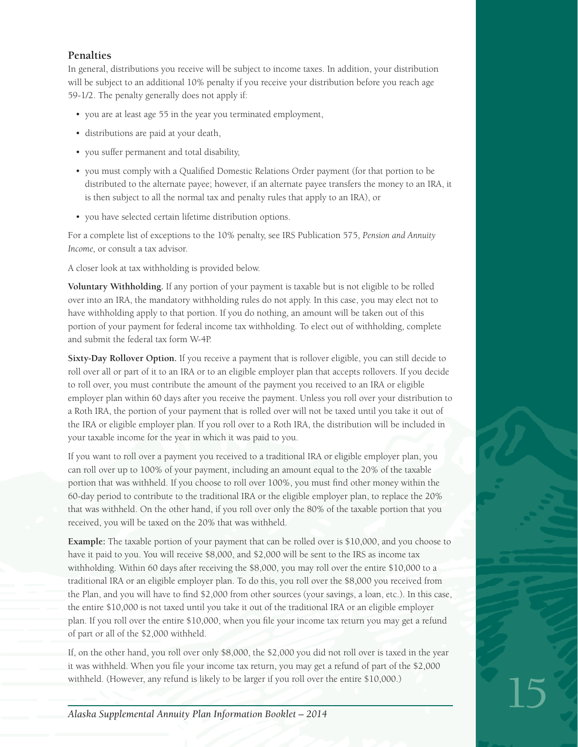## Penalties

In general, distributions you receive will be subject to income taxes. In addition, your distribution will be subject to an additional 10% penalty if you receive your distribution before you reach age 59-1/2. The penalty generally does not apply if:

- you are at least age 55 in the year you terminated employment,
- distributions are paid at your death,
- you suffer permanent and total disability,
- you must comply with a Qualified Domestic Relations Order payment (for that portion to be distributed to the alternate payee; however, if an alternate payee transfers the money to an IRA, it is then subject to all the normal tax and penalty rules that apply to an IRA), or
- you have selected certain lifetime distribution options.

For a complete list of exceptions to the 10% penalty, see IRS Publication 575, *Pension and Annuity Income,* or consult a tax advisor.

A closer look at tax withholding is provided below.

**Voluntary Withholding.** If any portion of your payment is taxable but is not eligible to be rolled over into an IRA, the mandatory withholding rules do not apply. In this case, you may elect not to have withholding apply to that portion. If you do nothing, an amount will be taken out of this portion of your payment for federal income tax withholding. To elect out of withholding, complete and submit the federal tax form W-4P.

**Sixty-Day Rollover Option.** If you receive a payment that is rollover eligible, you can still decide to roll over all or part of it to an IRA or to an eligible employer plan that accepts rollovers. If you decide to roll over, you must contribute the amount of the payment you received to an IRA or eligible employer plan within 60 days after you receive the payment. Unless you roll over your distribution to a Roth IRA, the portion of your payment that is rolled over will not be taxed until you take it out of the IRA or eligible employer plan. If you roll over to a Roth IRA, the distribution will be included in your taxable income for the year in which it was paid to you.

If you want to roll over a payment you received to a traditional IRA or eligible employer plan, you can roll over up to 100% of your payment, including an amount equal to the 20% of the taxable portion that was withheld. If you choose to roll over 100%, you must find other money within the 60-day period to contribute to the traditional IRA or the eligible employer plan, to replace the 20% that was withheld. On the other hand, if you roll over only the 80% of the taxable portion that you received, you will be taxed on the 20% that was withheld.

**Example:** The taxable portion of your payment that can be rolled over is $10,000, and you choose to have it paid to you. You will receive $8,000, and $2,000 will be sent to the IRS as income tax withholding. Within 60 days after receiving the $8,000, you may roll over the entire $10,000 to a traditional IRA or an eligible employer plan. To do this, you roll over the $8,000 you received from the Plan, and you will have to find $2,000 from other sources (your savings, a loan, etc.). In this case, the entire $10,000 is not taxed until you take it out of the traditional IRA or an eligible employer plan. If you roll over the entire $10,000, when you file your income tax return you may get a refund of part or all of the $2,000 withheld.

If, on the other hand, you roll over only $8,000, the $2,000 you did not roll over is taxed in the year it was withheld. When you file your income tax return, you may get a refund of part of the $2,000 withheld. (However, any refund is likely to be larger if you roll over the entire $10,000.)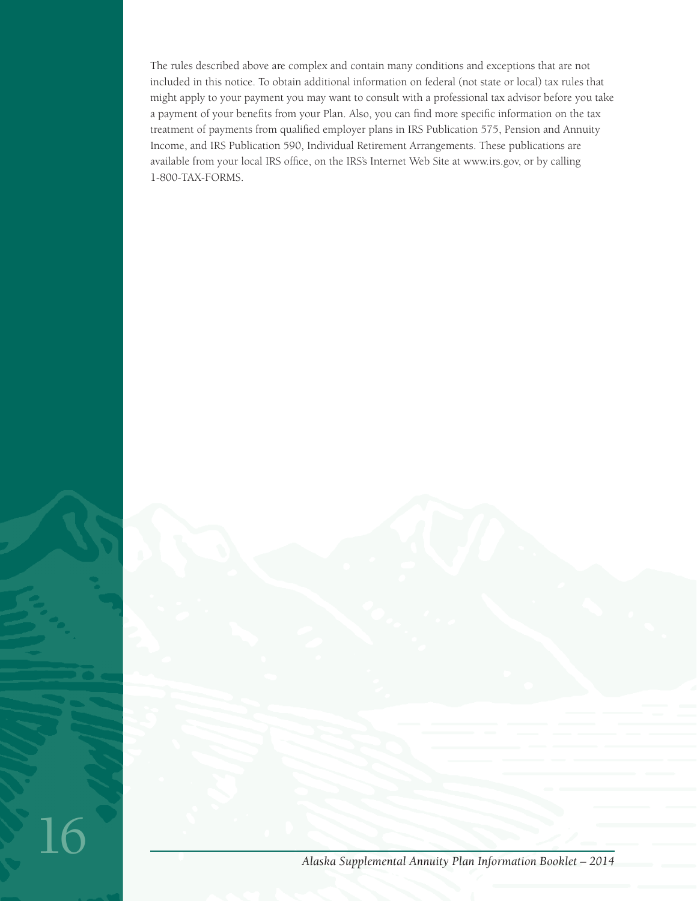The rules described above are complex and contain many conditions and exceptions that are not included in this notice. To obtain additional information on federal (not state or local) tax rules that might apply to your payment you may want to consult with a professional tax advisor before you take a payment of your benefits from your Plan. Also, you can find more specific information on the tax treatment of payments from qualified employer plans in IRS Publication 575, Pension and Annuity Income, and IRS Publication 590, Individual Retirement Arrangements. These publications are available from your local IRS office, on the IRS's Internet Web Site at www.irs.gov, or by calling 1-800-TAX-FORMS.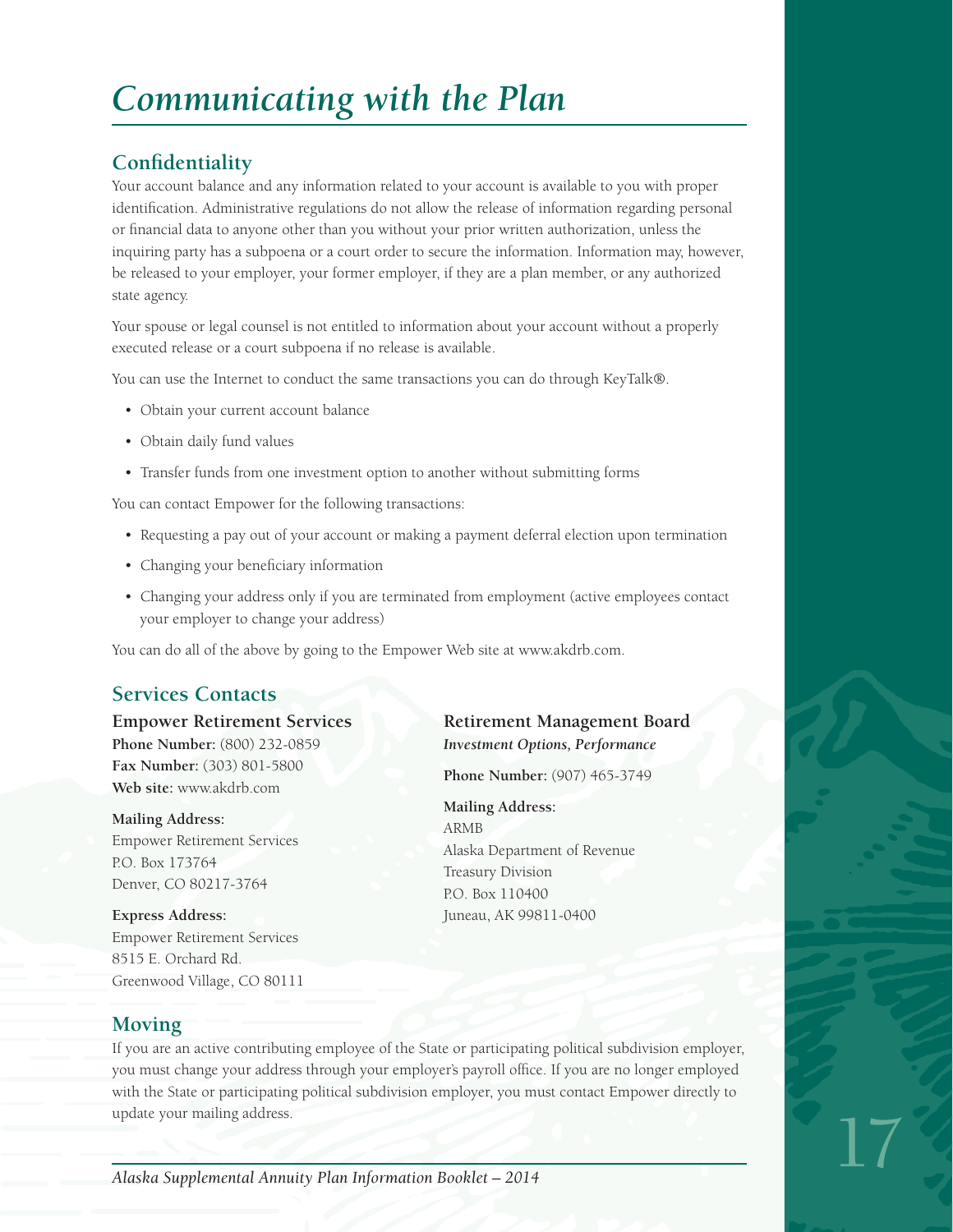# Communicating with the Plan

## Confidentiality

Your account balance and any information related to your account is available to you with proper identification. Administrative regulations do not allow the release of information regarding personal or financial data to anyone other than you without your prior written authorization, unless the inquiring party has a subpoena or a court order to secure the information. Information may, however, be released to your employer, your former employer, if they are a plan member, or any authorized state agency.

Your spouse or legal counsel is not entitled to information about your account without a properly executed release or a court subpoena if no release is available.

You can use the Internet to conduct the same transactions you can do through KeyTalk®.

- Obtain your current account balance
- Obtain daily fund values
- Transfer funds from one investment option to another without submitting forms

You can contact Empower for the following transactions:

- Requesting a pay out of your account or making a payment deferral election upon termination
- Changing your beneficiary information
- Changing your address only if you are terminated from employment (active employees contact your employer to change your address)

You can do all of the above by going to the Empower Web site at www.akdrb.com.

## Services Contacts

### Empower Retirement Services

**Phone Number:** (800) 232-0859
**Fax Number:** (303) 801-5800
**Web site:** www.akdrb.com

**Mailing Address:**
Empower Retirement Services
P.O. Box 173764
Denver, CO 80217-3764

**Express Address:**
Empower Retirement Services
8515 E. Orchard Rd.
Greenwood Village, CO 80111

### Retirement Management Board

***Investment Options, Performance***

**Phone Number:** (907) 465-3749

**Mailing Address:**
ARMB
Alaska Department of Revenue
Treasury Division
P.O. Box 110400
Juneau, AK 99811-0400

## Moving

If you are an active contributing employee of the State or participating political subdivision employer, you must change your address through your employer's payroll office. If you are no longer employed with the State or participating political subdivision employer, you must contact Empower directly to update your mailing address.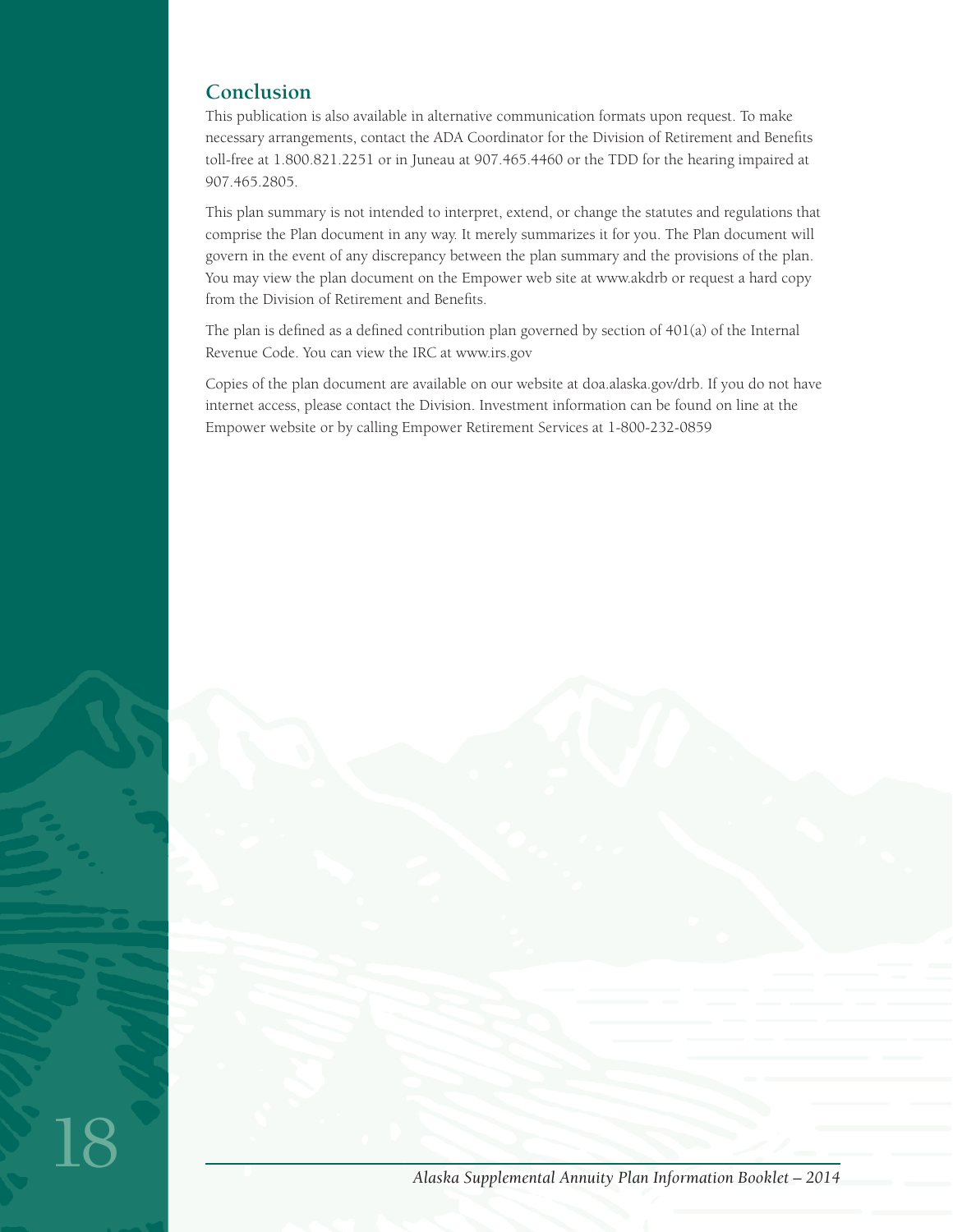## Conclusion

This publication is also available in alternative communication formats upon request. To make necessary arrangements, contact the ADA Coordinator for the Division of Retirement and Benefits toll-free at 1.800.821.2251 or in Juneau at 907.465.4460 or the TDD for the hearing impaired at 907.465.2805.

This plan summary is not intended to interpret, extend, or change the statutes and regulations that comprise the Plan document in any way. It merely summarizes it for you. The Plan document will govern in the event of any discrepancy between the plan summary and the provisions of the plan. You may view the plan document on the Empower web site at www.akdrb or request a hard copy from the Division of Retirement and Benefits.

The plan is defined as a defined contribution plan governed by section of 401(a) of the Internal Revenue Code. You can view the IRC at www.irs.gov

Copies of the plan document are available on our website at doa.alaska.gov/drb. If you do not have internet access, please contact the Division. Investment information can be found on line at the Empower website or by calling Empower Retirement Services at 1-800-232-0859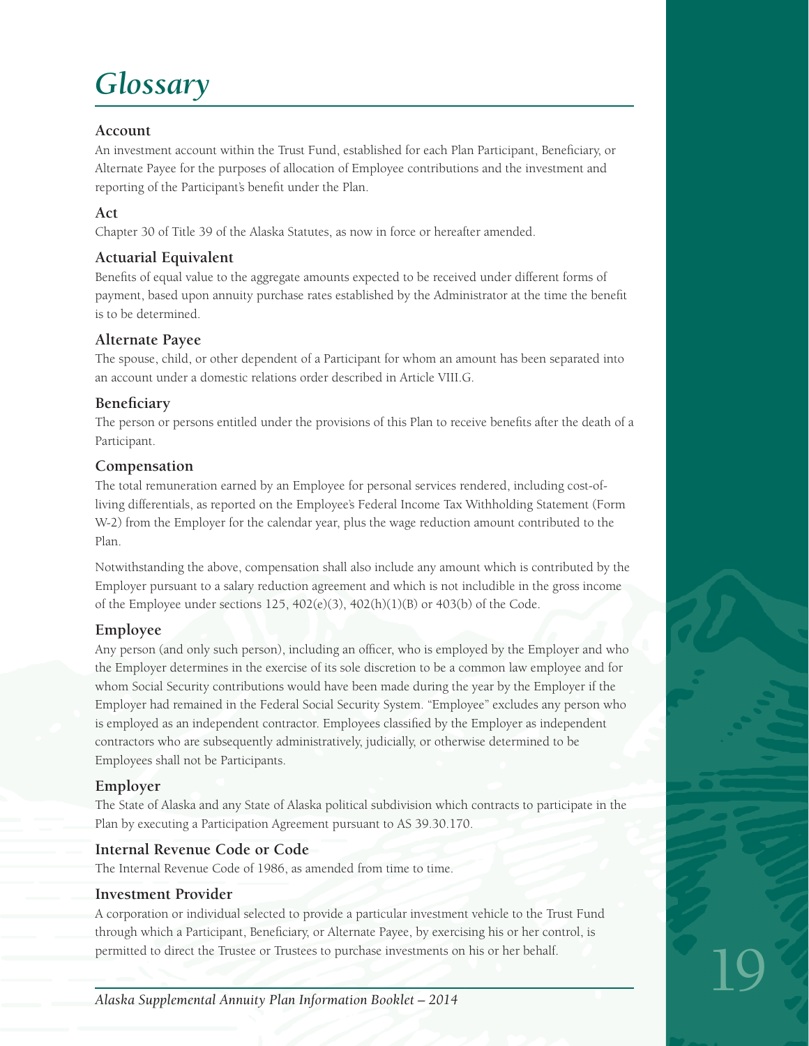# Glossary

### Account

An investment account within the Trust Fund, established for each Plan Participant, Beneficiary, or Alternate Payee for the purposes of allocation of Employee contributions and the investment and reporting of the Participant's benefit under the Plan.

### Act

Chapter 30 of Title 39 of the Alaska Statutes, as now in force or hereafter amended.

### Actuarial Equivalent

Benefits of equal value to the aggregate amounts expected to be received under different forms of payment, based upon annuity purchase rates established by the Administrator at the time the benefit is to be determined.

### Alternate Payee

The spouse, child, or other dependent of a Participant for whom an amount has been separated into an account under a domestic relations order described in Article VIII.G.

### Beneficiary

The person or persons entitled under the provisions of this Plan to receive benefits after the death of a Participant.

### Compensation

The total remuneration earned by an Employee for personal services rendered, including cost-of-living differentials, as reported on the Employee's Federal Income Tax Withholding Statement (Form W-2) from the Employer for the calendar year, plus the wage reduction amount contributed to the Plan.

Notwithstanding the above, compensation shall also include any amount which is contributed by the Employer pursuant to a salary reduction agreement and which is not includible in the gross income of the Employee under sections 125, 402(e)(3), 402(h)(1)(B) or 403(b) of the Code.

### Employee

Any person (and only such person), including an officer, who is employed by the Employer and who the Employer determines in the exercise of its sole discretion to be a common law employee and for whom Social Security contributions would have been made during the year by the Employer if the Employer had remained in the Federal Social Security System. "Employee" excludes any person who is employed as an independent contractor. Employees classified by the Employer as independent contractors who are subsequently administratively, judicially, or otherwise determined to be Employees shall not be Participants.

### Employer

The State of Alaska and any State of Alaska political subdivision which contracts to participate in the Plan by executing a Participation Agreement pursuant to AS 39.30.170.

### Internal Revenue Code or Code

The Internal Revenue Code of 1986, as amended from time to time.

### Investment Provider

A corporation or individual selected to provide a particular investment vehicle to the Trust Fund through which a Participant, Beneficiary, or Alternate Payee, by exercising his or her control, is permitted to direct the Trustee or Trustees to purchase investments on his or her behalf.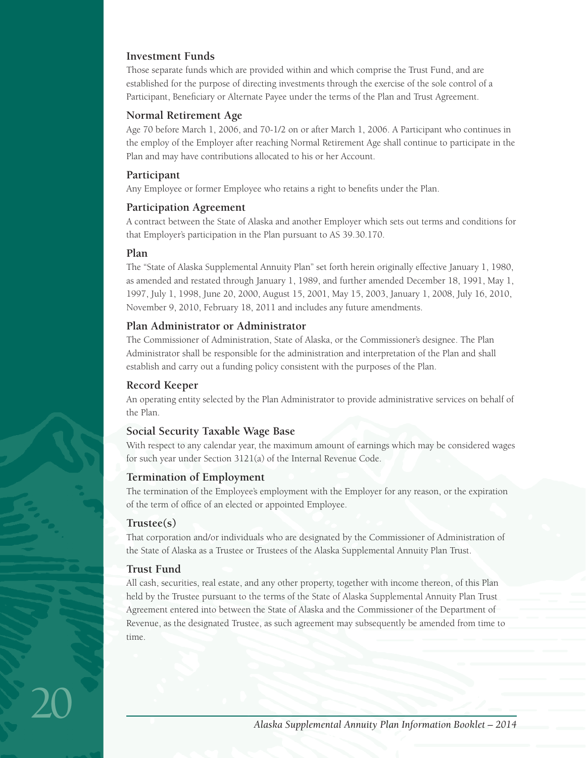### Investment Funds

Those separate funds which are provided within and which comprise the Trust Fund, and are established for the purpose of directing investments through the exercise of the sole control of a Participant, Beneficiary or Alternate Payee under the terms of the Plan and Trust Agreement.

### Normal Retirement Age

Age 70 before March 1, 2006, and 70-1/2 on or after March 1, 2006. A Participant who continues in the employ of the Employer after reaching Normal Retirement Age shall continue to participate in the Plan and may have contributions allocated to his or her Account.

### Participant

Any Employee or former Employee who retains a right to benefits under the Plan.

### Participation Agreement

A contract between the State of Alaska and another Employer which sets out terms and conditions for that Employer's participation in the Plan pursuant to AS 39.30.170.

### Plan

The "State of Alaska Supplemental Annuity Plan" set forth herein originally effective January 1, 1980, as amended and restated through January 1, 1989, and further amended December 18, 1991, May 1, 1997, July 1, 1998, June 20, 2000, August 15, 2001, May 15, 2003, January 1, 2008, July 16, 2010, November 9, 2010, February 18, 2011 and includes any future amendments.

### Plan Administrator or Administrator

The Commissioner of Administration, State of Alaska, or the Commissioner's designee. The Plan Administrator shall be responsible for the administration and interpretation of the Plan and shall establish and carry out a funding policy consistent with the purposes of the Plan.

### Record Keeper

An operating entity selected by the Plan Administrator to provide administrative services on behalf of the Plan.

### Social Security Taxable Wage Base

With respect to any calendar year, the maximum amount of earnings which may be considered wages for such year under Section 3121(a) of the Internal Revenue Code.

### Termination of Employment

The termination of the Employee's employment with the Employer for any reason, or the expiration of the term of office of an elected or appointed Employee.

### Trustee(s)

That corporation and/or individuals who are designated by the Commissioner of Administration of the State of Alaska as a Trustee or Trustees of the Alaska Supplemental Annuity Plan Trust.

### Trust Fund

All cash, securities, real estate, and any other property, together with income thereon, of this Plan held by the Trustee pursuant to the terms of the State of Alaska Supplemental Annuity Plan Trust Agreement entered into between the State of Alaska and the Commissioner of the Department of Revenue, as the designated Trustee, as such agreement may subsequently be amended from time to time.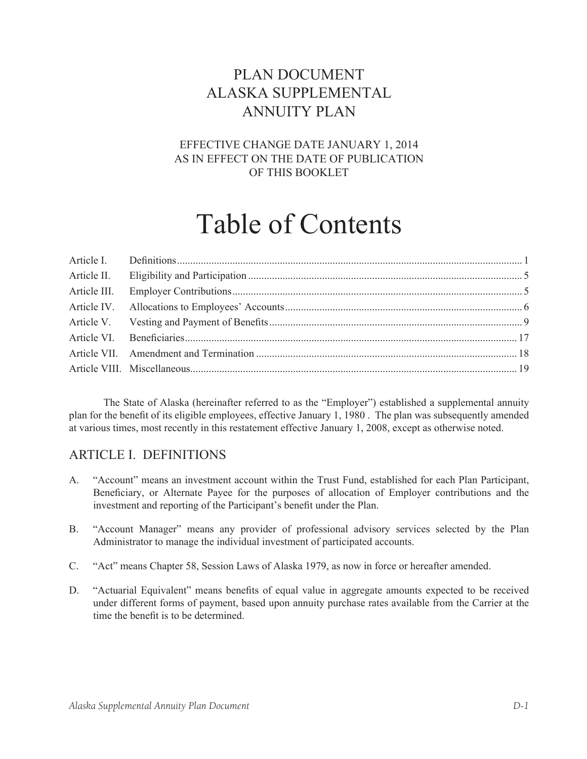# PLAN DOCUMENT
# ALASKA SUPPLEMENTAL
# ANNUITY PLAN

EFFECTIVE CHANGE DATE JANUARY 1, 2014
AS IN EFFECT ON THE DATE OF PUBLICATION
OF THIS BOOKLET

## Table of Contents

| | | |
|---|---|---|
| Article I. | Definitions | 1 |
| Article II. | Eligibility and Participation | 5 |
| Article III. | Employer Contributions | 5 |
| Article IV. | Allocations to Employees' Accounts | 6 |
| Article V. | Vesting and Payment of Benefits | 9 |
| Article VI. | Beneficiaries | 17 |
| Article VII. | Amendment and Termination | 18 |
| Article VIII. | Miscellaneous | 19 |

The State of Alaska (hereinafter referred to as the "Employer") established a supplemental annuity plan for the benefit of its eligible employees, effective January 1, 1980 . The plan was subsequently amended at various times, most recently in this restatement effective January 1, 2008, except as otherwise noted.

## ARTICLE I. DEFINITIONS

A. "Account" means an investment account within the Trust Fund, established for each Plan Participant, Beneficiary, or Alternate Payee for the purposes of allocation of Employer contributions and the investment and reporting of the Participant's benefit under the Plan.

B. "Account Manager" means any provider of professional advisory services selected by the Plan Administrator to manage the individual investment of participated accounts.

C. "Act" means Chapter 58, Session Laws of Alaska 1979, as now in force or hereafter amended.

D. "Actuarial Equivalent" means benefits of equal value in aggregate amounts expected to be received under different forms of payment, based upon annuity purchase rates available from the Carrier at the time the benefit is to be determined.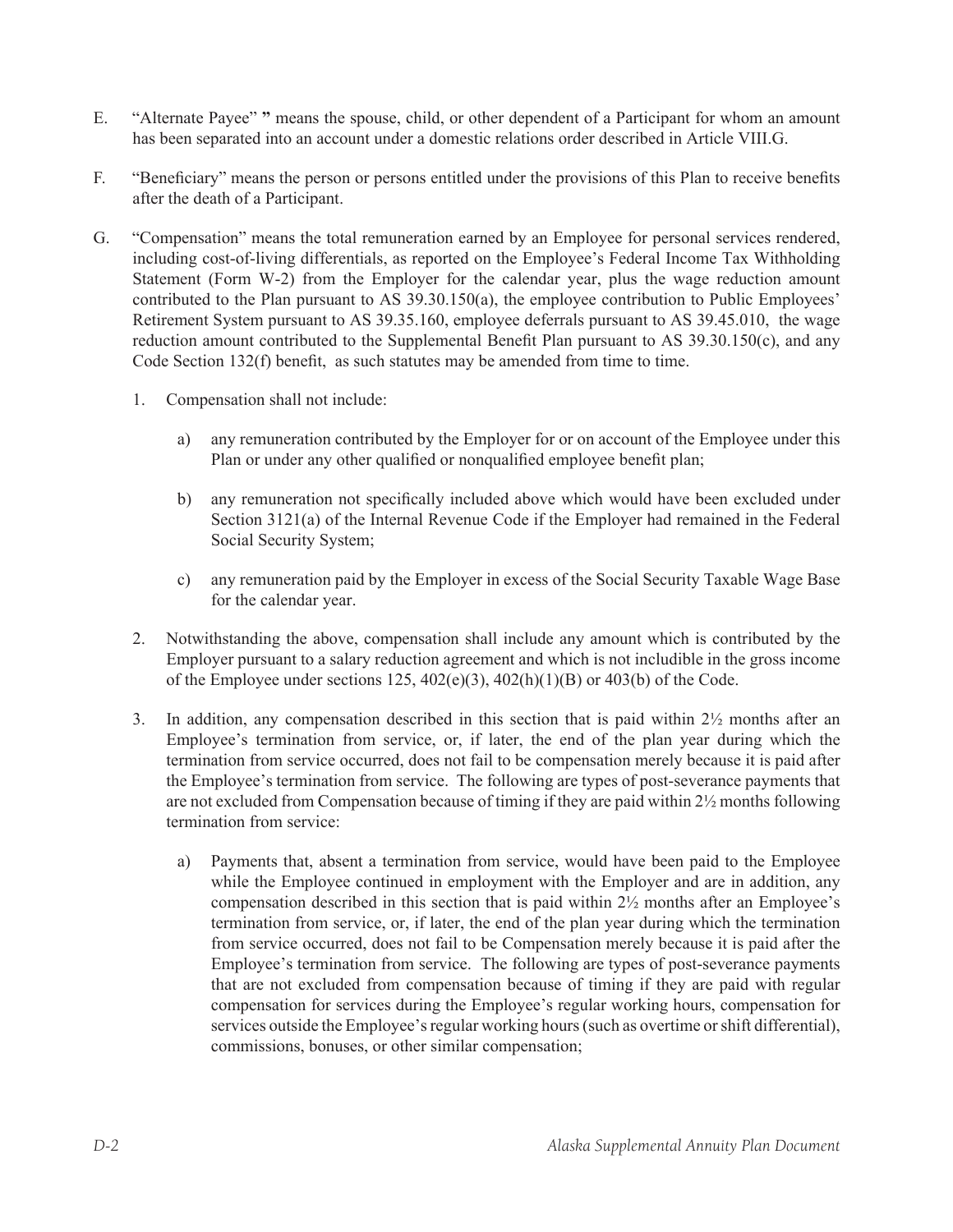E. "Alternate Payee" " means the spouse, child, or other dependent of a Participant for whom an amount has been separated into an account under a domestic relations order described in Article VIII.G.

F. "Beneficiary" means the person or persons entitled under the provisions of this Plan to receive benefits after the death of a Participant.

G. "Compensation" means the total remuneration earned by an Employee for personal services rendered, including cost-of-living differentials, as reported on the Employee's Federal Income Tax Withholding Statement (Form W-2) from the Employer for the calendar year, plus the wage reduction amount contributed to the Plan pursuant to AS 39.30.150(a), the employee contribution to Public Employees' Retirement System pursuant to AS 39.35.160, employee deferrals pursuant to AS 39.45.010, the wage reduction amount contributed to the Supplemental Benefit Plan pursuant to AS 39.30.150(c), and any Code Section 132(f) benefit, as such statutes may be amended from time to time.

   1. Compensation shall not include:

      a) any remuneration contributed by the Employer for or on account of the Employee under this Plan or under any other qualified or nonqualified employee benefit plan;

      b) any remuneration not specifically included above which would have been excluded under Section 3121(a) of the Internal Revenue Code if the Employer had remained in the Federal Social Security System;

      c) any remuneration paid by the Employer in excess of the Social Security Taxable Wage Base for the calendar year.

   2. Notwithstanding the above, compensation shall include any amount which is contributed by the Employer pursuant to a salary reduction agreement and which is not includible in the gross income of the Employee under sections 125, 402(e)(3), 402(h)(1)(B) or 403(b) of the Code.

   3. In addition, any compensation described in this section that is paid within 2½ months after an Employee's termination from service, or, if later, the end of the plan year during which the termination from service occurred, does not fail to be compensation merely because it is paid after the Employee's termination from service. The following are types of post-severance payments that are not excluded from Compensation because of timing if they are paid within 2½ months following termination from service:

      a) Payments that, absent a termination from service, would have been paid to the Employee while the Employee continued in employment with the Employer and are in addition, any compensation described in this section that is paid within 2½ months after an Employee's termination from service, or, if later, the end of the plan year during which the termination from service occurred, does not fail to be Compensation merely because it is paid after the Employee's termination from service. The following are types of post-severance payments that are not excluded from compensation because of timing if they are paid with regular compensation for services during the Employee's regular working hours, compensation for services outside the Employee's regular working hours (such as overtime or shift differential), commissions, bonuses, or other similar compensation;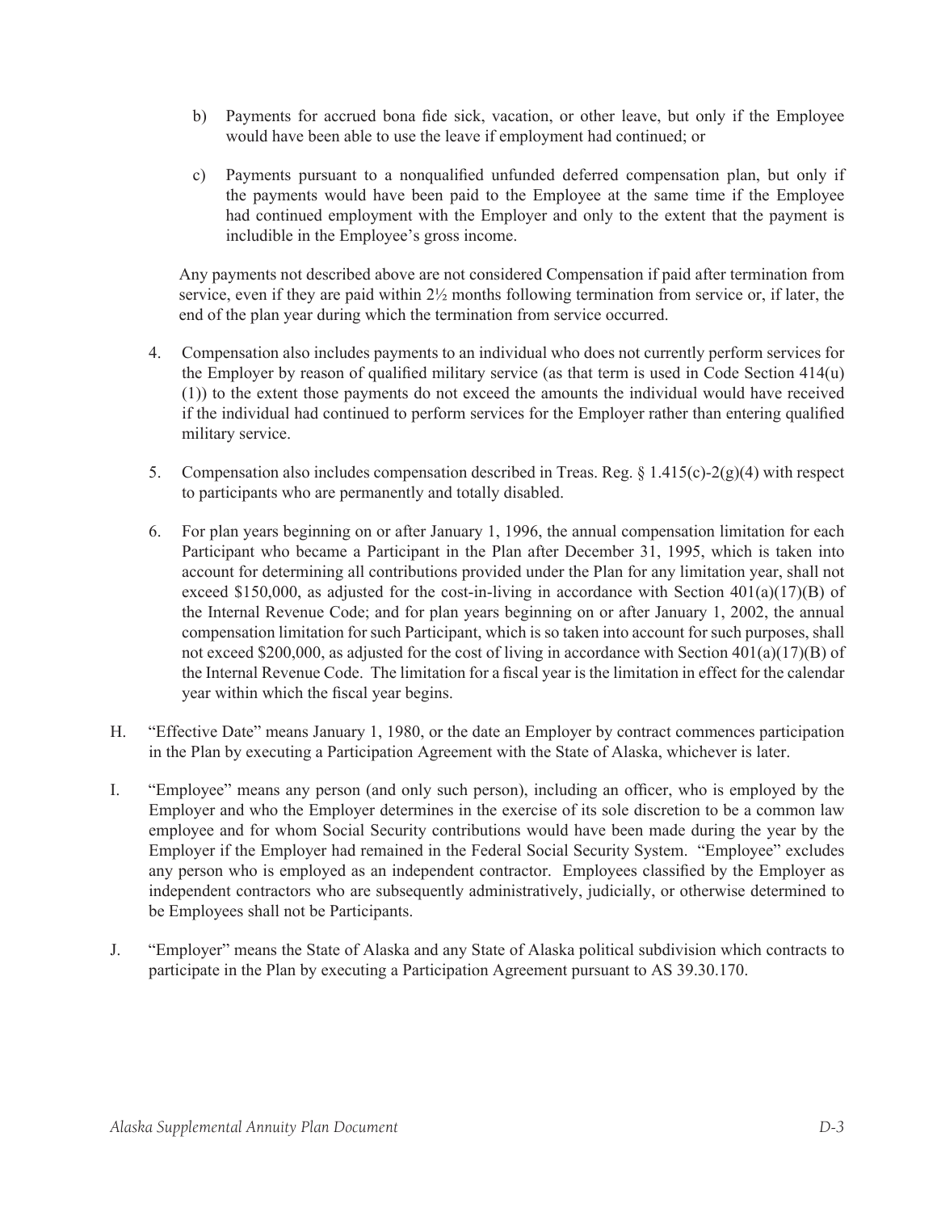b) Payments for accrued bona fide sick, vacation, or other leave, but only if the Employee would have been able to use the leave if employment had continued; or

c) Payments pursuant to a nonqualified unfunded deferred compensation plan, but only if the payments would have been paid to the Employee at the same time if the Employee had continued employment with the Employer and only to the extent that the payment is includible in the Employee's gross income.

Any payments not described above are not considered Compensation if paid after termination from service, even if they are paid within 2½ months following termination from service or, if later, the end of the plan year during which the termination from service occurred.

4. Compensation also includes payments to an individual who does not currently perform services for the Employer by reason of qualified military service (as that term is used in Code Section 414(u)(1)) to the extent those payments do not exceed the amounts the individual would have received if the individual had continued to perform services for the Employer rather than entering qualified military service.

5. Compensation also includes compensation described in Treas. Reg. § 1.415(c)-2(g)(4) with respect to participants who are permanently and totally disabled.

6. For plan years beginning on or after January 1, 1996, the annual compensation limitation for each Participant who became a Participant in the Plan after December 31, 1995, which is taken into account for determining all contributions provided under the Plan for any limitation year, shall not exceed $150,000, as adjusted for the cost-in-living in accordance with Section 401(a)(17)(B) of the Internal Revenue Code; and for plan years beginning on or after January 1, 2002, the annual compensation limitation for such Participant, which is so taken into account for such purposes, shall not exceed $200,000, as adjusted for the cost of living in accordance with Section 401(a)(17)(B) of the Internal Revenue Code. The limitation for a fiscal year is the limitation in effect for the calendar year within which the fiscal year begins.

H. "Effective Date" means January 1, 1980, or the date an Employer by contract commences participation in the Plan by executing a Participation Agreement with the State of Alaska, whichever is later.

I. "Employee" means any person (and only such person), including an officer, who is employed by the Employer and who the Employer determines in the exercise of its sole discretion to be a common law employee and for whom Social Security contributions would have been made during the year by the Employer if the Employer had remained in the Federal Social Security System. "Employee" excludes any person who is employed as an independent contractor. Employees classified by the Employer as independent contractors who are subsequently administratively, judicially, or otherwise determined to be Employees shall not be Participants.

J. "Employer" means the State of Alaska and any State of Alaska political subdivision which contracts to participate in the Plan by executing a Participation Agreement pursuant to AS 39.30.170.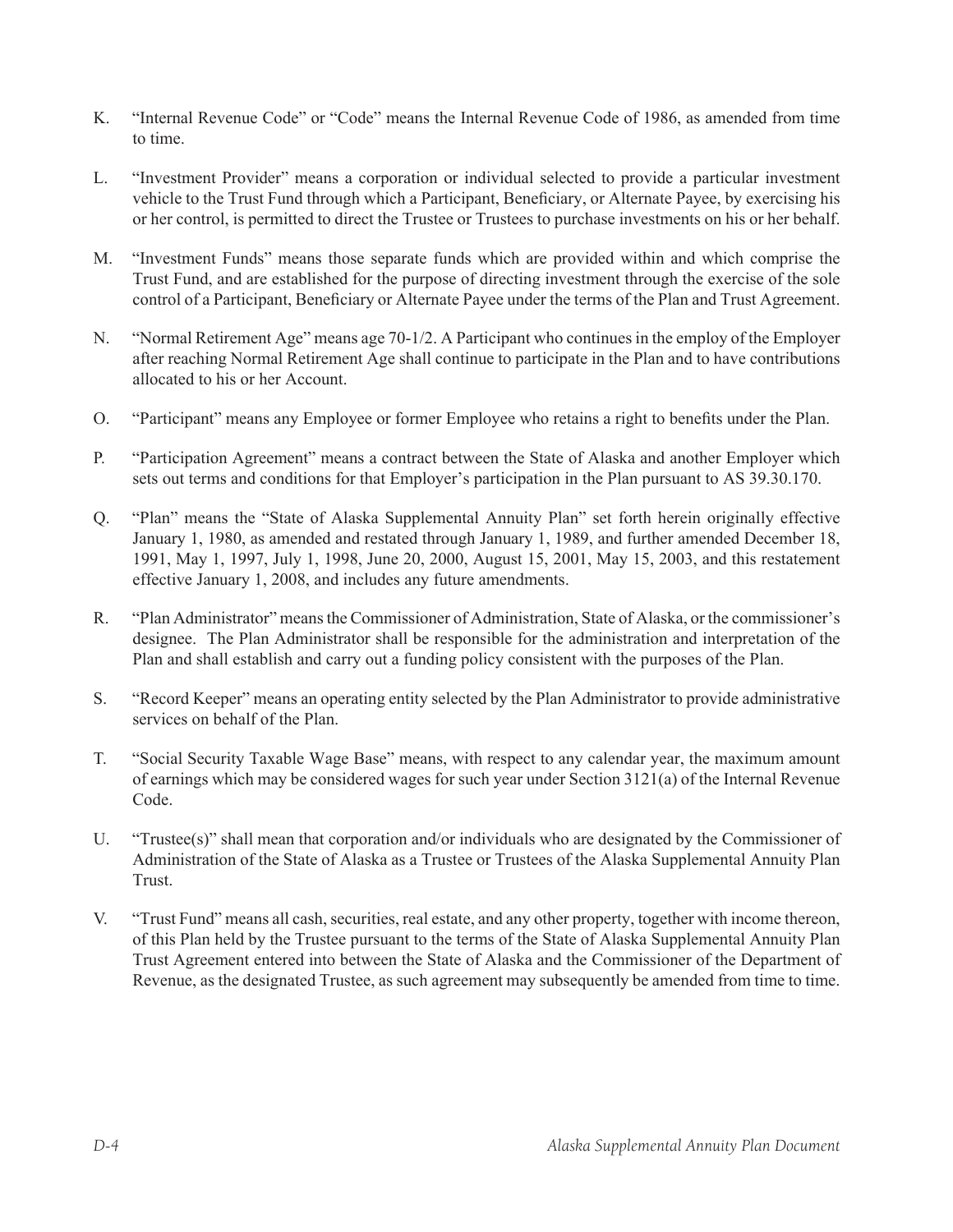K. "Internal Revenue Code" or "Code" means the Internal Revenue Code of 1986, as amended from time to time.

L. "Investment Provider" means a corporation or individual selected to provide a particular investment vehicle to the Trust Fund through which a Participant, Beneficiary, or Alternate Payee, by exercising his or her control, is permitted to direct the Trustee or Trustees to purchase investments on his or her behalf.

M. "Investment Funds" means those separate funds which are provided within and which comprise the Trust Fund, and are established for the purpose of directing investment through the exercise of the sole control of a Participant, Beneficiary or Alternate Payee under the terms of the Plan and Trust Agreement.

N. "Normal Retirement Age" means age 70-1/2. A Participant who continues in the employ of the Employer after reaching Normal Retirement Age shall continue to participate in the Plan and to have contributions allocated to his or her Account.

O. "Participant" means any Employee or former Employee who retains a right to benefits under the Plan.

P. "Participation Agreement" means a contract between the State of Alaska and another Employer which sets out terms and conditions for that Employer's participation in the Plan pursuant to AS 39.30.170.

Q. "Plan" means the "State of Alaska Supplemental Annuity Plan" set forth herein originally effective January 1, 1980, as amended and restated through January 1, 1989, and further amended December 18, 1991, May 1, 1997, July 1, 1998, June 20, 2000, August 15, 2001, May 15, 2003, and this restatement effective January 1, 2008, and includes any future amendments.

R. "Plan Administrator" means the Commissioner of Administration, State of Alaska, or the commissioner's designee. The Plan Administrator shall be responsible for the administration and interpretation of the Plan and shall establish and carry out a funding policy consistent with the purposes of the Plan.

S. "Record Keeper" means an operating entity selected by the Plan Administrator to provide administrative services on behalf of the Plan.

T. "Social Security Taxable Wage Base" means, with respect to any calendar year, the maximum amount of earnings which may be considered wages for such year under Section 3121(a) of the Internal Revenue Code.

U. "Trustee(s)" shall mean that corporation and/or individuals who are designated by the Commissioner of Administration of the State of Alaska as a Trustee or Trustees of the Alaska Supplemental Annuity Plan Trust.

V. "Trust Fund" means all cash, securities, real estate, and any other property, together with income thereon, of this Plan held by the Trustee pursuant to the terms of the State of Alaska Supplemental Annuity Plan Trust Agreement entered into between the State of Alaska and the Commissioner of the Department of Revenue, as the designated Trustee, as such agreement may subsequently be amended from time to time.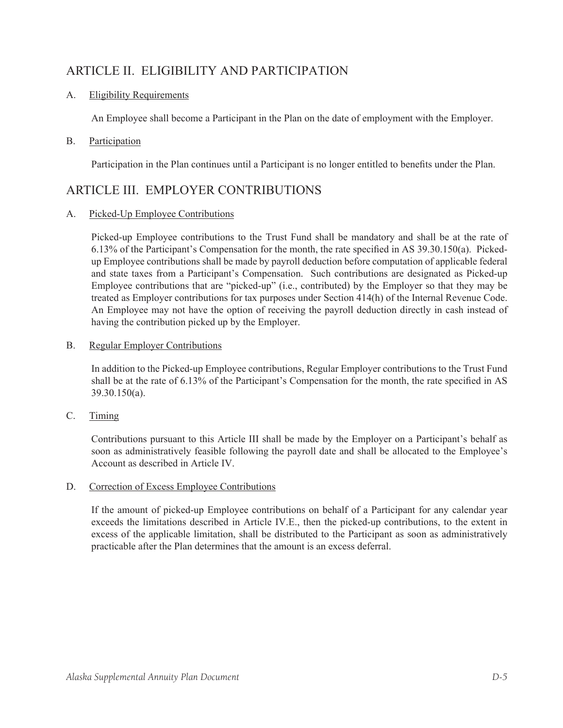## ARTICLE II. ELIGIBILITY AND PARTICIPATION

A. Eligibility Requirements

An Employee shall become a Participant in the Plan on the date of employment with the Employer.

B. Participation

Participation in the Plan continues until a Participant is no longer entitled to benefits under the Plan.

## ARTICLE III. EMPLOYER CONTRIBUTIONS

A. Picked-Up Employee Contributions

Picked-up Employee contributions to the Trust Fund shall be mandatory and shall be at the rate of 6.13% of the Participant's Compensation for the month, the rate specified in AS 39.30.150(a). Picked-up Employee contributions shall be made by payroll deduction before computation of applicable federal and state taxes from a Participant's Compensation. Such contributions are designated as Picked-up Employee contributions that are "picked-up" (i.e., contributed) by the Employer so that they may be treated as Employer contributions for tax purposes under Section 414(h) of the Internal Revenue Code. An Employee may not have the option of receiving the payroll deduction directly in cash instead of having the contribution picked up by the Employer.

B. Regular Employer Contributions

In addition to the Picked-up Employee contributions, Regular Employer contributions to the Trust Fund shall be at the rate of 6.13% of the Participant's Compensation for the month, the rate specified in AS 39.30.150(a).

C. Timing

Contributions pursuant to this Article III shall be made by the Employer on a Participant's behalf as soon as administratively feasible following the payroll date and shall be allocated to the Employee's Account as described in Article IV.

D. Correction of Excess Employee Contributions

If the amount of picked-up Employee contributions on behalf of a Participant for any calendar year exceeds the limitations described in Article IV.E., then the picked-up contributions, to the extent in excess of the applicable limitation, shall be distributed to the Participant as soon as administratively practicable after the Plan determines that the amount is an excess deferral.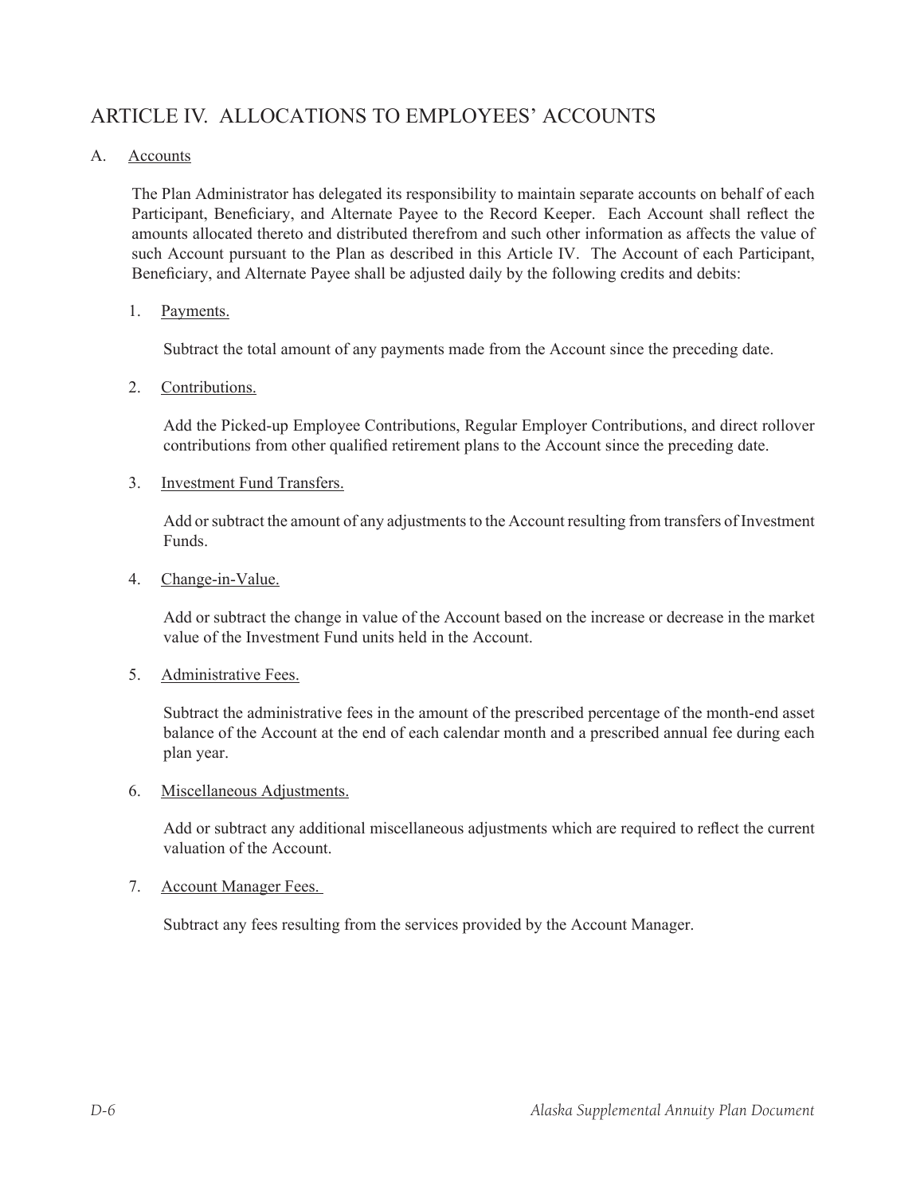## ARTICLE IV. ALLOCATIONS TO EMPLOYEES' ACCOUNTS

A. Accounts

The Plan Administrator has delegated its responsibility to maintain separate accounts on behalf of each Participant, Beneficiary, and Alternate Payee to the Record Keeper. Each Account shall reflect the amounts allocated thereto and distributed therefrom and such other information as affects the value of such Account pursuant to the Plan as described in this Article IV. The Account of each Participant, Beneficiary, and Alternate Payee shall be adjusted daily by the following credits and debits:

1. Payments.

   Subtract the total amount of any payments made from the Account since the preceding date.

2. Contributions.

   Add the Picked-up Employee Contributions, Regular Employer Contributions, and direct rollover contributions from other qualified retirement plans to the Account since the preceding date.

3. Investment Fund Transfers.

   Add or subtract the amount of any adjustments to the Account resulting from transfers of Investment Funds.

4. Change-in-Value.

   Add or subtract the change in value of the Account based on the increase or decrease in the market value of the Investment Fund units held in the Account.

5. Administrative Fees.

   Subtract the administrative fees in the amount of the prescribed percentage of the month-end asset balance of the Account at the end of each calendar month and a prescribed annual fee during each plan year.

6. Miscellaneous Adjustments.

   Add or subtract any additional miscellaneous adjustments which are required to reflect the current valuation of the Account.

7. Account Manager Fees.

   Subtract any fees resulting from the services provided by the Account Manager.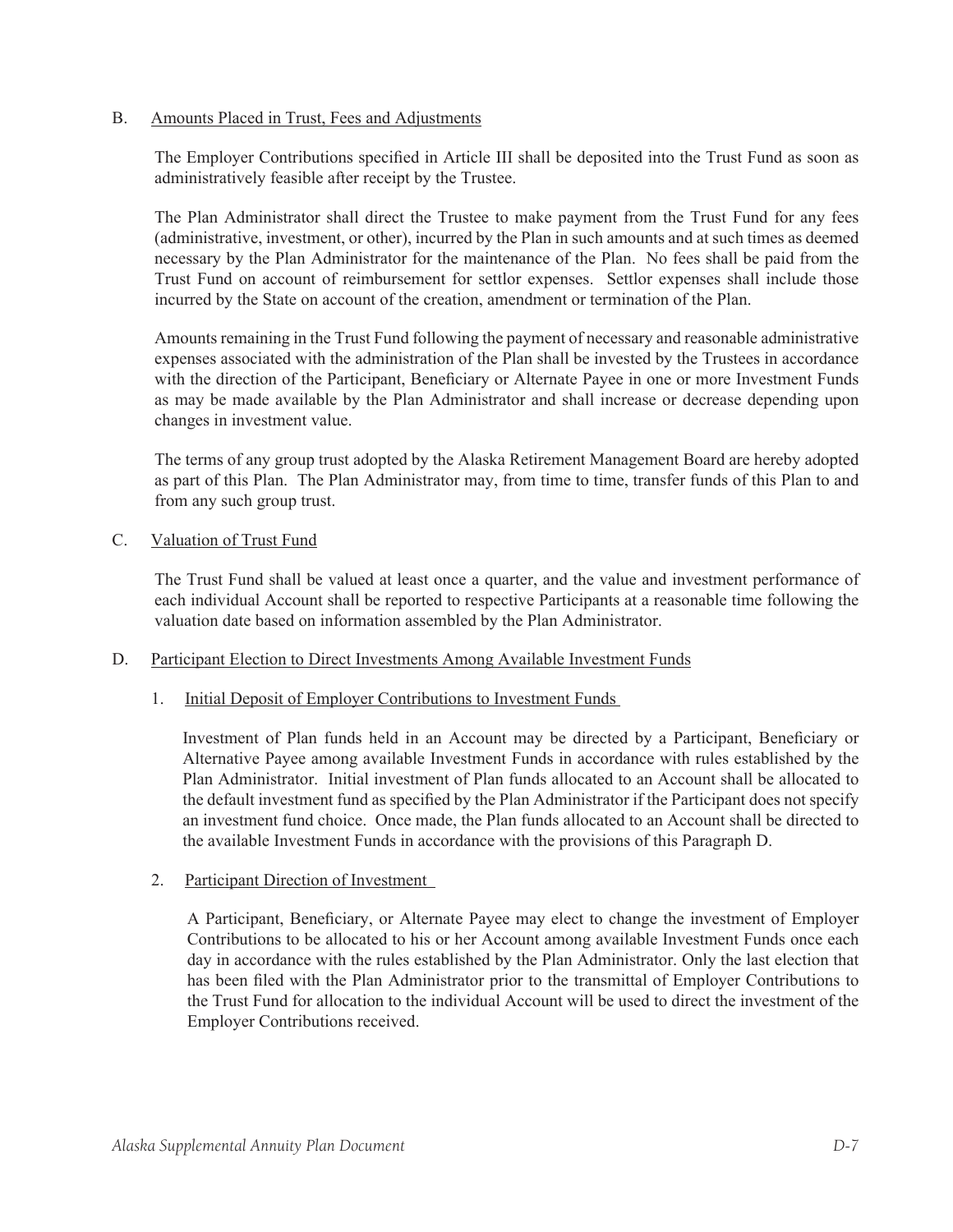### B. Amounts Placed in Trust, Fees and Adjustments

The Employer Contributions specified in Article III shall be deposited into the Trust Fund as soon as administratively feasible after receipt by the Trustee.

The Plan Administrator shall direct the Trustee to make payment from the Trust Fund for any fees (administrative, investment, or other), incurred by the Plan in such amounts and at such times as deemed necessary by the Plan Administrator for the maintenance of the Plan. No fees shall be paid from the Trust Fund on account of reimbursement for settlor expenses. Settlor expenses shall include those incurred by the State on account of the creation, amendment or termination of the Plan.

Amounts remaining in the Trust Fund following the payment of necessary and reasonable administrative expenses associated with the administration of the Plan shall be invested by the Trustees in accordance with the direction of the Participant, Beneficiary or Alternate Payee in one or more Investment Funds as may be made available by the Plan Administrator and shall increase or decrease depending upon changes in investment value.

The terms of any group trust adopted by the Alaska Retirement Management Board are hereby adopted as part of this Plan. The Plan Administrator may, from time to time, transfer funds of this Plan to and from any such group trust.

### C. Valuation of Trust Fund

The Trust Fund shall be valued at least once a quarter, and the value and investment performance of each individual Account shall be reported to respective Participants at a reasonable time following the valuation date based on information assembled by the Plan Administrator.

### D. Participant Election to Direct Investments Among Available Investment Funds

#### 1. Initial Deposit of Employer Contributions to Investment Funds

Investment of Plan funds held in an Account may be directed by a Participant, Beneficiary or Alternative Payee among available Investment Funds in accordance with rules established by the Plan Administrator. Initial investment of Plan funds allocated to an Account shall be allocated to the default investment fund as specified by the Plan Administrator if the Participant does not specify an investment fund choice. Once made, the Plan funds allocated to an Account shall be directed to the available Investment Funds in accordance with the provisions of this Paragraph D.

#### 2. Participant Direction of Investment

A Participant, Beneficiary, or Alternate Payee may elect to change the investment of Employer Contributions to be allocated to his or her Account among available Investment Funds once each day in accordance with the rules established by the Plan Administrator. Only the last election that has been filed with the Plan Administrator prior to the transmittal of Employer Contributions to the Trust Fund for allocation to the individual Account will be used to direct the investment of the Employer Contributions received.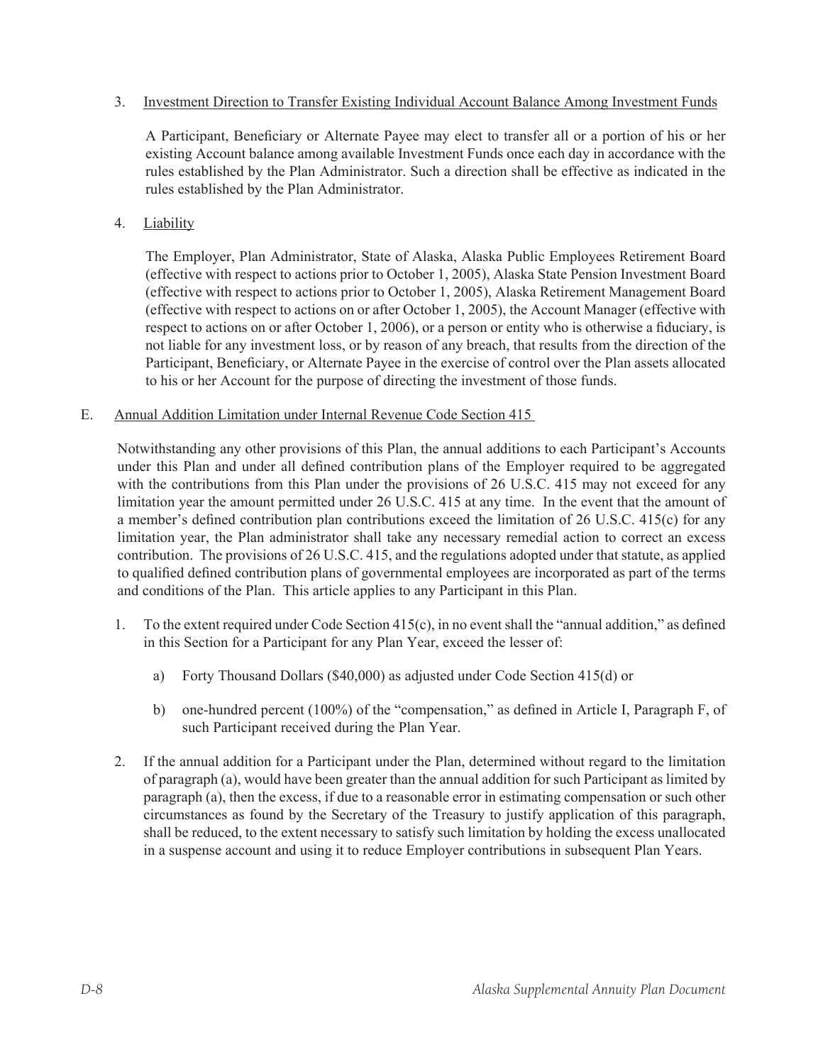3. Investment Direction to Transfer Existing Individual Account Balance Among Investment Funds

   A Participant, Beneficiary or Alternate Payee may elect to transfer all or a portion of his or her existing Account balance among available Investment Funds once each day in accordance with the rules established by the Plan Administrator. Such a direction shall be effective as indicated in the rules established by the Plan Administrator.

4. Liability

   The Employer, Plan Administrator, State of Alaska, Alaska Public Employees Retirement Board (effective with respect to actions prior to October 1, 2005), Alaska State Pension Investment Board (effective with respect to actions prior to October 1, 2005), Alaska Retirement Management Board (effective with respect to actions on or after October 1, 2005), the Account Manager (effective with respect to actions on or after October 1, 2006), or a person or entity who is otherwise a fiduciary, is not liable for any investment loss, or by reason of any breach, that results from the direction of the Participant, Beneficiary, or Alternate Payee in the exercise of control over the Plan assets allocated to his or her Account for the purpose of directing the investment of those funds.

E. Annual Addition Limitation under Internal Revenue Code Section 415

Notwithstanding any other provisions of this Plan, the annual additions to each Participant's Accounts under this Plan and under all defined contribution plans of the Employer required to be aggregated with the contributions from this Plan under the provisions of 26 U.S.C. 415 may not exceed for any limitation year the amount permitted under 26 U.S.C. 415 at any time. In the event that the amount of a member's defined contribution plan contributions exceed the limitation of 26 U.S.C. 415(c) for any limitation year, the Plan administrator shall take any necessary remedial action to correct an excess contribution. The provisions of 26 U.S.C. 415, and the regulations adopted under that statute, as applied to qualified defined contribution plans of governmental employees are incorporated as part of the terms and conditions of the Plan. This article applies to any Participant in this Plan.

1. To the extent required under Code Section 415(c), in no event shall the "annual addition," as defined in this Section for a Participant for any Plan Year, exceed the lesser of:

   a) Forty Thousand Dollars ($40,000) as adjusted under Code Section 415(d) or

   b) one-hundred percent (100%) of the "compensation," as defined in Article I, Paragraph F, of such Participant received during the Plan Year.

2. If the annual addition for a Participant under the Plan, determined without regard to the limitation of paragraph (a), would have been greater than the annual addition for such Participant as limited by paragraph (a), then the excess, if due to a reasonable error in estimating compensation or such other circumstances as found by the Secretary of the Treasury to justify application of this paragraph, shall be reduced, to the extent necessary to satisfy such limitation by holding the excess unallocated in a suspense account and using it to reduce Employer contributions in subsequent Plan Years.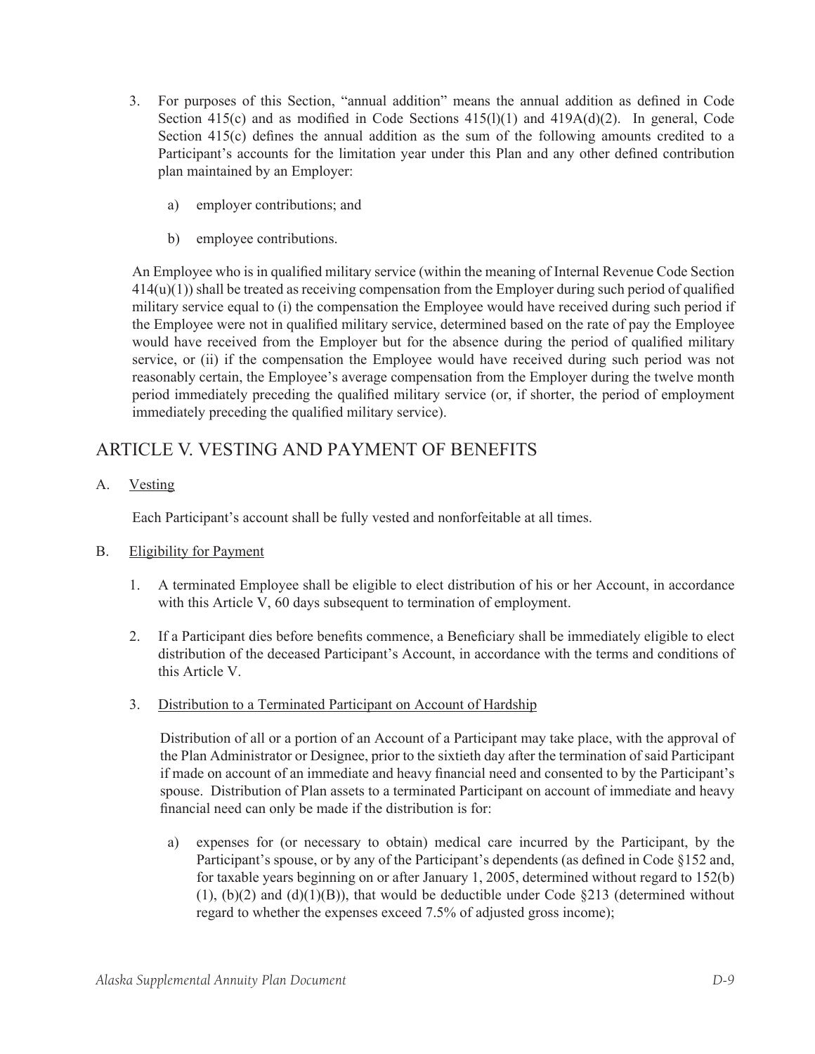3. For purposes of this Section, "annual addition" means the annual addition as defined in Code Section 415(c) and as modified in Code Sections 415(l)(1) and 419A(d)(2). In general, Code Section 415(c) defines the annual addition as the sum of the following amounts credited to a Participant's accounts for the limitation year under this Plan and any other defined contribution plan maintained by an Employer:

   a) employer contributions; and

   b) employee contributions.

   An Employee who is in qualified military service (within the meaning of Internal Revenue Code Section 414(u)(1)) shall be treated as receiving compensation from the Employer during such period of qualified military service equal to (i) the compensation the Employee would have received during such period if the Employee were not in qualified military service, determined based on the rate of pay the Employee would have received from the Employer but for the absence during the period of qualified military service, or (ii) if the compensation the Employee would have received during such period was not reasonably certain, the Employee's average compensation from the Employer during the twelve month period immediately preceding the qualified military service (or, if shorter, the period of employment immediately preceding the qualified military service).

## ARTICLE V. VESTING AND PAYMENT OF BENEFITS

A. Vesting

Each Participant's account shall be fully vested and nonforfeitable at all times.

B. Eligibility for Payment

1. A terminated Employee shall be eligible to elect distribution of his or her Account, in accordance with this Article V, 60 days subsequent to termination of employment.

2. If a Participant dies before benefits commence, a Beneficiary shall be immediately eligible to elect distribution of the deceased Participant's Account, in accordance with the terms and conditions of this Article V.

3. Distribution to a Terminated Participant on Account of Hardship

   Distribution of all or a portion of an Account of a Participant may take place, with the approval of the Plan Administrator or Designee, prior to the sixtieth day after the termination of said Participant if made on account of an immediate and heavy financial need and consented to by the Participant's spouse. Distribution of Plan assets to a terminated Participant on account of immediate and heavy financial need can only be made if the distribution is for:

   a) expenses for (or necessary to obtain) medical care incurred by the Participant, by the Participant's spouse, or by any of the Participant's dependents (as defined in Code §152 and, for taxable years beginning on or after January 1, 2005, determined without regard to 152(b)(1), (b)(2) and (d)(1)(B)), that would be deductible under Code §213 (determined without regard to whether the expenses exceed 7.5% of adjusted gross income);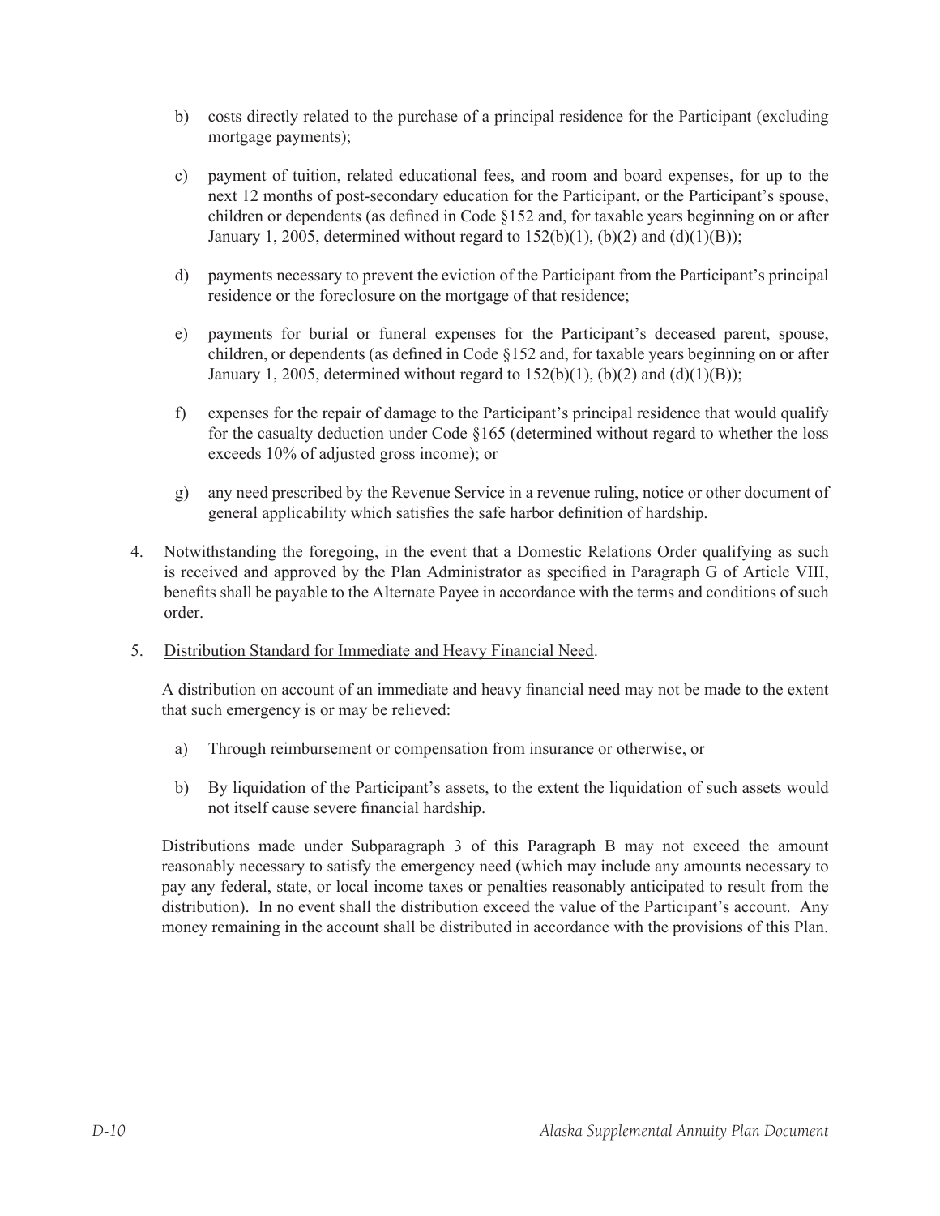b) costs directly related to the purchase of a principal residence for the Participant (excluding mortgage payments);

c) payment of tuition, related educational fees, and room and board expenses, for up to the next 12 months of post-secondary education for the Participant, or the Participant's spouse, children or dependents (as defined in Code §152 and, for taxable years beginning on or after January 1, 2005, determined without regard to 152(b)(1), (b)(2) and (d)(1)(B));

d) payments necessary to prevent the eviction of the Participant from the Participant's principal residence or the foreclosure on the mortgage of that residence;

e) payments for burial or funeral expenses for the Participant's deceased parent, spouse, children, or dependents (as defined in Code §152 and, for taxable years beginning on or after January 1, 2005, determined without regard to 152(b)(1), (b)(2) and (d)(1)(B));

f) expenses for the repair of damage to the Participant's principal residence that would qualify for the casualty deduction under Code §165 (determined without regard to whether the loss exceeds 10% of adjusted gross income); or

g) any need prescribed by the Revenue Service in a revenue ruling, notice or other document of general applicability which satisfies the safe harbor definition of hardship.

4. Notwithstanding the foregoing, in the event that a Domestic Relations Order qualifying as such is received and approved by the Plan Administrator as specified in Paragraph G of Article VIII, benefits shall be payable to the Alternate Payee in accordance with the terms and conditions of such order.

5. Distribution Standard for Immediate and Heavy Financial Need.

   A distribution on account of an immediate and heavy financial need may not be made to the extent that such emergency is or may be relieved:

   a) Through reimbursement or compensation from insurance or otherwise, or

   b) By liquidation of the Participant's assets, to the extent the liquidation of such assets would not itself cause severe financial hardship.

   Distributions made under Subparagraph 3 of this Paragraph B may not exceed the amount reasonably necessary to satisfy the emergency need (which may include any amounts necessary to pay any federal, state, or local income taxes or penalties reasonably anticipated to result from the distribution). In no event shall the distribution exceed the value of the Participant's account. Any money remaining in the account shall be distributed in accordance with the provisions of this Plan.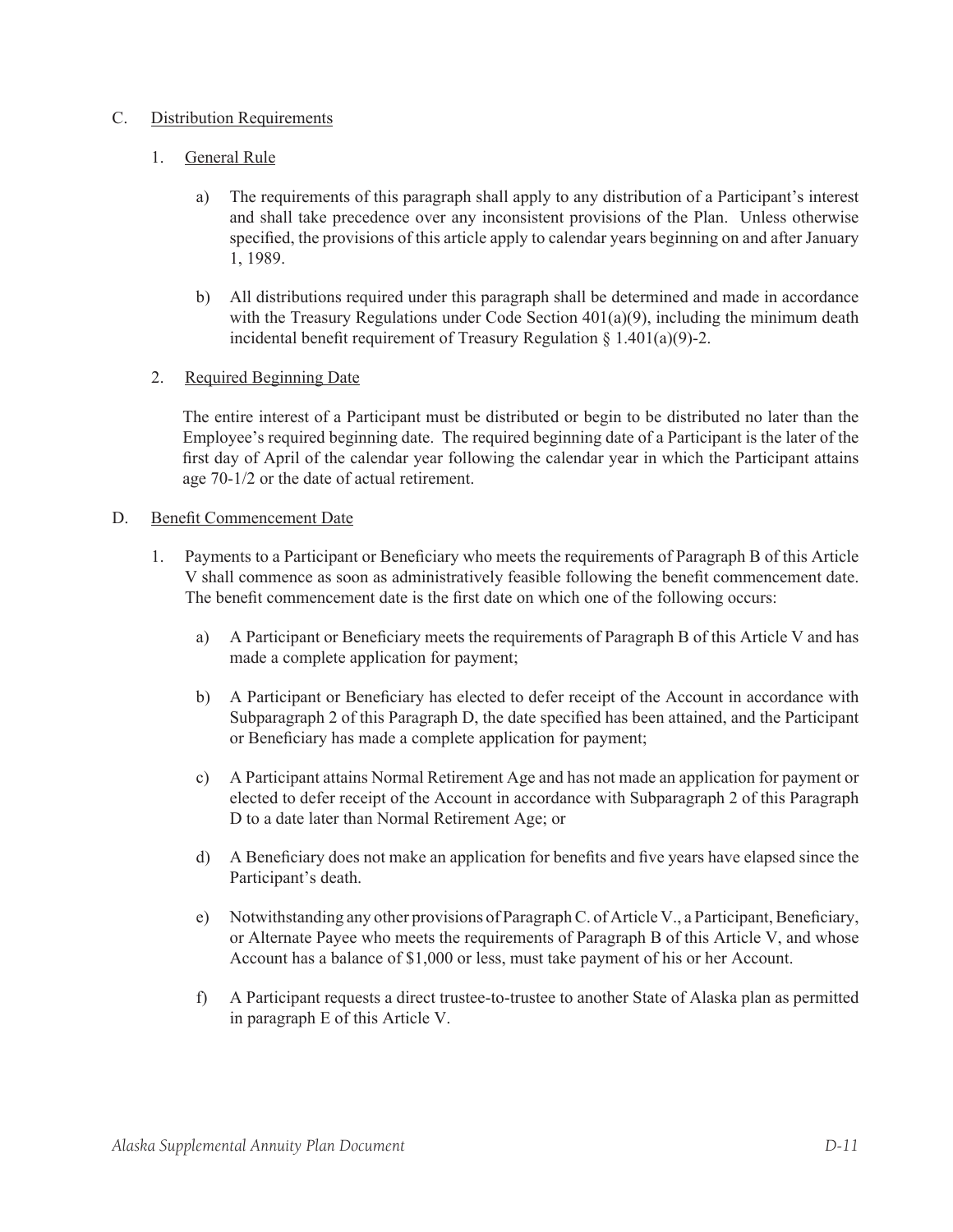C. Distribution Requirements

1. General Rule

   a) The requirements of this paragraph shall apply to any distribution of a Participant's interest and shall take precedence over any inconsistent provisions of the Plan. Unless otherwise specified, the provisions of this article apply to calendar years beginning on and after January 1, 1989.

   b) All distributions required under this paragraph shall be determined and made in accordance with the Treasury Regulations under Code Section 401(a)(9), including the minimum death incidental benefit requirement of Treasury Regulation § 1.401(a)(9)-2.

2. Required Beginning Date

   The entire interest of a Participant must be distributed or begin to be distributed no later than the Employee's required beginning date. The required beginning date of a Participant is the later of the first day of April of the calendar year following the calendar year in which the Participant attains age 70-1/2 or the date of actual retirement.

D. Benefit Commencement Date

1. Payments to a Participant or Beneficiary who meets the requirements of Paragraph B of this Article V shall commence as soon as administratively feasible following the benefit commencement date. The benefit commencement date is the first date on which one of the following occurs:

   a) A Participant or Beneficiary meets the requirements of Paragraph B of this Article V and has made a complete application for payment;

   b) A Participant or Beneficiary has elected to defer receipt of the Account in accordance with Subparagraph 2 of this Paragraph D, the date specified has been attained, and the Participant or Beneficiary has made a complete application for payment;

   c) A Participant attains Normal Retirement Age and has not made an application for payment or elected to defer receipt of the Account in accordance with Subparagraph 2 of this Paragraph D to a date later than Normal Retirement Age; or

   d) A Beneficiary does not make an application for benefits and five years have elapsed since the Participant's death.

   e) Notwithstanding any other provisions of Paragraph C. of Article V., a Participant, Beneficiary, or Alternate Payee who meets the requirements of Paragraph B of this Article V, and whose Account has a balance of $1,000 or less, must take payment of his or her Account.

   f) A Participant requests a direct trustee-to-trustee to another State of Alaska plan as permitted in paragraph E of this Article V.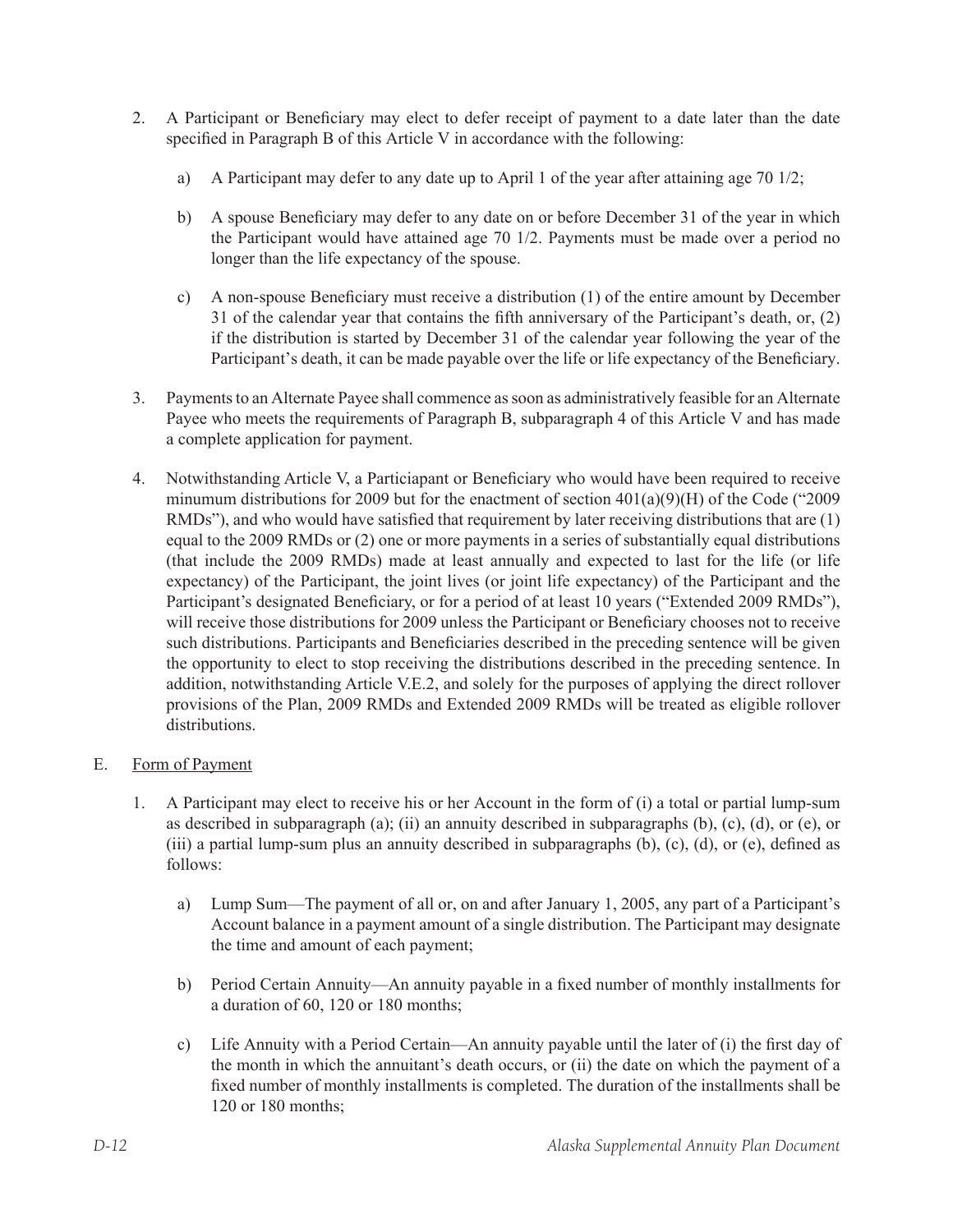2. A Participant or Beneficiary may elect to defer receipt of payment to a date later than the date specified in Paragraph B of this Article V in accordance with the following:

   a) A Participant may defer to any date up to April 1 of the year after attaining age 70 1/2;

   b) A spouse Beneficiary may defer to any date on or before December 31 of the year in which the Participant would have attained age 70 1/2. Payments must be made over a period no longer than the life expectancy of the spouse.

   c) A non-spouse Beneficiary must receive a distribution (1) of the entire amount by December 31 of the calendar year that contains the fifth anniversary of the Participant's death, or, (2) if the distribution is started by December 31 of the calendar year following the year of the Participant's death, it can be made payable over the life or life expectancy of the Beneficiary.

3. Payments to an Alternate Payee shall commence as soon as administratively feasible for an Alternate Payee who meets the requirements of Paragraph B, subparagraph 4 of this Article V and has made a complete application for payment.

4. Notwithstanding Article V, a Particiapant or Beneficiary who would have been required to receive minumum distributions for 2009 but for the enactment of section 401(a)(9)(H) of the Code ("2009 RMDs"), and who would have satisfied that requirement by later receiving distributions that are (1) equal to the 2009 RMDs or (2) one or more payments in a series of substantially equal distributions (that include the 2009 RMDs) made at least annually and expected to last for the life (or life expectancy) of the Participant, the joint lives (or joint life expectancy) of the Participant and the Participant's designated Beneficiary, or for a period of at least 10 years ("Extended 2009 RMDs"), will receive those distributions for 2009 unless the Participant or Beneficiary chooses not to receive such distributions. Participants and Beneficiaries described in the preceding sentence will be given the opportunity to elect to stop receiving the distributions described in the preceding sentence. In addition, notwithstanding Article V.E.2, and solely for the purposes of applying the direct rollover provisions of the Plan, 2009 RMDs and Extended 2009 RMDs will be treated as eligible rollover distributions.

E. Form of Payment

1. A Participant may elect to receive his or her Account in the form of (i) a total or partial lump-sum as described in subparagraph (a); (ii) an annuity described in subparagraphs (b), (c), (d), or (e), or (iii) a partial lump-sum plus an annuity described in subparagraphs (b), (c), (d), or (e), defined as follows:

   a) Lump Sum—The payment of all or, on and after January 1, 2005, any part of a Participant's Account balance in a payment amount of a single distribution. The Participant may designate the time and amount of each payment;

   b) Period Certain Annuity—An annuity payable in a fixed number of monthly installments for a duration of 60, 120 or 180 months;

   c) Life Annuity with a Period Certain—An annuity payable until the later of (i) the first day of the month in which the annuitant's death occurs, or (ii) the date on which the payment of a fixed number of monthly installments is completed. The duration of the installments shall be 120 or 180 months;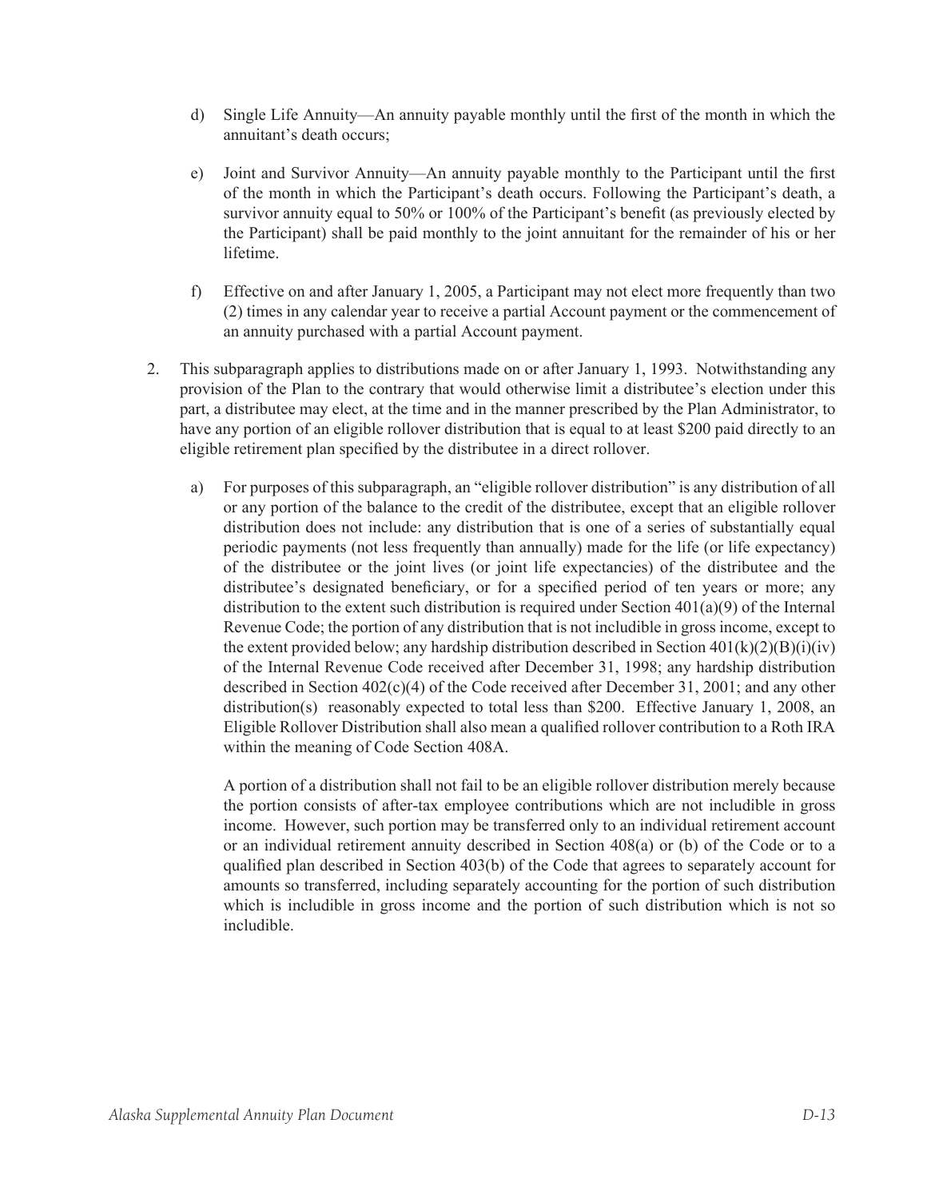d) Single Life Annuity—An annuity payable monthly until the first of the month in which the annuitant's death occurs;

e) Joint and Survivor Annuity—An annuity payable monthly to the Participant until the first of the month in which the Participant's death occurs. Following the Participant's death, a survivor annuity equal to 50% or 100% of the Participant's benefit (as previously elected by the Participant) shall be paid monthly to the joint annuitant for the remainder of his or her lifetime.

f) Effective on and after January 1, 2005, a Participant may not elect more frequently than two (2) times in any calendar year to receive a partial Account payment or the commencement of an annuity purchased with a partial Account payment.

2. This subparagraph applies to distributions made on or after January 1, 1993. Notwithstanding any provision of the Plan to the contrary that would otherwise limit a distributee's election under this part, a distributee may elect, at the time and in the manner prescribed by the Plan Administrator, to have any portion of an eligible rollover distribution that is equal to at least $200 paid directly to an eligible retirement plan specified by the distributee in a direct rollover.

   a) For purposes of this subparagraph, an "eligible rollover distribution" is any distribution of all or any portion of the balance to the credit of the distributee, except that an eligible rollover distribution does not include: any distribution that is one of a series of substantially equal periodic payments (not less frequently than annually) made for the life (or life expectancy) of the distributee or the joint lives (or joint life expectancies) of the distributee and the distributee's designated beneficiary, or for a specified period of ten years or more; any distribution to the extent such distribution is required under Section 401(a)(9) of the Internal Revenue Code; the portion of any distribution that is not includible in gross income, except to the extent provided below; any hardship distribution described in Section 401(k)(2)(B)(i)(iv) of the Internal Revenue Code received after December 31, 1998; any hardship distribution described in Section 402(c)(4) of the Code received after December 31, 2001; and any other distribution(s) reasonably expected to total less than $200. Effective January 1, 2008, an Eligible Rollover Distribution shall also mean a qualified rollover contribution to a Roth IRA within the meaning of Code Section 408A.

   A portion of a distribution shall not fail to be an eligible rollover distribution merely because the portion consists of after-tax employee contributions which are not includible in gross income. However, such portion may be transferred only to an individual retirement account or an individual retirement annuity described in Section 408(a) or (b) of the Code or to a qualified plan described in Section 403(b) of the Code that agrees to separately account for amounts so transferred, including separately accounting for the portion of such distribution which is includible in gross income and the portion of such distribution which is not so includible.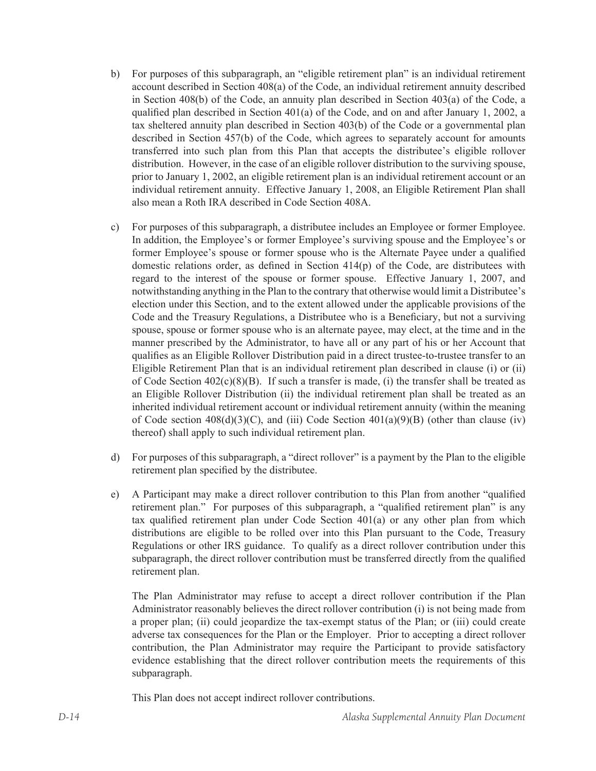b) For purposes of this subparagraph, an "eligible retirement plan" is an individual retirement account described in Section 408(a) of the Code, an individual retirement annuity described in Section 408(b) of the Code, an annuity plan described in Section 403(a) of the Code, a qualified plan described in Section 401(a) of the Code, and on and after January 1, 2002, a tax sheltered annuity plan described in Section 403(b) of the Code or a governmental plan described in Section 457(b) of the Code, which agrees to separately account for amounts transferred into such plan from this Plan that accepts the distributee's eligible rollover distribution. However, in the case of an eligible rollover distribution to the surviving spouse, prior to January 1, 2002, an eligible retirement plan is an individual retirement account or an individual retirement annuity. Effective January 1, 2008, an Eligible Retirement Plan shall also mean a Roth IRA described in Code Section 408A.

c) For purposes of this subparagraph, a distributee includes an Employee or former Employee. In addition, the Employee's or former Employee's surviving spouse and the Employee's or former Employee's spouse or former spouse who is the Alternate Payee under a qualified domestic relations order, as defined in Section 414(p) of the Code, are distributees with regard to the interest of the spouse or former spouse. Effective January 1, 2007, and notwithstanding anything in the Plan to the contrary that otherwise would limit a Distributee's election under this Section, and to the extent allowed under the applicable provisions of the Code and the Treasury Regulations, a Distributee who is a Beneficiary, but not a surviving spouse, spouse or former spouse who is an alternate payee, may elect, at the time and in the manner prescribed by the Administrator, to have all or any part of his or her Account that qualifies as an Eligible Rollover Distribution paid in a direct trustee-to-trustee transfer to an Eligible Retirement Plan that is an individual retirement plan described in clause (i) or (ii) of Code Section 402(c)(8)(B). If such a transfer is made, (i) the transfer shall be treated as an Eligible Rollover Distribution (ii) the individual retirement plan shall be treated as an inherited individual retirement account or individual retirement annuity (within the meaning of Code section 408(d)(3)(C), and (iii) Code Section 401(a)(9)(B) (other than clause (iv) thereof) shall apply to such individual retirement plan.

d) For purposes of this subparagraph, a "direct rollover" is a payment by the Plan to the eligible retirement plan specified by the distributee.

e) A Participant may make a direct rollover contribution to this Plan from another "qualified retirement plan." For purposes of this subparagraph, a "qualified retirement plan" is any tax qualified retirement plan under Code Section 401(a) or any other plan from which distributions are eligible to be rolled over into this Plan pursuant to the Code, Treasury Regulations or other IRS guidance. To qualify as a direct rollover contribution under this subparagraph, the direct rollover contribution must be transferred directly from the qualified retirement plan.

   The Plan Administrator may refuse to accept a direct rollover contribution if the Plan Administrator reasonably believes the direct rollover contribution (i) is not being made from a proper plan; (ii) could jeopardize the tax-exempt status of the Plan; or (iii) could create adverse tax consequences for the Plan or the Employer. Prior to accepting a direct rollover contribution, the Plan Administrator may require the Participant to provide satisfactory evidence establishing that the direct rollover contribution meets the requirements of this subparagraph.

   This Plan does not accept indirect rollover contributions.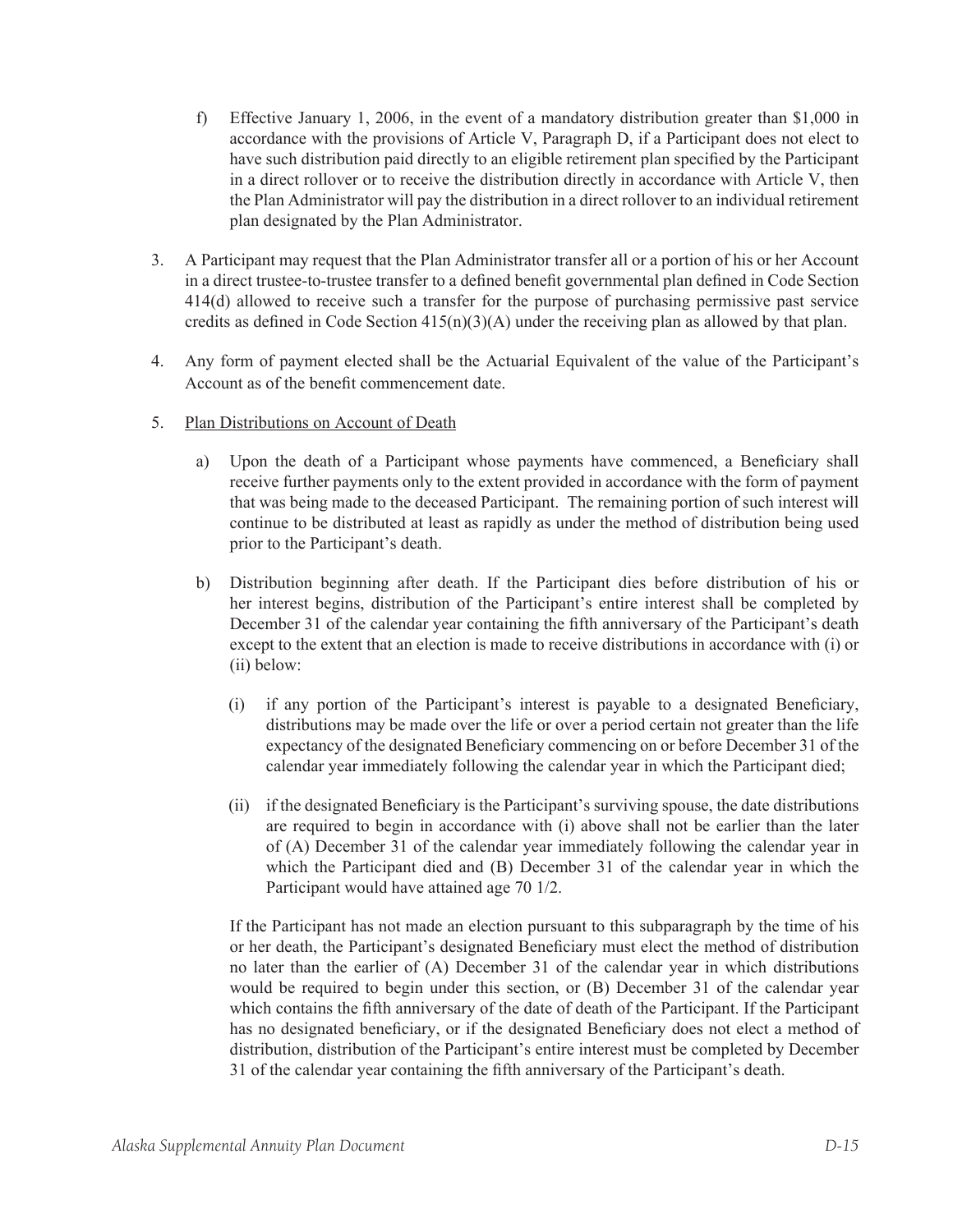f) Effective January 1, 2006, in the event of a mandatory distribution greater than $1,000 in accordance with the provisions of Article V, Paragraph D, if a Participant does not elect to have such distribution paid directly to an eligible retirement plan specified by the Participant in a direct rollover or to receive the distribution directly in accordance with Article V, then the Plan Administrator will pay the distribution in a direct rollover to an individual retirement plan designated by the Plan Administrator.

3. A Participant may request that the Plan Administrator transfer all or a portion of his or her Account in a direct trustee-to-trustee transfer to a defined benefit governmental plan defined in Code Section 414(d) allowed to receive such a transfer for the purpose of purchasing permissive past service credits as defined in Code Section 415(n)(3)(A) under the receiving plan as allowed by that plan.

4. Any form of payment elected shall be the Actuarial Equivalent of the value of the Participant's Account as of the benefit commencement date.

5. Plan Distributions on Account of Death

   a) Upon the death of a Participant whose payments have commenced, a Beneficiary shall receive further payments only to the extent provided in accordance with the form of payment that was being made to the deceased Participant. The remaining portion of such interest will continue to be distributed at least as rapidly as under the method of distribution being used prior to the Participant's death.

   b) Distribution beginning after death. If the Participant dies before distribution of his or her interest begins, distribution of the Participant's entire interest shall be completed by December 31 of the calendar year containing the fifth anniversary of the Participant's death except to the extent that an election is made to receive distributions in accordance with (i) or (ii) below:

      (i) if any portion of the Participant's interest is payable to a designated Beneficiary, distributions may be made over the life or over a period certain not greater than the life expectancy of the designated Beneficiary commencing on or before December 31 of the calendar year immediately following the calendar year in which the Participant died;

      (ii) if the designated Beneficiary is the Participant's surviving spouse, the date distributions are required to begin in accordance with (i) above shall not be earlier than the later of (A) December 31 of the calendar year immediately following the calendar year in which the Participant died and (B) December 31 of the calendar year in which the Participant would have attained age 70 1/2.

   If the Participant has not made an election pursuant to this subparagraph by the time of his or her death, the Participant's designated Beneficiary must elect the method of distribution no later than the earlier of (A) December 31 of the calendar year in which distributions would be required to begin under this section, or (B) December 31 of the calendar year which contains the fifth anniversary of the date of death of the Participant. If the Participant has no designated beneficiary, or if the designated Beneficiary does not elect a method of distribution, distribution of the Participant's entire interest must be completed by December 31 of the calendar year containing the fifth anniversary of the Participant's death.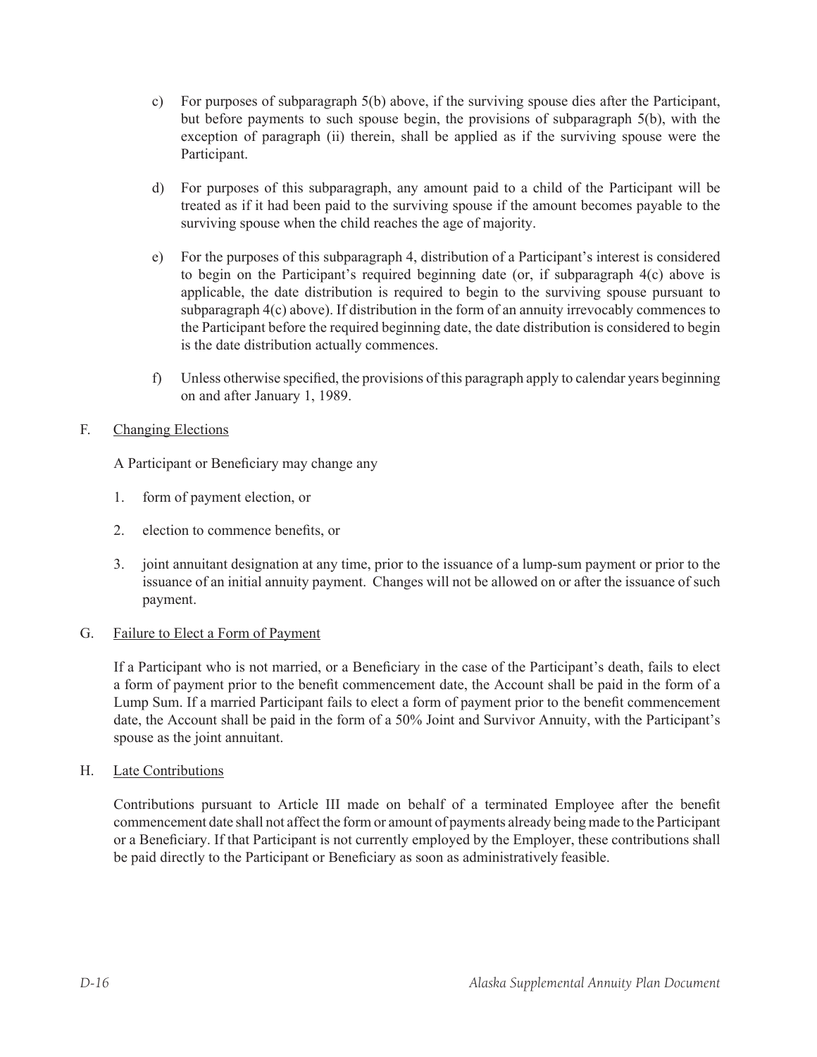c) For purposes of subparagraph 5(b) above, if the surviving spouse dies after the Participant, but before payments to such spouse begin, the provisions of subparagraph 5(b), with the exception of paragraph (ii) therein, shall be applied as if the surviving spouse were the Participant.

d) For purposes of this subparagraph, any amount paid to a child of the Participant will be treated as if it had been paid to the surviving spouse if the amount becomes payable to the surviving spouse when the child reaches the age of majority.

e) For the purposes of this subparagraph 4, distribution of a Participant's interest is considered to begin on the Participant's required beginning date (or, if subparagraph 4(c) above is applicable, the date distribution is required to begin to the surviving spouse pursuant to subparagraph 4(c) above). If distribution in the form of an annuity irrevocably commences to the Participant before the required beginning date, the date distribution is considered to begin is the date distribution actually commences.

f) Unless otherwise specified, the provisions of this paragraph apply to calendar years beginning on and after January 1, 1989.

F. <u>Changing Elections</u>

A Participant or Beneficiary may change any

1. form of payment election, or

2. election to commence benefits, or

3. joint annuitant designation at any time, prior to the issuance of a lump-sum payment or prior to the issuance of an initial annuity payment. Changes will not be allowed on or after the issuance of such payment.

G. <u>Failure to Elect a Form of Payment</u>

If a Participant who is not married, or a Beneficiary in the case of the Participant's death, fails to elect a form of payment prior to the benefit commencement date, the Account shall be paid in the form of a Lump Sum. If a married Participant fails to elect a form of payment prior to the benefit commencement date, the Account shall be paid in the form of a 50% Joint and Survivor Annuity, with the Participant's spouse as the joint annuitant.

H. <u>Late Contributions</u>

Contributions pursuant to Article III made on behalf of a terminated Employee after the benefit commencement date shall not affect the form or amount of payments already being made to the Participant or a Beneficiary. If that Participant is not currently employed by the Employer, these contributions shall be paid directly to the Participant or Beneficiary as soon as administratively feasible.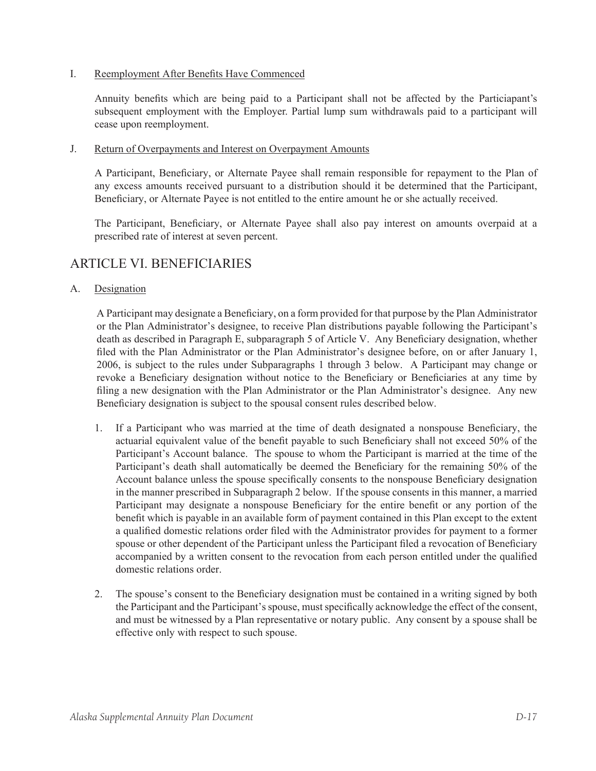I. <u>Reemployment After Benefits Have Commenced</u>

Annuity benefits which are being paid to a Participant shall not be affected by the Particiapant's subsequent employment with the Employer. Partial lump sum withdrawals paid to a participant will cease upon reemployment.

J. <u>Return of Overpayments and Interest on Overpayment Amounts</u>

A Participant, Beneficiary, or Alternate Payee shall remain responsible for repayment to the Plan of any excess amounts received pursuant to a distribution should it be determined that the Participant, Beneficiary, or Alternate Payee is not entitled to the entire amount he or she actually received.

The Participant, Beneficiary, or Alternate Payee shall also pay interest on amounts overpaid at a prescribed rate of interest at seven percent.

## ARTICLE VI. BENEFICIARIES

A. <u>Designation</u>

A Participant may designate a Beneficiary, on a form provided for that purpose by the Plan Administrator or the Plan Administrator's designee, to receive Plan distributions payable following the Participant's death as described in Paragraph E, subparagraph 5 of Article V. Any Beneficiary designation, whether filed with the Plan Administrator or the Plan Administrator's designee before, on or after January 1, 2006, is subject to the rules under Subparagraphs 1 through 3 below. A Participant may change or revoke a Beneficiary designation without notice to the Beneficiary or Beneficiaries at any time by filing a new designation with the Plan Administrator or the Plan Administrator's designee. Any new Beneficiary designation is subject to the spousal consent rules described below.

1. If a Participant who was married at the time of death designated a nonspouse Beneficiary, the actuarial equivalent value of the benefit payable to such Beneficiary shall not exceed 50% of the Participant's Account balance. The spouse to whom the Participant is married at the time of the Participant's death shall automatically be deemed the Beneficiary for the remaining 50% of the Account balance unless the spouse specifically consents to the nonspouse Beneficiary designation in the manner prescribed in Subparagraph 2 below. If the spouse consents in this manner, a married Participant may designate a nonspouse Beneficiary for the entire benefit or any portion of the benefit which is payable in an available form of payment contained in this Plan except to the extent a qualified domestic relations order filed with the Administrator provides for payment to a former spouse or other dependent of the Participant unless the Participant filed a revocation of Beneficiary accompanied by a written consent to the revocation from each person entitled under the qualified domestic relations order.

2. The spouse's consent to the Beneficiary designation must be contained in a writing signed by both the Participant and the Participant's spouse, must specifically acknowledge the effect of the consent, and must be witnessed by a Plan representative or notary public. Any consent by a spouse shall be effective only with respect to such spouse.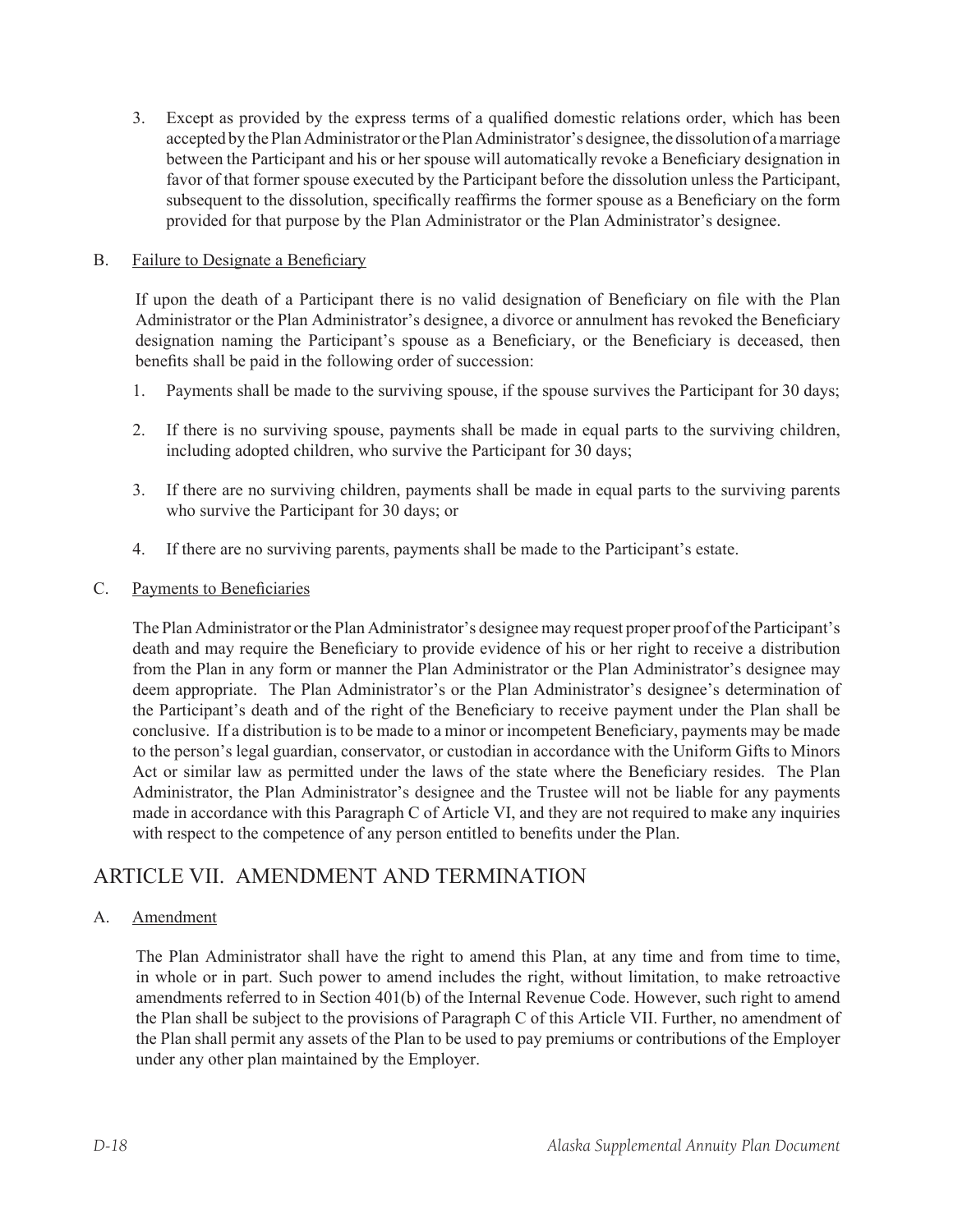3. Except as provided by the express terms of a qualified domestic relations order, which has been accepted by the Plan Administrator or the Plan Administrator's designee, the dissolution of a marriage between the Participant and his or her spouse will automatically revoke a Beneficiary designation in favor of that former spouse executed by the Participant before the dissolution unless the Participant, subsequent to the dissolution, specifically reaffirms the former spouse as a Beneficiary on the form provided for that purpose by the Plan Administrator or the Plan Administrator's designee.

B. <u>Failure to Designate a Beneficiary</u>

If upon the death of a Participant there is no valid designation of Beneficiary on file with the Plan Administrator or the Plan Administrator's designee, a divorce or annulment has revoked the Beneficiary designation naming the Participant's spouse as a Beneficiary, or the Beneficiary is deceased, then benefits shall be paid in the following order of succession:

1. Payments shall be made to the surviving spouse, if the spouse survives the Participant for 30 days;
2. If there is no surviving spouse, payments shall be made in equal parts to the surviving children, including adopted children, who survive the Participant for 30 days;
3. If there are no surviving children, payments shall be made in equal parts to the surviving parents who survive the Participant for 30 days; or
4. If there are no surviving parents, payments shall be made to the Participant's estate.

C. <u>Payments to Beneficiaries</u>

The Plan Administrator or the Plan Administrator's designee may request proper proof of the Participant's death and may require the Beneficiary to provide evidence of his or her right to receive a distribution from the Plan in any form or manner the Plan Administrator or the Plan Administrator's designee may deem appropriate. The Plan Administrator's or the Plan Administrator's designee's determination of the Participant's death and of the right of the Beneficiary to receive payment under the Plan shall be conclusive. If a distribution is to be made to a minor or incompetent Beneficiary, payments may be made to the person's legal guardian, conservator, or custodian in accordance with the Uniform Gifts to Minors Act or similar law as permitted under the laws of the state where the Beneficiary resides. The Plan Administrator, the Plan Administrator's designee and the Trustee will not be liable for any payments made in accordance with this Paragraph C of Article VI, and they are not required to make any inquiries with respect to the competence of any person entitled to benefits under the Plan.

## ARTICLE VII. AMENDMENT AND TERMINATION

A. <u>Amendment</u>

The Plan Administrator shall have the right to amend this Plan, at any time and from time to time, in whole or in part. Such power to amend includes the right, without limitation, to make retroactive amendments referred to in Section 401(b) of the Internal Revenue Code. However, such right to amend the Plan shall be subject to the provisions of Paragraph C of this Article VII. Further, no amendment of the Plan shall permit any assets of the Plan to be used to pay premiums or contributions of the Employer under any other plan maintained by the Employer.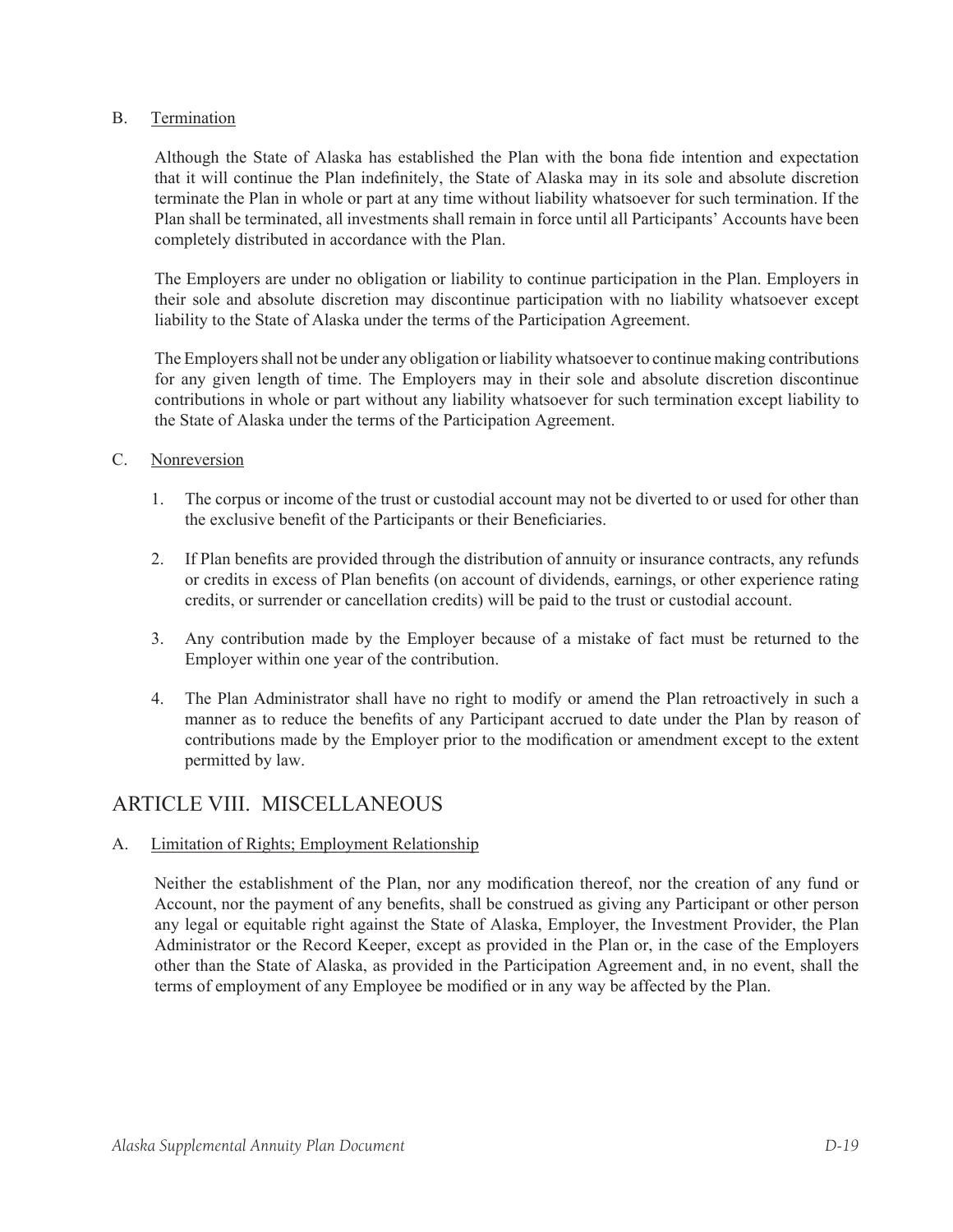B. Termination

Although the State of Alaska has established the Plan with the bona fide intention and expectation that it will continue the Plan indefinitely, the State of Alaska may in its sole and absolute discretion terminate the Plan in whole or part at any time without liability whatsoever for such termination. If the Plan shall be terminated, all investments shall remain in force until all Participants' Accounts have been completely distributed in accordance with the Plan.

The Employers are under no obligation or liability to continue participation in the Plan. Employers in their sole and absolute discretion may discontinue participation with no liability whatsoever except liability to the State of Alaska under the terms of the Participation Agreement.

The Employers shall not be under any obligation or liability whatsoever to continue making contributions for any given length of time. The Employers may in their sole and absolute discretion discontinue contributions in whole or part without any liability whatsoever for such termination except liability to the State of Alaska under the terms of the Participation Agreement.

C. Nonreversion

1. The corpus or income of the trust or custodial account may not be diverted to or used for other than the exclusive benefit of the Participants or their Beneficiaries.

2. If Plan benefits are provided through the distribution of annuity or insurance contracts, any refunds or credits in excess of Plan benefits (on account of dividends, earnings, or other experience rating credits, or surrender or cancellation credits) will be paid to the trust or custodial account.

3. Any contribution made by the Employer because of a mistake of fact must be returned to the Employer within one year of the contribution.

4. The Plan Administrator shall have no right to modify or amend the Plan retroactively in such a manner as to reduce the benefits of any Participant accrued to date under the Plan by reason of contributions made by the Employer prior to the modification or amendment except to the extent permitted by law.

## ARTICLE VIII. MISCELLANEOUS

A. Limitation of Rights; Employment Relationship

Neither the establishment of the Plan, nor any modification thereof, nor the creation of any fund or Account, nor the payment of any benefits, shall be construed as giving any Participant or other person any legal or equitable right against the State of Alaska, Employer, the Investment Provider, the Plan Administrator or the Record Keeper, except as provided in the Plan or, in the case of the Employers other than the State of Alaska, as provided in the Participation Agreement and, in no event, shall the terms of employment of any Employee be modified or in any way be affected by the Plan.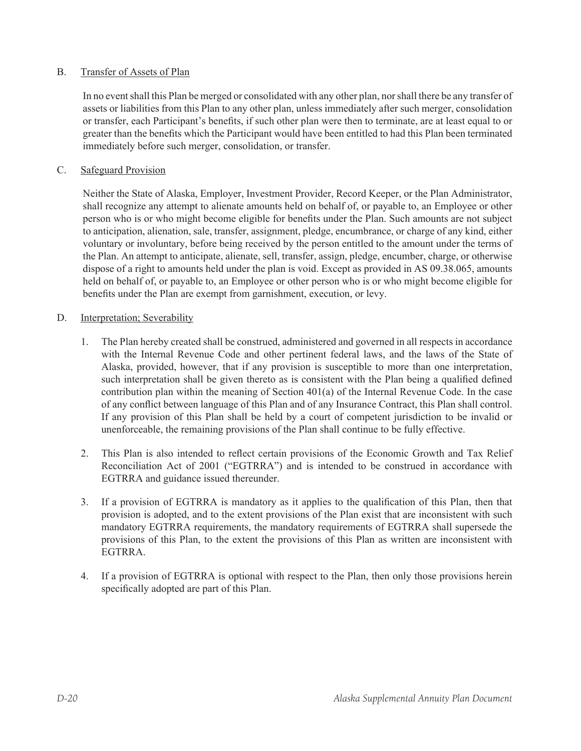B. Transfer of Assets of Plan

In no event shall this Plan be merged or consolidated with any other plan, nor shall there be any transfer of assets or liabilities from this Plan to any other plan, unless immediately after such merger, consolidation or transfer, each Participant's benefits, if such other plan were then to terminate, are at least equal to or greater than the benefits which the Participant would have been entitled to had this Plan been terminated immediately before such merger, consolidation, or transfer.

C. Safeguard Provision

Neither the State of Alaska, Employer, Investment Provider, Record Keeper, or the Plan Administrator, shall recognize any attempt to alienate amounts held on behalf of, or payable to, an Employee or other person who is or who might become eligible for benefits under the Plan. Such amounts are not subject to anticipation, alienation, sale, transfer, assignment, pledge, encumbrance, or charge of any kind, either voluntary or involuntary, before being received by the person entitled to the amount under the terms of the Plan. An attempt to anticipate, alienate, sell, transfer, assign, pledge, encumber, charge, or otherwise dispose of a right to amounts held under the plan is void. Except as provided in AS 09.38.065, amounts held on behalf of, or payable to, an Employee or other person who is or who might become eligible for benefits under the Plan are exempt from garnishment, execution, or levy.

D. Interpretation; Severability

1. The Plan hereby created shall be construed, administered and governed in all respects in accordance with the Internal Revenue Code and other pertinent federal laws, and the laws of the State of Alaska, provided, however, that if any provision is susceptible to more than one interpretation, such interpretation shall be given thereto as is consistent with the Plan being a qualified defined contribution plan within the meaning of Section 401(a) of the Internal Revenue Code. In the case of any conflict between language of this Plan and of any Insurance Contract, this Plan shall control. If any provision of this Plan shall be held by a court of competent jurisdiction to be invalid or unenforceable, the remaining provisions of the Plan shall continue to be fully effective.

2. This Plan is also intended to reflect certain provisions of the Economic Growth and Tax Relief Reconciliation Act of 2001 ("EGTRRA") and is intended to be construed in accordance with EGTRRA and guidance issued thereunder.

3. If a provision of EGTRRA is mandatory as it applies to the qualification of this Plan, then that provision is adopted, and to the extent provisions of the Plan exist that are inconsistent with such mandatory EGTRRA requirements, the mandatory requirements of EGTRRA shall supersede the provisions of this Plan, to the extent the provisions of this Plan as written are inconsistent with EGTRRA.

4. If a provision of EGTRRA is optional with respect to the Plan, then only those provisions herein specifically adopted are part of this Plan.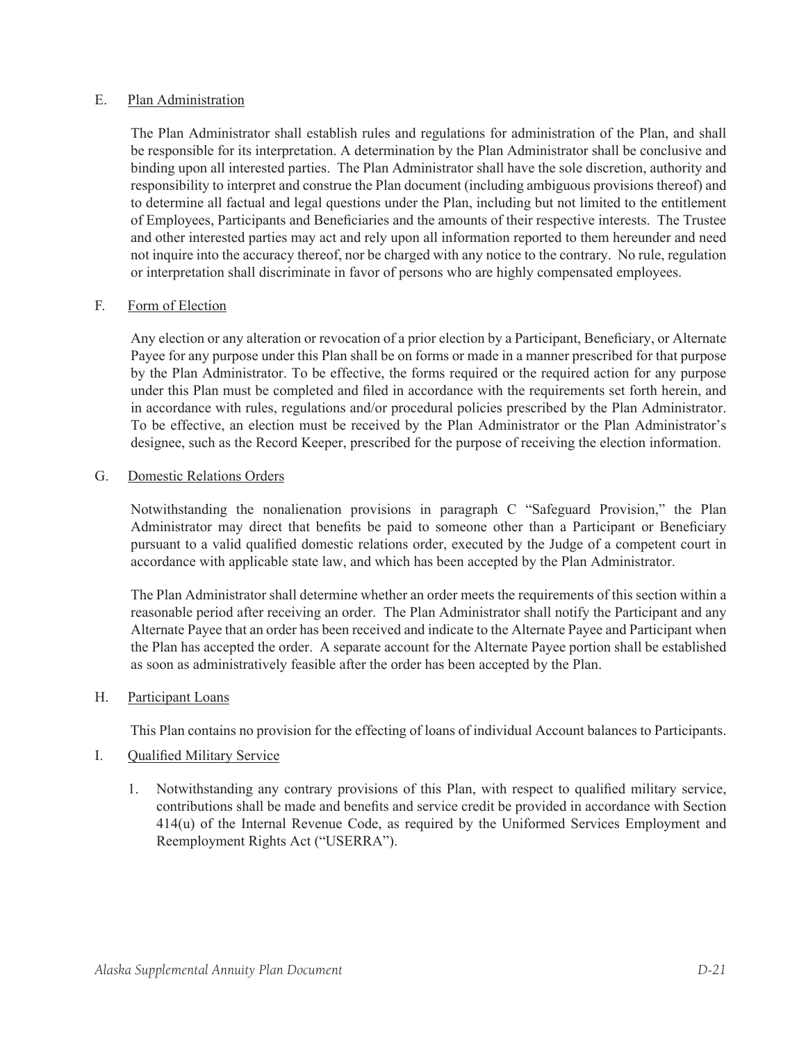E. Plan Administration

The Plan Administrator shall establish rules and regulations for administration of the Plan, and shall be responsible for its interpretation. A determination by the Plan Administrator shall be conclusive and binding upon all interested parties. The Plan Administrator shall have the sole discretion, authority and responsibility to interpret and construe the Plan document (including ambiguous provisions thereof) and to determine all factual and legal questions under the Plan, including but not limited to the entitlement of Employees, Participants and Beneficiaries and the amounts of their respective interests. The Trustee and other interested parties may act and rely upon all information reported to them hereunder and need not inquire into the accuracy thereof, nor be charged with any notice to the contrary. No rule, regulation or interpretation shall discriminate in favor of persons who are highly compensated employees.

F. Form of Election

Any election or any alteration or revocation of a prior election by a Participant, Beneficiary, or Alternate Payee for any purpose under this Plan shall be on forms or made in a manner prescribed for that purpose by the Plan Administrator. To be effective, the forms required or the required action for any purpose under this Plan must be completed and filed in accordance with the requirements set forth herein, and in accordance with rules, regulations and/or procedural policies prescribed by the Plan Administrator. To be effective, an election must be received by the Plan Administrator or the Plan Administrator's designee, such as the Record Keeper, prescribed for the purpose of receiving the election information.

G. Domestic Relations Orders

Notwithstanding the nonalienation provisions in paragraph C "Safeguard Provision," the Plan Administrator may direct that benefits be paid to someone other than a Participant or Beneficiary pursuant to a valid qualified domestic relations order, executed by the Judge of a competent court in accordance with applicable state law, and which has been accepted by the Plan Administrator.

The Plan Administrator shall determine whether an order meets the requirements of this section within a reasonable period after receiving an order. The Plan Administrator shall notify the Participant and any Alternate Payee that an order has been received and indicate to the Alternate Payee and Participant when the Plan has accepted the order. A separate account for the Alternate Payee portion shall be established as soon as administratively feasible after the order has been accepted by the Plan.

H. Participant Loans

This Plan contains no provision for the effecting of loans of individual Account balances to Participants.

I. Qualified Military Service

1. Notwithstanding any contrary provisions of this Plan, with respect to qualified military service, contributions shall be made and benefits and service credit be provided in accordance with Section 414(u) of the Internal Revenue Code, as required by the Uniformed Services Employment and Reemployment Rights Act ("USERRA").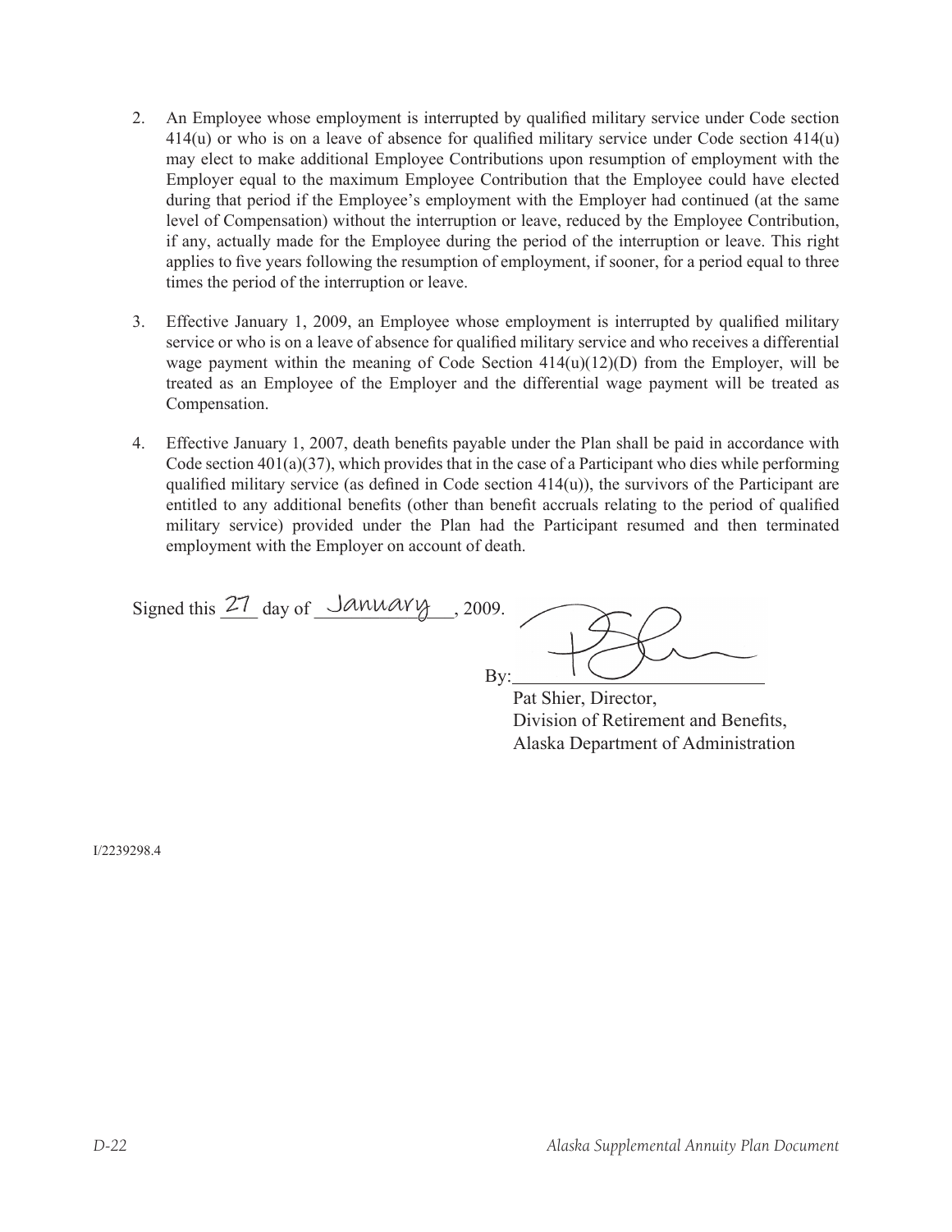2. An Employee whose employment is interrupted by qualified military service under Code section 414(u) or who is on a leave of absence for qualified military service under Code section 414(u) may elect to make additional Employee Contributions upon resumption of employment with the Employer equal to the maximum Employee Contribution that the Employee could have elected during that period if the Employee's employment with the Employer had continued (at the same level of Compensation) without the interruption or leave, reduced by the Employee Contribution, if any, actually made for the Employee during the period of the interruption or leave. This right applies to five years following the resumption of employment, if sooner, for a period equal to three times the period of the interruption or leave.

3. Effective January 1, 2009, an Employee whose employment is interrupted by qualified military service or who is on a leave of absence for qualified military service and who receives a differential wage payment within the meaning of Code Section 414(u)(12)(D) from the Employer, will be treated as an Employee of the Employer and the differential wage payment will be treated as Compensation.

4. Effective January 1, 2007, death benefits payable under the Plan shall be paid in accordance with Code section 401(a)(37), which provides that in the case of a Participant who dies while performing qualified military service (as defined in Code section 414(u)), the survivors of the Participant are entitled to any additional benefits (other than benefit accruals relating to the period of qualified military service) provided under the Plan had the Participant resumed and then terminated employment with the Employer on account of death.

Signed this 27 day of January, 2009.

By: ______________________

Pat Shier, Director,
Division of Retirement and Benefits,
Alaska Department of Administration

I/2239298.4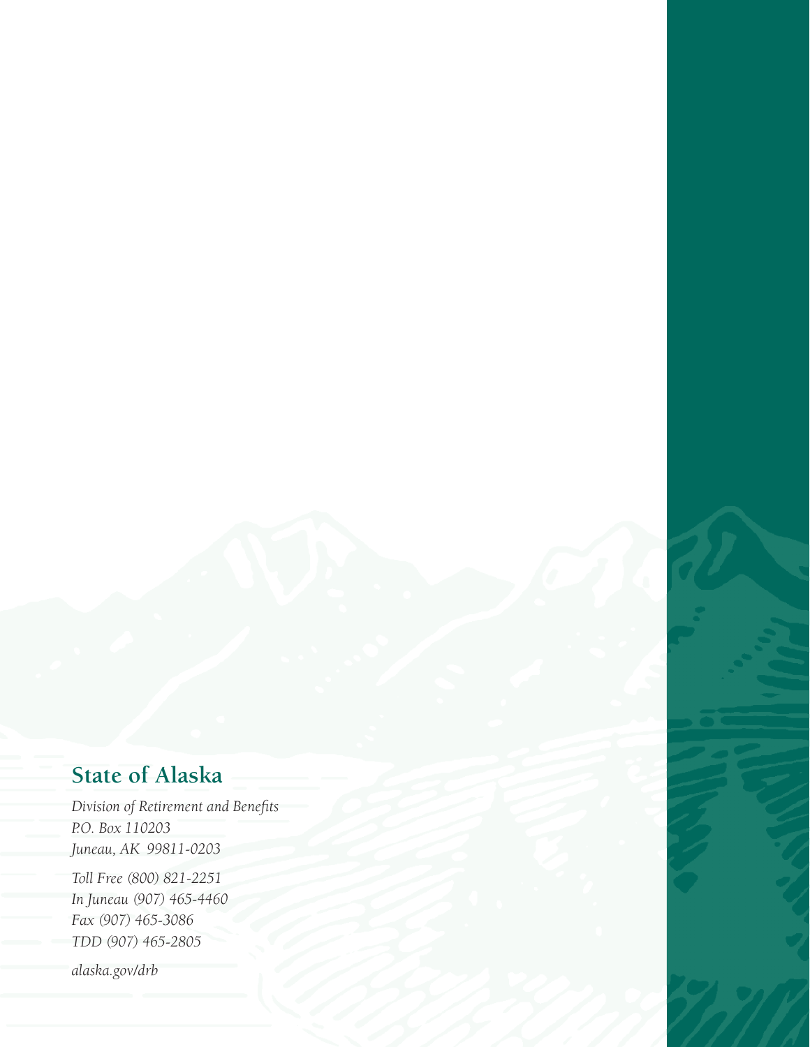## State of Alaska

*Division of Retirement and Benefits*
*P.O. Box 110203*
*Juneau, AK 99811-0203*

*Toll Free (800) 821-2251*
*In Juneau (907) 465-4460*
*Fax (907) 465-3086*
*TDD (907) 465-2805*

*alaska.gov/drb*